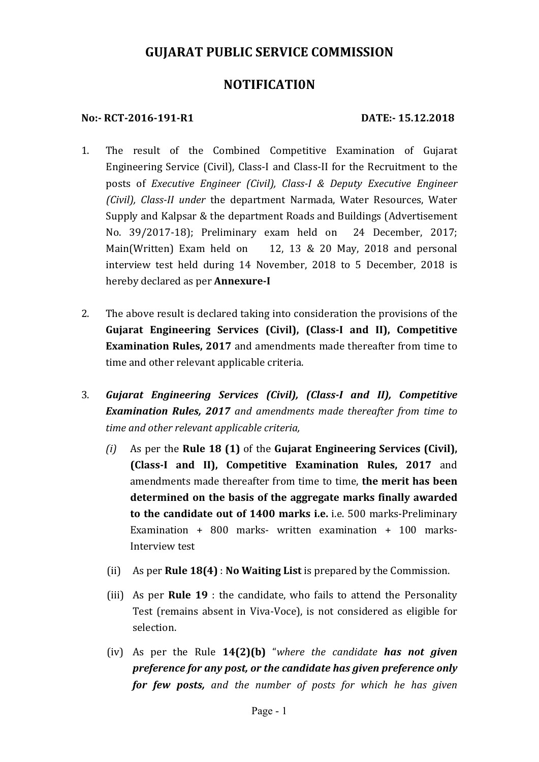# GUJARAT PUBLIC SERVICE COMMISSION

## NOTIFICATI0N

**No:- RCT-2016-191-R1** **DATE:- 15.12.2018**

1. The result of the Combined Competitive Examination of Gujarat Engineering Service (Civil), Class-I and Class-II for the Recruitment to the posts of *Executive Engineer (Civil), Class-I & Deputy Executive Engineer (Civil), Class-II under* the department Narmada, Water Resources, Water Supply and Kalpsar & the department Roads and Buildings (Advertisement No. 39/2017-18); Preliminary exam held on 24 December, 2017; Main(Written) Exam held on 12, 13 & 20 May, 2018 and personal interview test held during 14 November, 2018 to 5 December, 2018 is hereby declared as per **Annexure-I**

2. The above result is declared taking into consideration the provisions of the **Gujarat Engineering Services (Civil), (Class-I and II), Competitive Examination Rules, 2017** and amendments made thereafter from time to time and other relevant applicable criteria.

3. ***Gujarat Engineering Services (Civil), (Class-I and II), Competitive Examination Rules, 2017*** *and amendments made thereafter from time to time and other relevant applicable criteria,*

   *(i)* As per the **Rule 18 (1)** of the **Gujarat Engineering Services (Civil), (Class-I and II), Competitive Examination Rules, 2017** and amendments made thereafter from time to time, **the merit has been determined on the basis of the aggregate marks finally awarded to the candidate out of 1400 marks i.e.** i.e. 500 marks-Preliminary Examination + 800 marks- written examination + 100 marks-Interview test

   (ii) As per **Rule 18(4)** : **No Waiting List** is prepared by the Commission.

   (iii) As per **Rule 19** : the candidate, who fails to attend the Personality Test (remains absent in Viva-Voce), is not considered as eligible for selection.

   (iv) As per the Rule **14(2)(b)** "*where the candidate* ***has not given preference for any post, or the candidate has given preference only for few posts,*** *and the number of posts for which he has given*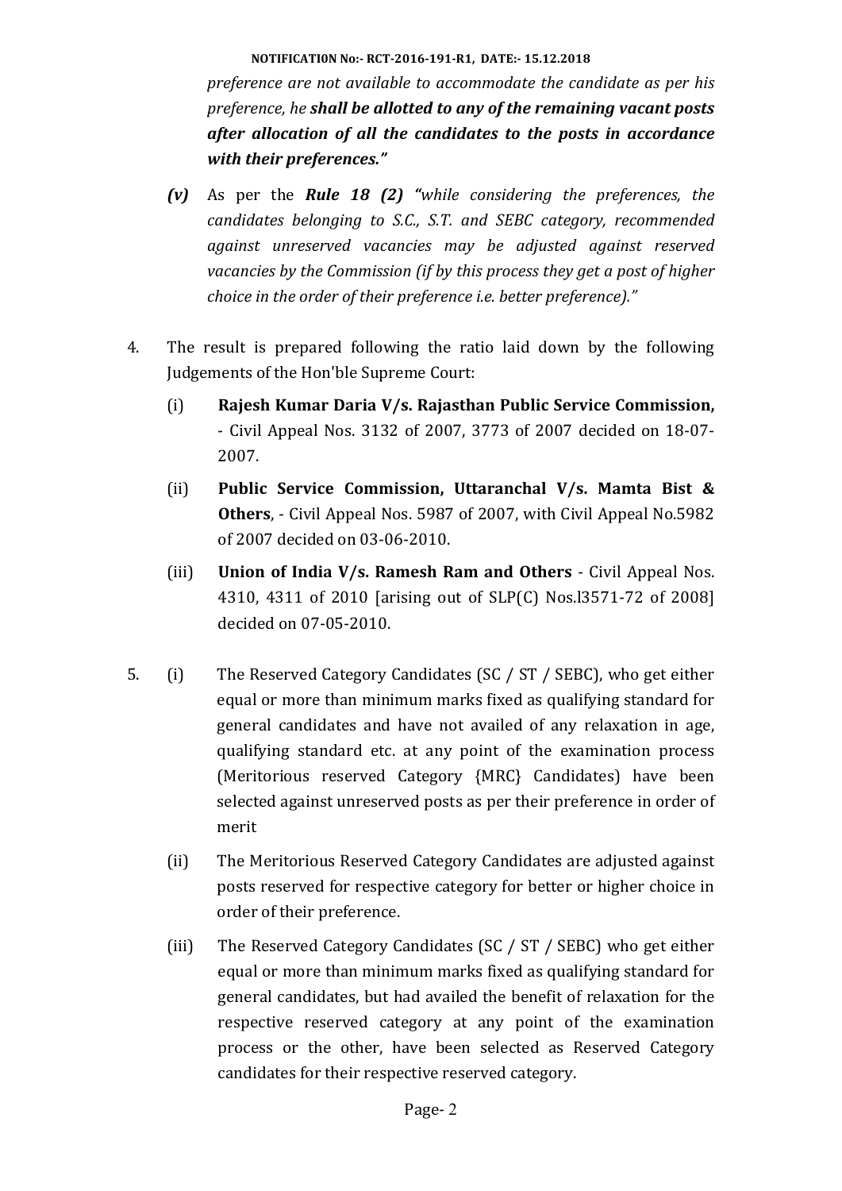*preference are not available to accommodate the candidate as per his preference, he* ***shall be allotted to any of the remaining vacant posts after allocation of all the candidates to the posts in accordance with their preferences."***

***(v)*** As per the ***Rule 18 (2)*** *"while considering the preferences, the candidates belonging to S.C., S.T. and SEBC category, recommended against unreserved vacancies may be adjusted against reserved vacancies by the Commission (if by this process they get a post of higher choice in the order of their preference i.e. better preference)."*

4. The result is prepared following the ratio laid down by the following Judgements of the Hon'ble Supreme Court:

   (i) **Rajesh Kumar Daria V/s. Rajasthan Public Service Commission,** - Civil Appeal Nos. 3132 of 2007, 3773 of 2007 decided on 18-07-2007.

   (ii) **Public Service Commission, Uttaranchal V/s. Mamta Bist & Others**, - Civil Appeal Nos. 5987 of 2007, with Civil Appeal No.5982 of 2007 decided on 03-06-2010.

   (iii) **Union of India V/s. Ramesh Ram and Others** - Civil Appeal Nos. 4310, 4311 of 2010 [arising out of SLP(C) Nos.l3571-72 of 2008] decided on 07-05-2010.

5. (i) The Reserved Category Candidates (SC / ST / SEBC), who get either equal or more than minimum marks fixed as qualifying standard for general candidates and have not availed of any relaxation in age, qualifying standard etc. at any point of the examination process (Meritorious reserved Category {MRC} Candidates) have been selected against unreserved posts as per their preference in order of merit

   (ii) The Meritorious Reserved Category Candidates are adjusted against posts reserved for respective category for better or higher choice in order of their preference.

   (iii) The Reserved Category Candidates (SC / ST / SEBC) who get either equal or more than minimum marks fixed as qualifying standard for general candidates, but had availed the benefit of relaxation for the respective reserved category at any point of the examination process or the other, have been selected as Reserved Category candidates for their respective reserved category.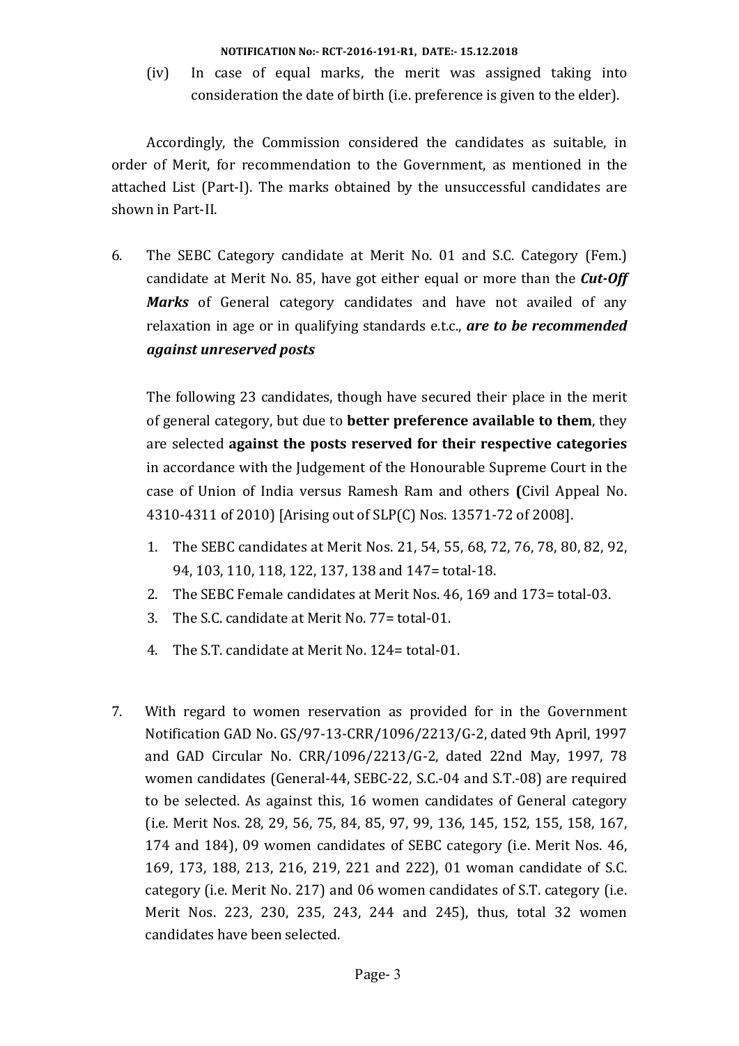(iv) In case of equal marks, the merit was assigned taking into consideration the date of birth (i.e. preference is given to the elder).

Accordingly, the Commission considered the candidates as suitable, in order of Merit, for recommendation to the Government, as mentioned in the attached List (Part-I). The marks obtained by the unsuccessful candidates are shown in Part-II.

6. The SEBC Category candidate at Merit No. 01 and S.C. Category (Fem.) candidate at Merit No. 85, have got either equal or more than the ***Cut-Off Marks*** of General category candidates and have not availed of any relaxation in age or in qualifying standards e.t.c., ***are to be recommended against unreserved posts***

   The following 23 candidates, though have secured their place in the merit of general category, but due to **better preference available to them**, they are selected **against the posts reserved for their respective categories** in accordance with the Judgement of the Honourable Supreme Court in the case of Union of India versus Ramesh Ram and others **(**Civil Appeal No. 4310-4311 of 2010) [Arising out of SLP(C) Nos. 13571-72 of 2008].

   1. The SEBC candidates at Merit Nos. 21, 54, 55, 68, 72, 76, 78, 80, 82, 92, 94, 103, 110, 118, 122, 137, 138 and 147= total-18.
   2. The SEBC Female candidates at Merit Nos. 46, 169 and 173= total-03.
   3. The S.C. candidate at Merit No. 77= total-01.
   4. The S.T. candidate at Merit No. 124= total-01.

7. With regard to women reservation as provided for in the Government Notification GAD No. GS/97-13-CRR/1096/2213/G-2, dated 9th April, 1997 and GAD Circular No. CRR/1096/2213/G-2, dated 22nd May, 1997, 78 women candidates (General-44, SEBC-22, S.C.-04 and S.T.-08) are required to be selected. As against this, 16 women candidates of General category (i.e. Merit Nos. 28, 29, 56, 75, 84, 85, 97, 99, 136, 145, 152, 155, 158, 167, 174 and 184), 09 women candidates of SEBC category (i.e. Merit Nos. 46, 169, 173, 188, 213, 216, 219, 221 and 222), 01 woman candidate of S.C. category (i.e. Merit No. 217) and 06 women candidates of S.T. category (i.e. Merit Nos. 223, 230, 235, 243, 244 and 245), thus, total 32 women candidates have been selected.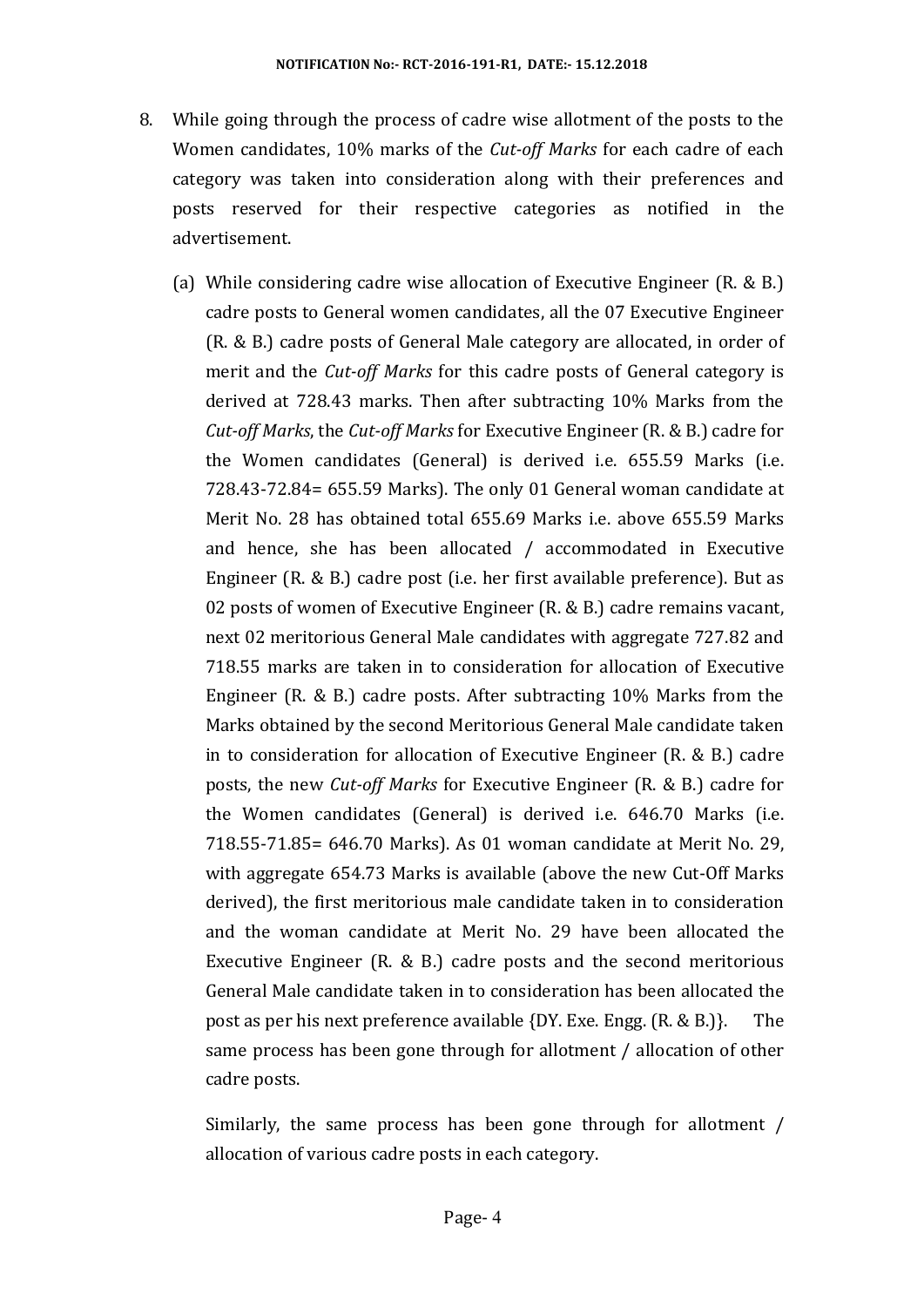8. While going through the process of cadre wise allotment of the posts to the Women candidates, 10% marks of the *Cut-off Marks* for each cadre of each category was taken into consideration along with their preferences and posts reserved for their respective categories as notified in the advertisement.

   (a) While considering cadre wise allocation of Executive Engineer (R. & B.) cadre posts to General women candidates, all the 07 Executive Engineer (R. & B.) cadre posts of General Male category are allocated, in order of merit and the *Cut-off Marks* for this cadre posts of General category is derived at 728.43 marks. Then after subtracting 10% Marks from the *Cut-off Marks*, the *Cut-off Marks* for Executive Engineer (R. & B.) cadre for the Women candidates (General) is derived i.e. 655.59 Marks (i.e. 728.43-72.84= 655.59 Marks). The only 01 General woman candidate at Merit No. 28 has obtained total 655.69 Marks i.e. above 655.59 Marks and hence, she has been allocated / accommodated in Executive Engineer (R. & B.) cadre post (i.e. her first available preference). But as 02 posts of women of Executive Engineer (R. & B.) cadre remains vacant, next 02 meritorious General Male candidates with aggregate 727.82 and 718.55 marks are taken in to consideration for allocation of Executive Engineer (R. & B.) cadre posts. After subtracting 10% Marks from the Marks obtained by the second Meritorious General Male candidate taken in to consideration for allocation of Executive Engineer (R. & B.) cadre posts, the new *Cut-off Marks* for Executive Engineer (R. & B.) cadre for the Women candidates (General) is derived i.e. 646.70 Marks (i.e. 718.55-71.85= 646.70 Marks). As 01 woman candidate at Merit No. 29, with aggregate 654.73 Marks is available (above the new Cut-Off Marks derived), the first meritorious male candidate taken in to consideration and the woman candidate at Merit No. 29 have been allocated the Executive Engineer (R. & B.) cadre posts and the second meritorious General Male candidate taken in to consideration has been allocated the post as per his next preference available {DY. Exe. Engg. (R. & B.)}. The same process has been gone through for allotment / allocation of other cadre posts.

   Similarly, the same process has been gone through for allotment / allocation of various cadre posts in each category.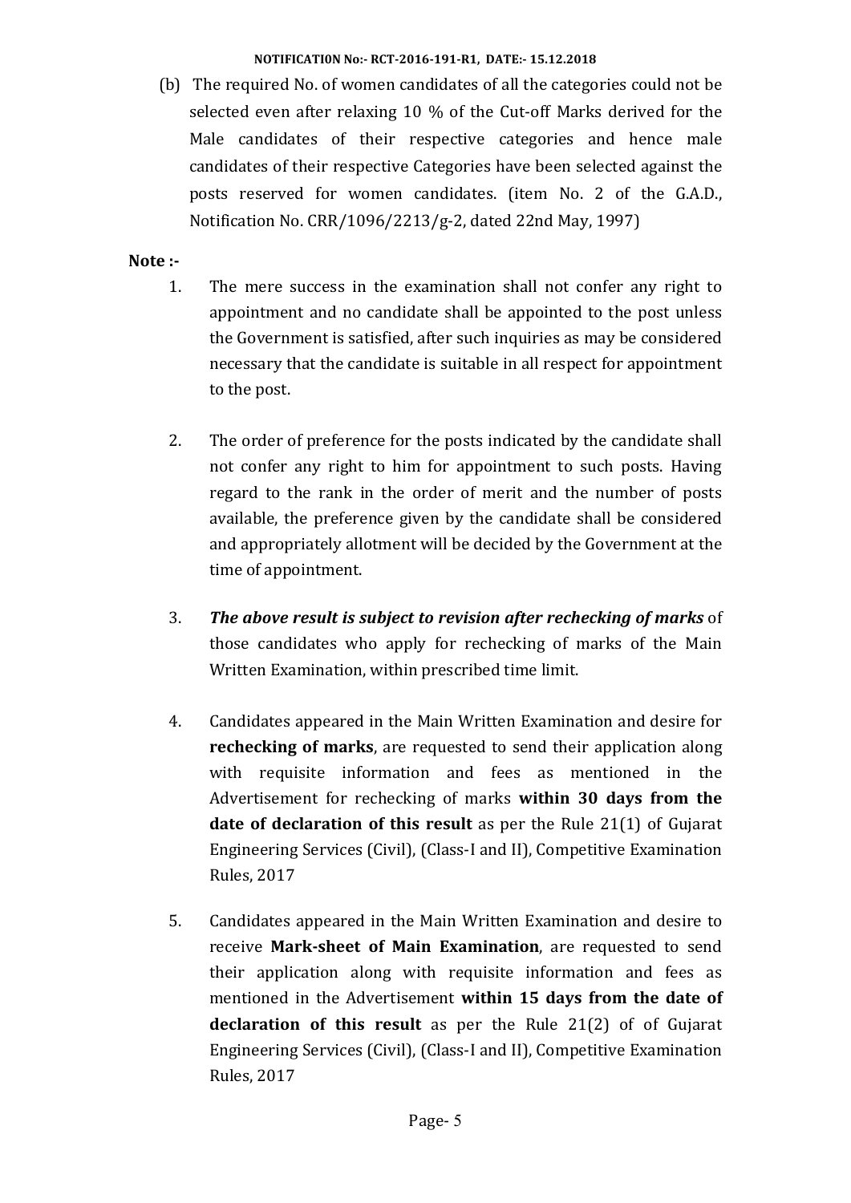(b) The required No. of women candidates of all the categories could not be selected even after relaxing 10 % of the Cut-off Marks derived for the Male candidates of their respective categories and hence male candidates of their respective Categories have been selected against the posts reserved for women candidates. (item No. 2 of the G.A.D., Notification No. CRR/1096/2213/g-2, dated 22nd May, 1997)

**Note :-**

1. The mere success in the examination shall not confer any right to appointment and no candidate shall be appointed to the post unless the Government is satisfied, after such inquiries as may be considered necessary that the candidate is suitable in all respect for appointment to the post.

2. The order of preference for the posts indicated by the candidate shall not confer any right to him for appointment to such posts. Having regard to the rank in the order of merit and the number of posts available, the preference given by the candidate shall be considered and appropriately allotment will be decided by the Government at the time of appointment.

3. ***The above result is subject to revision after rechecking of marks*** of those candidates who apply for rechecking of marks of the Main Written Examination, within prescribed time limit.

4. Candidates appeared in the Main Written Examination and desire for **rechecking of marks**, are requested to send their application along with requisite information and fees as mentioned in the Advertisement for rechecking of marks **within 30 days from the date of declaration of this result** as per the Rule 21(1) of Gujarat Engineering Services (Civil), (Class-I and II), Competitive Examination Rules, 2017

5. Candidates appeared in the Main Written Examination and desire to receive **Mark-sheet of Main Examination**, are requested to send their application along with requisite information and fees as mentioned in the Advertisement **within 15 days from the date of declaration of this result** as per the Rule 21(2) of of Gujarat Engineering Services (Civil), (Class-I and II), Competitive Examination Rules, 2017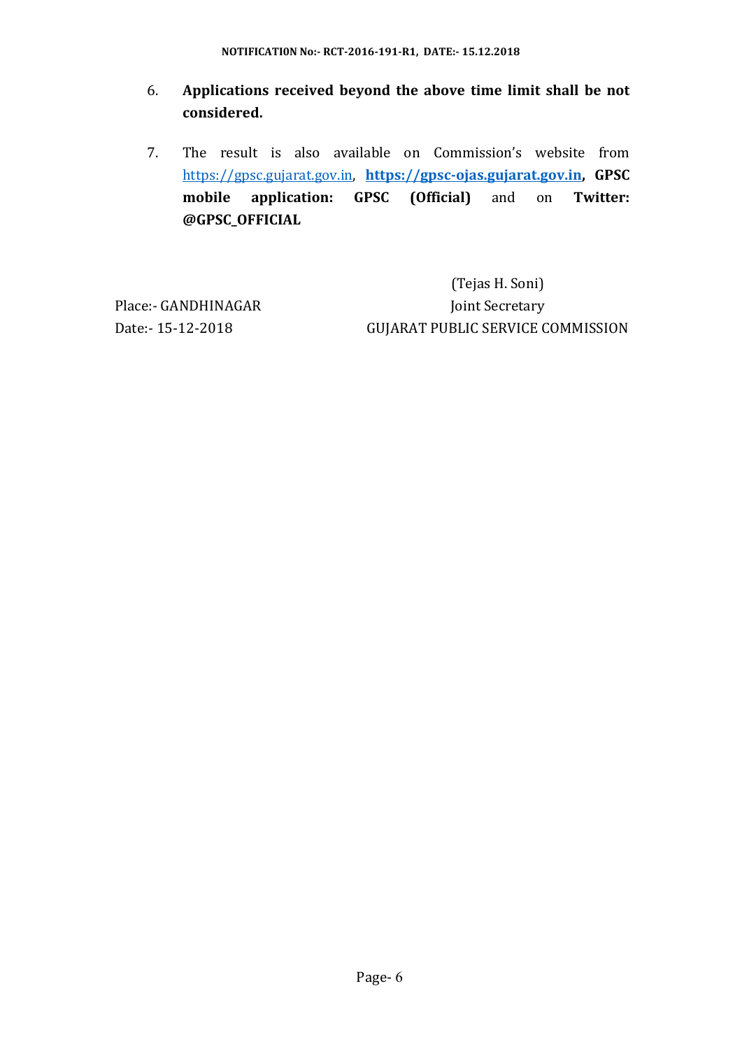6. **Applications received beyond the above time limit shall be not considered.**

7. The result is also available on Commission's website from https://gpsc.gujarat.gov.in, **https://gpsc-ojas.gujarat.gov.in**, **GPSC mobile application: GPSC (Official)** and on **Twitter: @GPSC_OFFICIAL**

(Tejas H. Soni)
Joint Secretary
GUJARAT PUBLIC SERVICE COMMISSION

Place:- GANDHINAGAR
Date:- 15-12-2018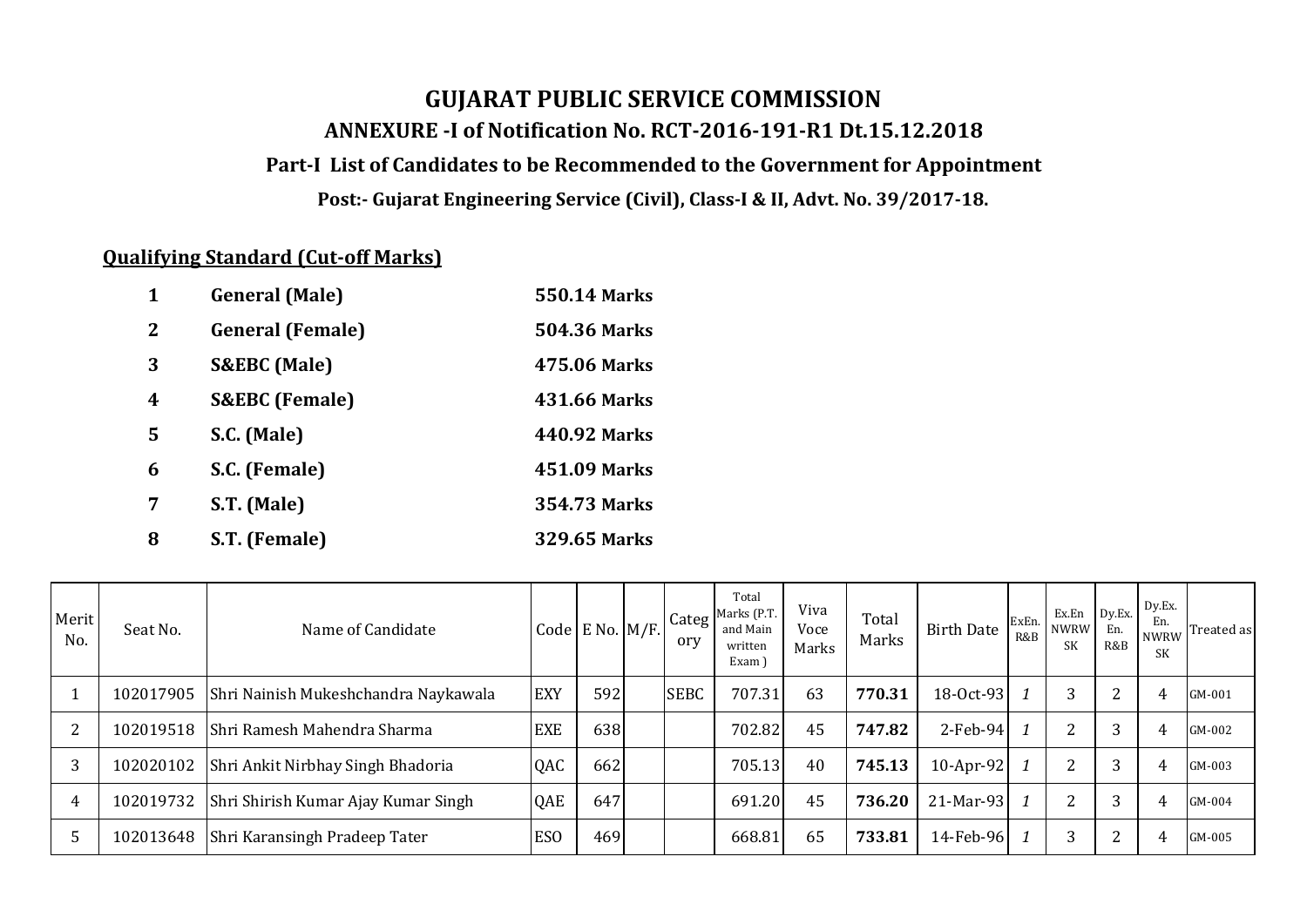# GUJARAT PUBLIC SERVICE COMMISSION

## ANNEXURE -I of Notification No. RCT-2016-191-R1 Dt.15.12.2018

### Part-I List of Candidates to be Recommended to the Government for Appointment

**Post:- Gujarat Engineering Service (Civil), Class-I & II, Advt. No. 39/2017-18.**

**Qualifying Standard (Cut-off Marks)**

| | | |
|---|---|---|
| **1** | **General (Male)** | **550.14 Marks** |
| **2** | **General (Female)** | **504.36 Marks** |
| **3** | **S&EBC (Male)** | **475.06 Marks** |
| **4** | **S&EBC (Female)** | **431.66 Marks** |
| **5** | **S.C. (Male)** | **440.92 Marks** |
| **6** | **S.C. (Female)** | **451.09 Marks** |
| **7** | **S.T. (Male)** | **354.73 Marks** |
| **8** | **S.T. (Female)** | **329.65 Marks** |

| Merit No. | Seat No. | Name of Candidate | Code | E No. | M/F. | Category | Total Marks (P.T. and Main written Exam ) | Viva Voce Marks | Total Marks | Birth Date | ExEn. R&B | Ex.En NWRW SK | Dy.Ex. En. R&B | Dy.Ex. En. NWRW SK | Treated as |
|---|---|---|---|---|---|---|---|---|---|---|---|---|---|---|---|
| 1 | 102017905 | Shri Nainish Mukeshchandra Naykawala | EXY | 592 | | SEBC | 707.31 | 63 | **770.31** | 18-Oct-93 | *1* | 3 | 2 | 4 | GM-001 |
| 2 | 102019518 | Shri Ramesh Mahendra Sharma | EXE | 638 | | | 702.82 | 45 | **747.82** | 2-Feb-94 | *1* | 2 | 3 | 4 | GM-002 |
| 3 | 102020102 | Shri Ankit Nirbhay Singh Bhadoria | QAC | 662 | | | 705.13 | 40 | **745.13** | 10-Apr-92 | *1* | 2 | 3 | 4 | GM-003 |
| 4 | 102019732 | Shri Shirish Kumar Ajay Kumar Singh | QAE | 647 | | | 691.20 | 45 | **736.20** | 21-Mar-93 | *1* | 2 | 3 | 4 | GM-004 |
| 5 | 102013648 | Shri Karansingh Pradeep Tater | ESO | 469 | | | 668.81 | 65 | **733.81** | 14-Feb-96 | *1* | 3 | 2 | 4 | GM-005 |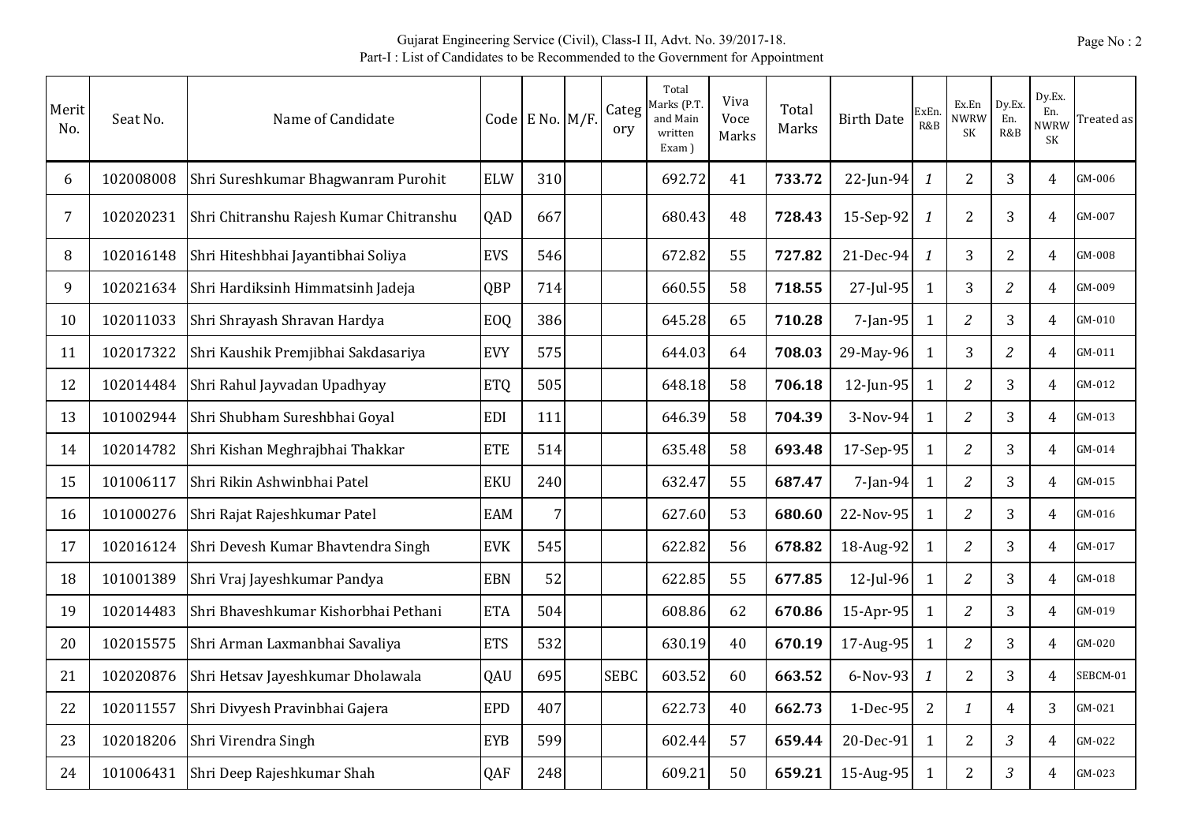Gujarat Engineering Service (Civil), Class-I II, Advt. No. 39/2017-18.

Part-I : List of Candidates to be Recommended to the Government for Appointment

| Merit No. | Seat No. | Name of Candidate | Code | E No. | M/F. | Category | Total Marks (P.T. and Main written Exam ) | Viva Voce Marks | Total Marks | Birth Date | ExEn. R&B | Ex.En NWRW SK | Dy.Ex. En. R&B | Dy.Ex. En. NWRW SK | Treated as |
|---|---|---|---|---|---|---|---|---|---|---|---|---|---|---|---|
| 6 | 102008008 | Shri Sureshkumar Bhagwanram Purohit | ELW | 310 | | | 692.72 | 41 | **733.72** | 22-Jun-94 | *1* | 2 | 3 | 4 | GM-006 |
| 7 | 102020231 | Shri Chitranshu Rajesh Kumar Chitranshu | QAD | 667 | | | 680.43 | 48 | **728.43** | 15-Sep-92 | *1* | 2 | 3 | 4 | GM-007 |
| 8 | 102016148 | Shri Hiteshbhai Jayantibhai Soliya | EVS | 546 | | | 672.82 | 55 | **727.82** | 21-Dec-94 | *1* | 3 | 2 | 4 | GM-008 |
| 9 | 102021634 | Shri Hardiksinh Himmatsinh Jadeja | QBP | 714 | | | 660.55 | 58 | **718.55** | 27-Jul-95 | 1 | 3 | *2* | 4 | GM-009 |
| 10 | 102011033 | Shri Shrayash Shravan Hardya | EOQ | 386 | | | 645.28 | 65 | **710.28** | 7-Jan-95 | 1 | *2* | 3 | 4 | GM-010 |
| 11 | 102017322 | Shri Kaushik Premjibhai Sakdasariya | EVY | 575 | | | 644.03 | 64 | **708.03** | 29-May-96 | 1 | 3 | *2* | 4 | GM-011 |
| 12 | 102014484 | Shri Rahul Jayvadan Upadhyay | ETQ | 505 | | | 648.18 | 58 | **706.18** | 12-Jun-95 | 1 | *2* | 3 | 4 | GM-012 |
| 13 | 101002944 | Shri Shubham Sureshbhai Goyal | EDI | 111 | | | 646.39 | 58 | **704.39** | 3-Nov-94 | 1 | *2* | 3 | 4 | GM-013 |
| 14 | 102014782 | Shri Kishan Meghrajbhai Thakkar | ETE | 514 | | | 635.48 | 58 | **693.48** | 17-Sep-95 | 1 | *2* | 3 | 4 | GM-014 |
| 15 | 101006117 | Shri Rikin Ashwinbhai Patel | EKU | 240 | | | 632.47 | 55 | **687.47** | 7-Jan-94 | 1 | *2* | 3 | 4 | GM-015 |
| 16 | 101000276 | Shri Rajat Rajeshkumar Patel | EAM | 7 | | | 627.60 | 53 | **680.60** | 22-Nov-95 | 1 | *2* | 3 | 4 | GM-016 |
| 17 | 102016124 | Shri Devesh Kumar Bhavtendra Singh | EVK | 545 | | | 622.82 | 56 | **678.82** | 18-Aug-92 | 1 | *2* | 3 | 4 | GM-017 |
| 18 | 101001389 | Shri Vraj Jayeshkumar Pandya | EBN | 52 | | | 622.85 | 55 | **677.85** | 12-Jul-96 | 1 | *2* | 3 | 4 | GM-018 |
| 19 | 102014483 | Shri Bhaveshkumar Kishorbhai Pethani | ETA | 504 | | | 608.86 | 62 | **670.86** | 15-Apr-95 | 1 | *2* | 3 | 4 | GM-019 |
| 20 | 102015575 | Shri Arman Laxmanbhai Savaliya | ETS | 532 | | | 630.19 | 40 | **670.19** | 17-Aug-95 | 1 | *2* | 3 | 4 | GM-020 |
| 21 | 102020876 | Shri Hetsav Jayeshkumar Dholawala | QAU | 695 | | SEBC | 603.52 | 60 | **663.52** | 6-Nov-93 | *1* | 2 | 3 | 4 | SEBCM-01 |
| 22 | 102011557 | Shri Divyesh Pravinbhai Gajera | EPD | 407 | | | 622.73 | 40 | **662.73** | 1-Dec-95 | 2 | *1* | 4 | 3 | GM-021 |
| 23 | 102018206 | Shri Virendra Singh | EYB | 599 | | | 602.44 | 57 | **659.44** | 20-Dec-91 | 1 | 2 | *3* | 4 | GM-022 |
| 24 | 101006431 | Shri Deep Rajeshkumar Shah | QAF | 248 | | | 609.21 | 50 | **659.21** | 15-Aug-95 | 1 | 2 | *3* | 4 | GM-023 |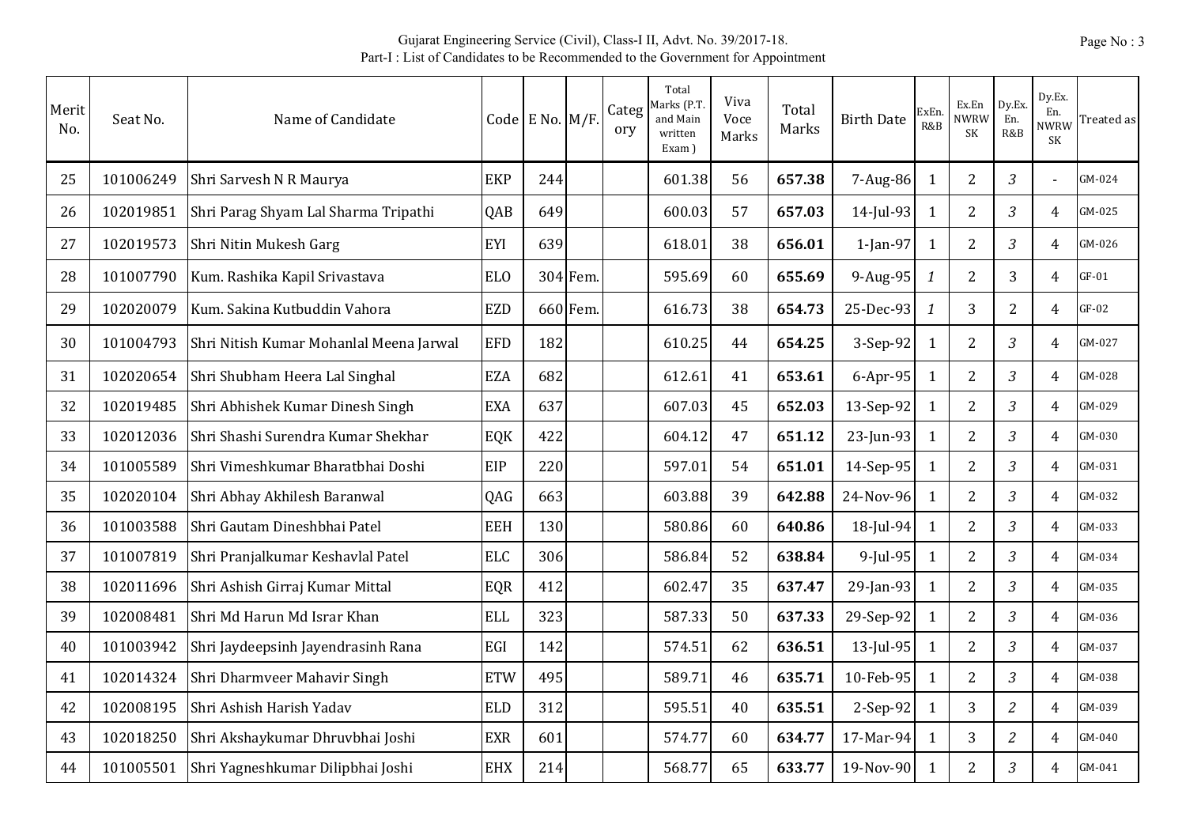Gujarat Engineering Service (Civil), Class-I II, Advt. No. 39/2017-18.
Part-I : List of Candidates to be Recommended to the Government for Appointment

| Merit No. | Seat No. | Name of Candidate | Code | E No. | M/F. | Category | Total Marks (P.T. and Main written Exam ) | Viva Voce Marks | Total Marks | Birth Date | ExEn. R&B | Ex.En NWRW SK | Dy.Ex. En. R&B | Dy.Ex. En. NWRW SK | Treated as |
|---|---|---|---|---|---|---|---|---|---|---|---|---|---|---|---|
| 25 | 101006249 | Shri Sarvesh N R Maurya | EKP | 244 | | | 601.38 | 56 | **657.38** | 7-Aug-86 | 1 | 2 | 3 | - | GM-024 |
| 26 | 102019851 | Shri Parag Shyam Lal Sharma Tripathi | QAB | 649 | | | 600.03 | 57 | **657.03** | 14-Jul-93 | 1 | 2 | 3 | 4 | GM-025 |
| 27 | 102019573 | Shri Nitin Mukesh Garg | EYI | 639 | | | 618.01 | 38 | **656.01** | 1-Jan-97 | 1 | 2 | 3 | 4 | GM-026 |
| 28 | 101007790 | Kum. Rashika Kapil Srivastava | ELO | 304 | Fem. | | 595.69 | 60 | **655.69** | 9-Aug-95 | 1 | 2 | 3 | 4 | GF-01 |
| 29 | 102020079 | Kum. Sakina Kutbuddin Vahora | EZD | 660 | Fem. | | 616.73 | 38 | **654.73** | 25-Dec-93 | 1 | 3 | 2 | 4 | GF-02 |
| 30 | 101004793 | Shri Nitish Kumar Mohanlal Meena Jarwal | EFD | 182 | | | 610.25 | 44 | **654.25** | 3-Sep-92 | 1 | 2 | 3 | 4 | GM-027 |
| 31 | 102020654 | Shri Shubham Heera Lal Singhal | EZA | 682 | | | 612.61 | 41 | **653.61** | 6-Apr-95 | 1 | 2 | 3 | 4 | GM-028 |
| 32 | 102019485 | Shri Abhishek Kumar Dinesh Singh | EXA | 637 | | | 607.03 | 45 | **652.03** | 13-Sep-92 | 1 | 2 | 3 | 4 | GM-029 |
| 33 | 102012036 | Shri Shashi Surendra Kumar Shekhar | EQK | 422 | | | 604.12 | 47 | **651.12** | 23-Jun-93 | 1 | 2 | 3 | 4 | GM-030 |
| 34 | 101005589 | Shri Vimeshkumar Bharatbhai Doshi | EIP | 220 | | | 597.01 | 54 | **651.01** | 14-Sep-95 | 1 | 2 | 3 | 4 | GM-031 |
| 35 | 102020104 | Shri Abhay Akhilesh Baranwal | QAG | 663 | | | 603.88 | 39 | **642.88** | 24-Nov-96 | 1 | 2 | 3 | 4 | GM-032 |
| 36 | 101003588 | Shri Gautam Dineshbhai Patel | EEH | 130 | | | 580.86 | 60 | **640.86** | 18-Jul-94 | 1 | 2 | 3 | 4 | GM-033 |
| 37 | 101007819 | Shri Pranjalkumar Keshavlal Patel | ELC | 306 | | | 586.84 | 52 | **638.84** | 9-Jul-95 | 1 | 2 | 3 | 4 | GM-034 |
| 38 | 102011696 | Shri Ashish Girraj Kumar Mittal | EQR | 412 | | | 602.47 | 35 | **637.47** | 29-Jan-93 | 1 | 2 | 3 | 4 | GM-035 |
| 39 | 102008481 | Shri Md Harun Md Israr Khan | ELL | 323 | | | 587.33 | 50 | **637.33** | 29-Sep-92 | 1 | 2 | 3 | 4 | GM-036 |
| 40 | 101003942 | Shri Jaydeepsinh Jayendrasinh Rana | EGI | 142 | | | 574.51 | 62 | **636.51** | 13-Jul-95 | 1 | 2 | 3 | 4 | GM-037 |
| 41 | 102014324 | Shri Dharmveer Mahavir Singh | ETW | 495 | | | 589.71 | 46 | **635.71** | 10-Feb-95 | 1 | 2 | 3 | 4 | GM-038 |
| 42 | 102008195 | Shri Ashish Harish Yadav | ELD | 312 | | | 595.51 | 40 | **635.51** | 2-Sep-92 | 1 | 3 | 2 | 4 | GM-039 |
| 43 | 102018250 | Shri Akshaykumar Dhruvbhai Joshi | EXR | 601 | | | 574.77 | 60 | **634.77** | 17-Mar-94 | 1 | 3 | 2 | 4 | GM-040 |
| 44 | 101005501 | Shri Yagneshkumar Dilipbhai Joshi | EHX | 214 | | | 568.77 | 65 | **633.77** | 19-Nov-90 | 1 | 2 | 3 | 4 | GM-041 |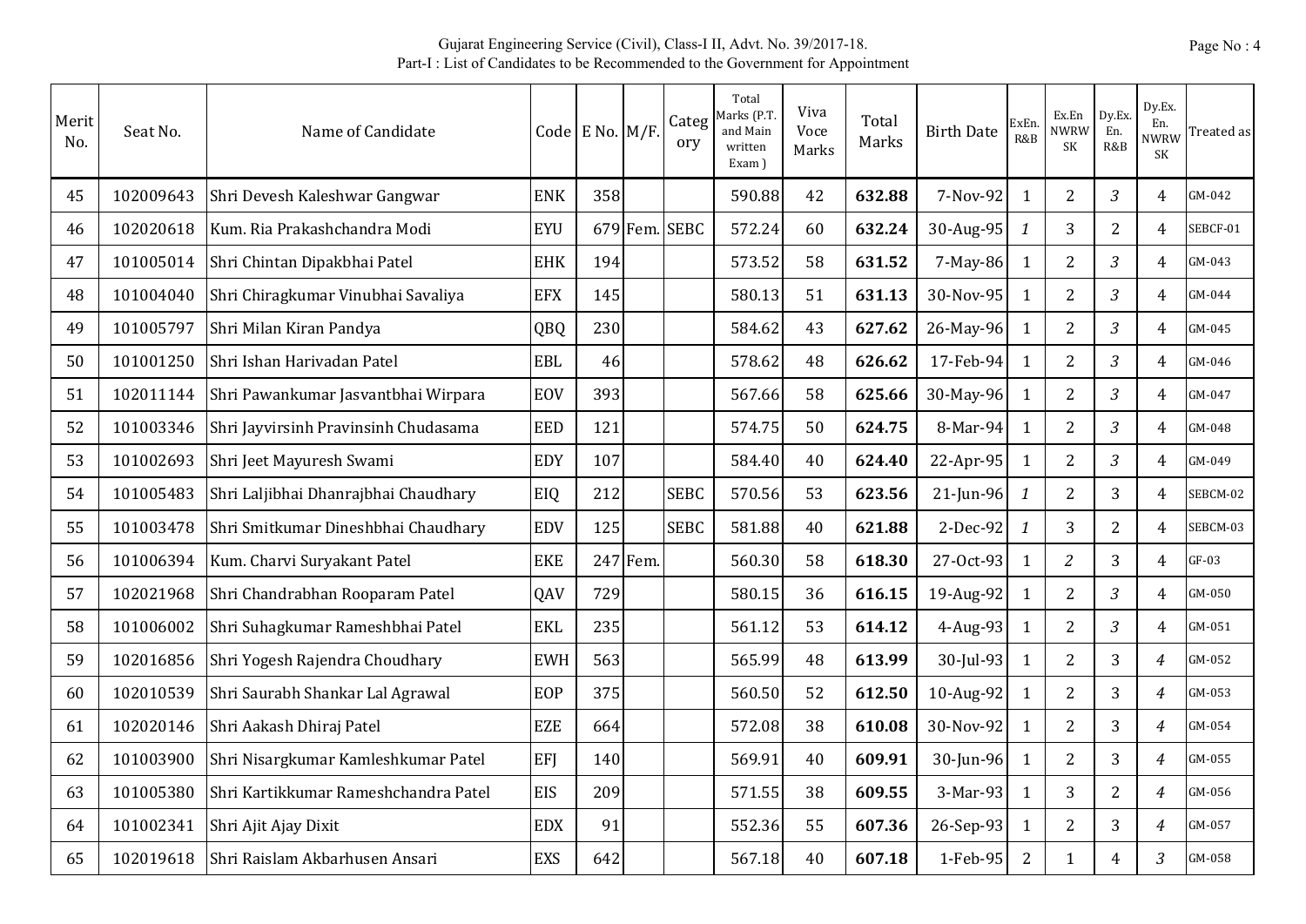Gujarat Engineering Service (Civil), Class-I II, Advt. No. 39/2017-18.
Part-I : List of Candidates to be Recommended to the Government for Appointment

| Merit No. | Seat No. | Name of Candidate | Code | E No. | M/F. | Category | Total Marks (P.T. and Main written Exam ) | Viva Voce Marks | Total Marks | Birth Date | ExEn. R&B | Ex.En NWRW SK | Dy.Ex. En. R&B | Dy.Ex. En. NWRW SK | Treated as |
|---|---|---|---|---|---|---|---|---|---|---|---|---|---|---|---|
| 45 | 102009643 | Shri Devesh Kaleshwar Gangwar | ENK | 358 | | | 590.88 | 42 | **632.88** | 7-Nov-92 | 1 | 2 | *3* | 4 | GM-042 |
| 46 | 102020618 | Kum. Ria Prakashchandra Modi | EYU | 679 | Fem. | SEBC | 572.24 | 60 | **632.24** | 30-Aug-95 | *1* | 3 | 2 | 4 | SEBCF-01 |
| 47 | 101005014 | Shri Chintan Dipakbhai Patel | EHK | 194 | | | 573.52 | 58 | **631.52** | 7-May-86 | 1 | 2 | *3* | 4 | GM-043 |
| 48 | 101004040 | Shri Chiragkumar Vinubhai Savaliya | EFX | 145 | | | 580.13 | 51 | **631.13** | 30-Nov-95 | 1 | 2 | *3* | 4 | GM-044 |
| 49 | 101005797 | Shri Milan Kiran Pandya | QBQ | 230 | | | 584.62 | 43 | **627.62** | 26-May-96 | 1 | 2 | *3* | 4 | GM-045 |
| 50 | 101001250 | Shri Ishan Harivadan Patel | EBL | 46 | | | 578.62 | 48 | **626.62** | 17-Feb-94 | 1 | 2 | *3* | 4 | GM-046 |
| 51 | 102011144 | Shri Pawankumar Jasvantbhai Wirpara | EOV | 393 | | | 567.66 | 58 | **625.66** | 30-May-96 | 1 | 2 | *3* | 4 | GM-047 |
| 52 | 101003346 | Shri Jayvirsinh Pravinsinh Chudasama | EED | 121 | | | 574.75 | 50 | **624.75** | 8-Mar-94 | 1 | 2 | *3* | 4 | GM-048 |
| 53 | 101002693 | Shri Jeet Mayuresh Swami | EDY | 107 | | | 584.40 | 40 | **624.40** | 22-Apr-95 | 1 | 2 | *3* | 4 | GM-049 |
| 54 | 101005483 | Shri Laljibhai Dhanrajbhai Chaudhary | EIQ | 212 | | SEBC | 570.56 | 53 | **623.56** | 21-Jun-96 | *1* | 2 | 3 | 4 | SEBCM-02 |
| 55 | 101003478 | Shri Smitkumar Dineshbhai Chaudhary | EDV | 125 | | SEBC | 581.88 | 40 | **621.88** | 2-Dec-92 | *1* | 3 | 2 | 4 | SEBCM-03 |
| 56 | 101006394 | Kum. Charvi Suryakant Patel | EKE | 247 | Fem. | | 560.30 | 58 | **618.30** | 27-Oct-93 | 1 | *2* | 3 | 4 | GF-03 |
| 57 | 102021968 | Shri Chandrabhan Rooparam Patel | QAV | 729 | | | 580.15 | 36 | **616.15** | 19-Aug-92 | 1 | 2 | *3* | 4 | GM-050 |
| 58 | 101006002 | Shri Suhagkumar Rameshbhai Patel | EKL | 235 | | | 561.12 | 53 | **614.12** | 4-Aug-93 | 1 | 2 | *3* | 4 | GM-051 |
| 59 | 102016856 | Shri Yogesh Rajendra Choudhary | EWH | 563 | | | 565.99 | 48 | **613.99** | 30-Jul-93 | 1 | 2 | 3 | *4* | GM-052 |
| 60 | 102010539 | Shri Saurabh Shankar Lal Agrawal | EOP | 375 | | | 560.50 | 52 | **612.50** | 10-Aug-92 | 1 | 2 | 3 | *4* | GM-053 |
| 61 | 102020146 | Shri Aakash Dhiraj Patel | EZE | 664 | | | 572.08 | 38 | **610.08** | 30-Nov-92 | 1 | 2 | 3 | *4* | GM-054 |
| 62 | 101003900 | Shri Nisargkumar Kamleshkumar Patel | EFJ | 140 | | | 569.91 | 40 | **609.91** | 30-Jun-96 | 1 | 2 | 3 | *4* | GM-055 |
| 63 | 101005380 | Shri Kartikkumar Rameshchandra Patel | EIS | 209 | | | 571.55 | 38 | **609.55** | 3-Mar-93 | 1 | 3 | 2 | *4* | GM-056 |
| 64 | 101002341 | Shri Ajit Ajay Dixit | EDX | 91 | | | 552.36 | 55 | **607.36** | 26-Sep-93 | 1 | 2 | 3 | *4* | GM-057 |
| 65 | 102019618 | Shri Raislam Akbarhusen Ansari | EXS | 642 | | | 567.18 | 40 | **607.18** | 1-Feb-95 | 2 | 1 | 4 | *3* | GM-058 |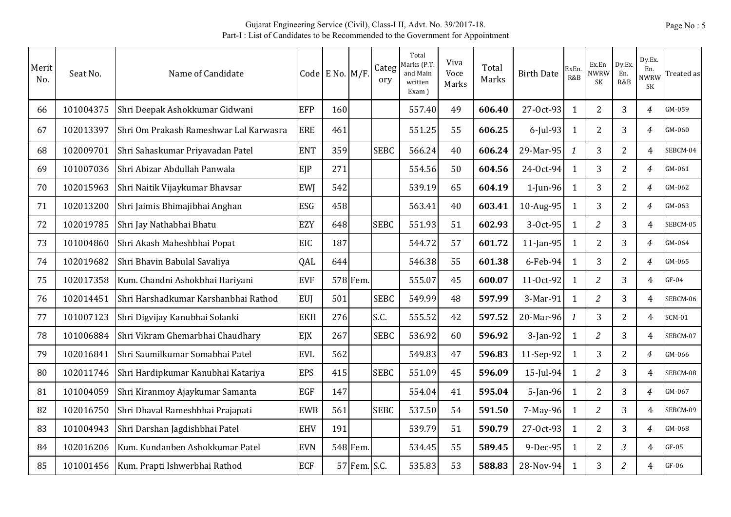Gujarat Engineering Service (Civil), Class-I II, Advt. No. 39/2017-18.
Part-I : List of Candidates to be Recommended to the Government for Appointment

| Merit No. | Seat No. | Name of Candidate | Code | E No. | M/F. | Category | Total Marks (P.T. and Main written Exam ) | Viva Voce Marks | Total Marks | Birth Date | ExEn. R&B | Ex.En NWRW SK | Dy.Ex. En. R&B | Dy.Ex. En. NWRW SK | Treated as |
|---|---|---|---|---|---|---|---|---|---|---|---|---|---|---|---|
| 66 | 101004375 | Shri Deepak Ashokkumar Gidwani | EFP | 160 | | | 557.40 | 49 | **606.40** | 27-Oct-93 | 1 | 2 | 3 | *4* | GM-059 |
| 67 | 102013397 | Shri Om Prakash Rameshwar Lal Karwasra | ERE | 461 | | | 551.25 | 55 | **606.25** | 6-Jul-93 | 1 | 2 | 3 | *4* | GM-060 |
| 68 | 102009701 | Shri Sahaskumar Priyavadan Patel | ENT | 359 | | SEBC | 566.24 | 40 | **606.24** | 29-Mar-95 | *1* | 3 | 2 | 4 | SEBCM-04 |
| 69 | 101007036 | Shri Abizar Abdullah Panwala | EJP | 271 | | | 554.56 | 50 | **604.56** | 24-Oct-94 | 1 | 3 | 2 | *4* | GM-061 |
| 70 | 102015963 | Shri Naitik Vijaykumar Bhavsar | EWJ | 542 | | | 539.19 | 65 | **604.19** | 1-Jun-96 | 1 | 3 | 2 | *4* | GM-062 |
| 71 | 102013200 | Shri Jaimis Bhimajibhai Anghan | ESG | 458 | | | 563.41 | 40 | **603.41** | 10-Aug-95 | 1 | 3 | 2 | *4* | GM-063 |
| 72 | 102019785 | Shri Jay Nathabhai Bhatu | EZY | 648 | | SEBC | 551.93 | 51 | **602.93** | 3-Oct-95 | 1 | *2* | 3 | 4 | SEBCM-05 |
| 73 | 101004860 | Shri Akash Maheshbhai Popat | EIC | 187 | | | 544.72 | 57 | **601.72** | 11-Jan-95 | 1 | 2 | 3 | *4* | GM-064 |
| 74 | 102019682 | Shri Bhavin Babulal Savaliya | QAL | 644 | | | 546.38 | 55 | **601.38** | 6-Feb-94 | 1 | 3 | 2 | *4* | GM-065 |
| 75 | 102017358 | Kum. Chandni Ashokbhai Hariyani | EVF | 578 | Fem. | | 555.07 | 45 | **600.07** | 11-Oct-92 | 1 | *2* | 3 | 4 | GF-04 |
| 76 | 102014451 | Shri Harshadkumar Karshanbhai Rathod | EUJ | 501 | | SEBC | 549.99 | 48 | **597.99** | 3-Mar-91 | 1 | *2* | 3 | 4 | SEBCM-06 |
| 77 | 101007123 | Shri Digvijay Kanubhai Solanki | EKH | 276 | | S.C. | 555.52 | 42 | **597.52** | 20-Mar-96 | *1* | 3 | 2 | 4 | SCM-01 |
| 78 | 101006884 | Shri Vikram Ghemarbhai Chaudhary | EJX | 267 | | SEBC | 536.92 | 60 | **596.92** | 3-Jan-92 | 1 | *2* | 3 | 4 | SEBCM-07 |
| 79 | 102016841 | Shri Saumilkumar Somabhai Patel | EVL | 562 | | | 549.83 | 47 | **596.83** | 11-Sep-92 | 1 | 3 | 2 | *4* | GM-066 |
| 80 | 102011746 | Shri Hardipkumar Kanubhai Katariya | EPS | 415 | | SEBC | 551.09 | 45 | **596.09** | 15-Jul-94 | 1 | *2* | 3 | 4 | SEBCM-08 |
| 81 | 101004059 | Shri Kiranmoy Ajaykumar Samanta | EGF | 147 | | | 554.04 | 41 | **595.04** | 5-Jan-96 | 1 | 2 | 3 | *4* | GM-067 |
| 82 | 102016750 | Shri Dhaval Rameshbhai Prajapati | EWB | 561 | | SEBC | 537.50 | 54 | **591.50** | 7-May-96 | 1 | *2* | 3 | 4 | SEBCM-09 |
| 83 | 101004943 | Shri Darshan Jagdishbhai Patel | EHV | 191 | | | 539.79 | 51 | **590.79** | 27-Oct-93 | 1 | 2 | 3 | *4* | GM-068 |
| 84 | 102016206 | Kum. Kundanben Ashokkumar Patel | EVN | 548 | Fem. | | 534.45 | 55 | **589.45** | 9-Dec-95 | 1 | 2 | *3* | 4 | GF-05 |
| 85 | 101001456 | Kum. Prapti Ishwerbhai Rathod | ECF | 57 | Fem. | S.C. | 535.83 | 53 | **588.83** | 28-Nov-94 | 1 | 3 | *2* | 4 | GF-06 |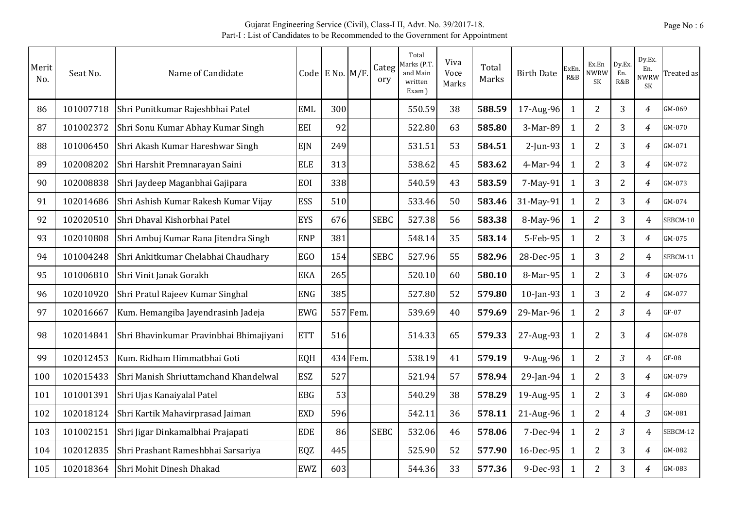Gujarat Engineering Service (Civil), Class-I II, Advt. No. 39/2017-18.
Part-I : List of Candidates to be Recommended to the Government for Appointment

| Merit No. | Seat No. | Name of Candidate | Code | E No. | M/F. | Category | Total Marks (P.T. and Main written Exam ) | Viva Voce Marks | Total Marks | Birth Date | ExEn. R&B | Ex.En NWRW SK | Dy.Ex. En. R&B | Dy.Ex. En. NWRW SK | Treated as |
|---|---|---|---|---|---|---|---|---|---|---|---|---|---|---|---|
| 86 | 101007718 | Shri Punitkumar Rajeshbhai Patel | EML | 300 | | | 550.59 | 38 | **588.59** | 17-Aug-96 | 1 | 2 | 3 | *4* | GM-069 |
| 87 | 101002372 | Shri Sonu Kumar Abhay Kumar Singh | EEI | 92 | | | 522.80 | 63 | **585.80** | 3-Mar-89 | 1 | 2 | 3 | *4* | GM-070 |
| 88 | 101006450 | Shri Akash Kumar Hareshwar Singh | EJN | 249 | | | 531.51 | 53 | **584.51** | 2-Jun-93 | 1 | 2 | 3 | *4* | GM-071 |
| 89 | 102008202 | Shri Harshit Premnarayan Saini | ELE | 313 | | | 538.62 | 45 | **583.62** | 4-Mar-94 | 1 | 2 | 3 | *4* | GM-072 |
| 90 | 102008838 | Shri Jaydeep Maganbhai Gajipara | EOI | 338 | | | 540.59 | 43 | **583.59** | 7-May-91 | 1 | 3 | 2 | *4* | GM-073 |
| 91 | 102014686 | Shri Ashish Kumar Rakesh Kumar Vijay | ESS | 510 | | | 533.46 | 50 | **583.46** | 31-May-91 | 1 | 2 | 3 | *4* | GM-074 |
| 92 | 102020510 | Shri Dhaval Kishorbhai Patel | EYS | 676 | | SEBC | 527.38 | 56 | **583.38** | 8-May-96 | 1 | *2* | 3 | 4 | SEBCM-10 |
| 93 | 102010808 | Shri Ambuj Kumar Rana Jitendra Singh | ENP | 381 | | | 548.14 | 35 | **583.14** | 5-Feb-95 | 1 | 2 | 3 | *4* | GM-075 |
| 94 | 101004248 | Shri Ankitkumar Chelabhai Chaudhary | EGO | 154 | | SEBC | 527.96 | 55 | **582.96** | 28-Dec-95 | 1 | 3 | *2* | 4 | SEBCM-11 |
| 95 | 101006810 | Shri Vinit Janak Gorakh | EKA | 265 | | | 520.10 | 60 | **580.10** | 8-Mar-95 | 1 | 2 | 3 | *4* | GM-076 |
| 96 | 102010920 | Shri Pratul Rajeev Kumar Singhal | ENG | 385 | | | 527.80 | 52 | **579.80** | 10-Jan-93 | 1 | 3 | 2 | *4* | GM-077 |
| 97 | 102016667 | Kum. Hemangiba Jayendrasinh Jadeja | EWG | 557 | Fem. | | 539.69 | 40 | **579.69** | 29-Mar-96 | 1 | 2 | *3* | 4 | GF-07 |
| 98 | 102014841 | Shri Bhavinkumar Pravinbhai Bhimajiyani | ETT | 516 | | | 514.33 | 65 | **579.33** | 27-Aug-93 | 1 | 2 | 3 | *4* | GM-078 |
| 99 | 102012453 | Kum. Ridham Himmatbhai Goti | EQH | 434 | Fem. | | 538.19 | 41 | **579.19** | 9-Aug-96 | 1 | 2 | *3* | 4 | GF-08 |
| 100 | 102015433 | Shri Manish Shriuttamchand Khandelwal | ESZ | 527 | | | 521.94 | 57 | **578.94** | 29-Jan-94 | 1 | 2 | 3 | *4* | GM-079 |
| 101 | 101001391 | Shri Ujas Kanaiyalal Patel | EBG | 53 | | | 540.29 | 38 | **578.29** | 19-Aug-95 | 1 | 2 | 3 | *4* | GM-080 |
| 102 | 102018124 | Shri Kartik Mahavirprasad Jaiman | EXD | 596 | | | 542.11 | 36 | **578.11** | 21-Aug-96 | 1 | 2 | 4 | *3* | GM-081 |
| 103 | 101002151 | Shri Jigar Dinkamalbhai Prajapati | EDE | 86 | | SEBC | 532.06 | 46 | **578.06** | 7-Dec-94 | 1 | 2 | *3* | 4 | SEBCM-12 |
| 104 | 102012835 | Shri Prashant Rameshbhai Sarsariya | EQZ | 445 | | | 525.90 | 52 | **577.90** | 16-Dec-95 | 1 | 2 | 3 | *4* | GM-082 |
| 105 | 102018364 | Shri Mohit Dinesh Dhakad | EWZ | 603 | | | 544.36 | 33 | **577.36** | 9-Dec-93 | 1 | 2 | 3 | *4* | GM-083 |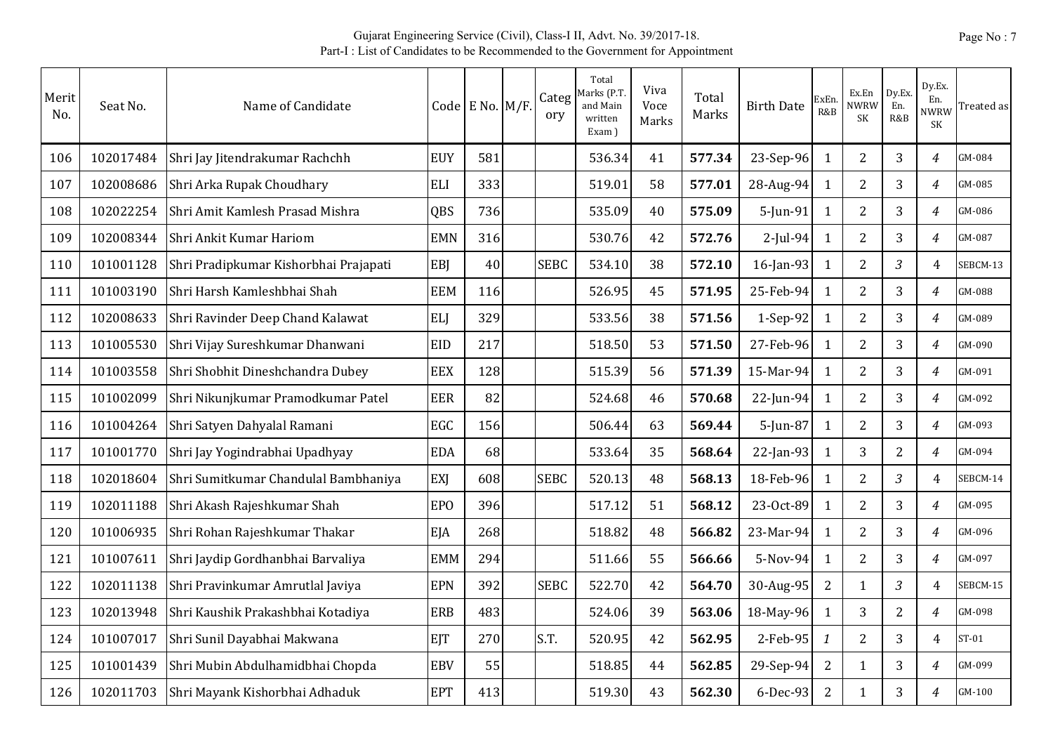Gujarat Engineering Service (Civil), Class-I II, Advt. No. 39/2017-18.
Part-I : List of Candidates to be Recommended to the Government for Appointment

| Merit No. | Seat No. | Name of Candidate | Code | E No. | M/F. | Category | Total Marks (P.T. and Main written Exam ) | Viva Voce Marks | Total Marks | Birth Date | ExEn. R&B | Ex.En NWRW SK | Dy.Ex. En. R&B | Dy.Ex. En. NWRW SK | Treated as |
|---|---|---|---|---|---|---|---|---|---|---|---|---|---|---|---|
| 106 | 102017484 | Shri Jay Jitendrakumar Rachchh | EUY | 581 | | | 536.34 | 41 | **577.34** | 23-Sep-96 | 1 | 2 | 3 | *4* | GM-084 |
| 107 | 102008686 | Shri Arka Rupak Choudhary | ELI | 333 | | | 519.01 | 58 | **577.01** | 28-Aug-94 | 1 | 2 | 3 | *4* | GM-085 |
| 108 | 102022254 | Shri Amit Kamlesh Prasad Mishra | QBS | 736 | | | 535.09 | 40 | **575.09** | 5-Jun-91 | 1 | 2 | 3 | *4* | GM-086 |
| 109 | 102008344 | Shri Ankit Kumar Hariom | EMN | 316 | | | 530.76 | 42 | **572.76** | 2-Jul-94 | 1 | 2 | 3 | *4* | GM-087 |
| 110 | 101001128 | Shri Pradipkumar Kishorbhai Prajapati | EBJ | 40 | | SEBC | 534.10 | 38 | **572.10** | 16-Jan-93 | 1 | 2 | *3* | 4 | SEBCM-13 |
| 111 | 101003190 | Shri Harsh Kamleshbhai Shah | EEM | 116 | | | 526.95 | 45 | **571.95** | 25-Feb-94 | 1 | 2 | 3 | *4* | GM-088 |
| 112 | 102008633 | Shri Ravinder Deep Chand Kalawat | ELJ | 329 | | | 533.56 | 38 | **571.56** | 1-Sep-92 | 1 | 2 | 3 | *4* | GM-089 |
| 113 | 101005530 | Shri Vijay Sureshkumar Dhanwani | EID | 217 | | | 518.50 | 53 | **571.50** | 27-Feb-96 | 1 | 2 | 3 | *4* | GM-090 |
| 114 | 101003558 | Shri Shobhit Dineshchandra Dubey | EEX | 128 | | | 515.39 | 56 | **571.39** | 15-Mar-94 | 1 | 2 | 3 | *4* | GM-091 |
| 115 | 101002099 | Shri Nikunjkumar Pramodkumar Patel | EER | 82 | | | 524.68 | 46 | **570.68** | 22-Jun-94 | 1 | 2 | 3 | *4* | GM-092 |
| 116 | 101004264 | Shri Satyen Dahyalal Ramani | EGC | 156 | | | 506.44 | 63 | **569.44** | 5-Jun-87 | 1 | 2 | 3 | *4* | GM-093 |
| 117 | 101001770 | Shri Jay Yogindrabhai Upadhyay | EDA | 68 | | | 533.64 | 35 | **568.64** | 22-Jan-93 | 1 | 3 | 2 | *4* | GM-094 |
| 118 | 102018604 | Shri Sumitkumar Chandulal Bambhaniya | EXJ | 608 | | SEBC | 520.13 | 48 | **568.13** | 18-Feb-96 | 1 | 2 | *3* | 4 | SEBCM-14 |
| 119 | 102011188 | Shri Akash Rajeshkumar Shah | EPO | 396 | | | 517.12 | 51 | **568.12** | 23-Oct-89 | 1 | 2 | 3 | *4* | GM-095 |
| 120 | 101006935 | Shri Rohan Rajeshkumar Thakar | EJA | 268 | | | 518.82 | 48 | **566.82** | 23-Mar-94 | 1 | 2 | 3 | *4* | GM-096 |
| 121 | 101007611 | Shri Jaydip Gordhanbhai Barvaliya | EMM | 294 | | | 511.66 | 55 | **566.66** | 5-Nov-94 | 1 | 2 | 3 | *4* | GM-097 |
| 122 | 102011138 | Shri Pravinkumar Amrutlal Javiya | EPN | 392 | | SEBC | 522.70 | 42 | **564.70** | 30-Aug-95 | 2 | 1 | *3* | 4 | SEBCM-15 |
| 123 | 102013948 | Shri Kaushik Prakashbhai Kotadiya | ERB | 483 | | | 524.06 | 39 | **563.06** | 18-May-96 | 1 | 3 | 2 | *4* | GM-098 |
| 124 | 101007017 | Shri Sunil Dayabhai Makwana | EJT | 270 | | S.T. | 520.95 | 42 | **562.95** | 2-Feb-95 | *1* | 2 | 3 | 4 | ST-01 |
| 125 | 101001439 | Shri Mubin Abdulhamidbhai Chopda | EBV | 55 | | | 518.85 | 44 | **562.85** | 29-Sep-94 | 2 | 1 | 3 | *4* | GM-099 |
| 126 | 102011703 | Shri Mayank Kishorbhai Adhaduk | EPT | 413 | | | 519.30 | 43 | **562.30** | 6-Dec-93 | 2 | 1 | 3 | *4* | GM-100 |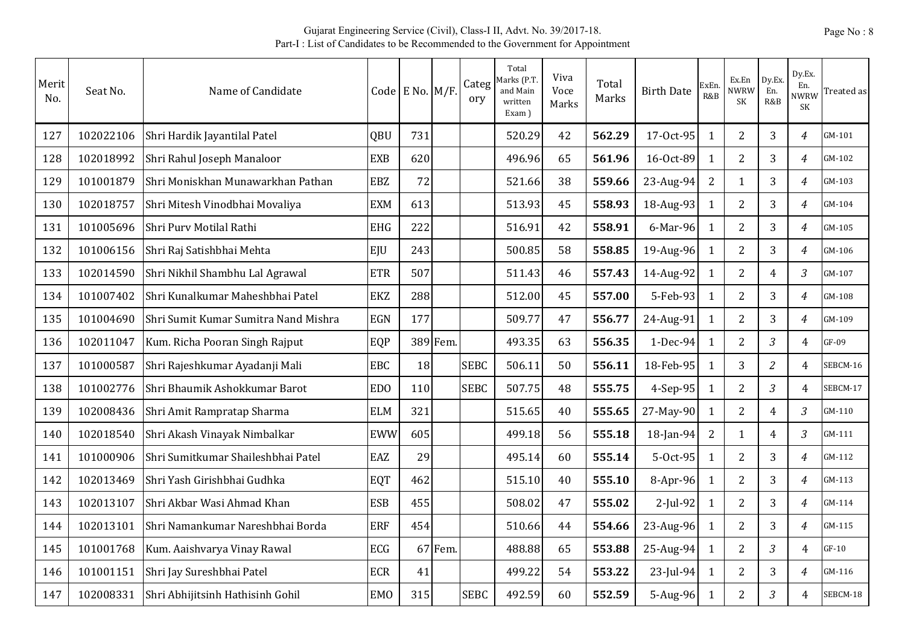Gujarat Engineering Service (Civil), Class-I II, Advt. No. 39/2017-18.
Part-I : List of Candidates to be Recommended to the Government for Appointment

| Merit No. | Seat No. | Name of Candidate | Code | E No. | M/F. | Category | Total Marks (P.T. and Main written Exam ) | Viva Voce Marks | Total Marks | Birth Date | ExEn. R&B | Ex.En NWRW SK | Dy.Ex. En. R&B | Dy.Ex. En. NWRW SK | Treated as |
|---|---|---|---|---|---|---|---|---|---|---|---|---|---|---|---|
| 127 | 102022106 | Shri Hardik Jayantilal Patel | QBU | 731 | | | 520.29 | 42 | **562.29** | 17-Oct-95 | 1 | 2 | 3 | *4* | GM-101 |
| 128 | 102018992 | Shri Rahul Joseph Manaloor | EXB | 620 | | | 496.96 | 65 | **561.96** | 16-Oct-89 | 1 | 2 | 3 | *4* | GM-102 |
| 129 | 101001879 | Shri Moniskhan Munawarkhan Pathan | EBZ | 72 | | | 521.66 | 38 | **559.66** | 23-Aug-94 | 2 | 1 | 3 | *4* | GM-103 |
| 130 | 102018757 | Shri Mitesh Vinodbhai Movaliya | EXM | 613 | | | 513.93 | 45 | **558.93** | 18-Aug-93 | 1 | 2 | 3 | *4* | GM-104 |
| 131 | 101005696 | Shri Purv Motilal Rathi | EHG | 222 | | | 516.91 | 42 | **558.91** | 6-Mar-96 | 1 | 2 | 3 | *4* | GM-105 |
| 132 | 101006156 | Shri Raj Satishbhai Mehta | EJU | 243 | | | 500.85 | 58 | **558.85** | 19-Aug-96 | 1 | 2 | 3 | *4* | GM-106 |
| 133 | 102014590 | Shri Nikhil Shambhu Lal Agrawal | ETR | 507 | | | 511.43 | 46 | **557.43** | 14-Aug-92 | 1 | 2 | 4 | *3* | GM-107 |
| 134 | 101007402 | Shri Kunalkumar Maheshbhai Patel | EKZ | 288 | | | 512.00 | 45 | **557.00** | 5-Feb-93 | 1 | 2 | 3 | *4* | GM-108 |
| 135 | 101004690 | Shri Sumit Kumar Sumitra Nand Mishra | EGN | 177 | | | 509.77 | 47 | **556.77** | 24-Aug-91 | 1 | 2 | 3 | *4* | GM-109 |
| 136 | 102011047 | Kum. Richa Pooran Singh Rajput | EQP | 389 | Fem. | | 493.35 | 63 | **556.35** | 1-Dec-94 | 1 | 2 | *3* | 4 | GF-09 |
| 137 | 101000587 | Shri Rajeshkumar Ayadanji Mali | EBC | 18 | | SEBC | 506.11 | 50 | **556.11** | 18-Feb-95 | 1 | 3 | *2* | 4 | SEBCM-16 |
| 138 | 101002776 | Shri Bhaumik Ashokkumar Barot | EDO | 110 | | SEBC | 507.75 | 48 | **555.75** | 4-Sep-95 | 1 | 2 | *3* | 4 | SEBCM-17 |
| 139 | 102008436 | Shri Amit Rampratap Sharma | ELM | 321 | | | 515.65 | 40 | **555.65** | 27-May-90 | 1 | 2 | 4 | *3* | GM-110 |
| 140 | 102018540 | Shri Akash Vinayak Nimbalkar | EWW | 605 | | | 499.18 | 56 | **555.18** | 18-Jan-94 | 2 | 1 | 4 | *3* | GM-111 |
| 141 | 101000906 | Shri Sumitkumar Shaileshbhai Patel | EAZ | 29 | | | 495.14 | 60 | **555.14** | 5-Oct-95 | 1 | 2 | 3 | *4* | GM-112 |
| 142 | 102013469 | Shri Yash Girishbhai Gudhka | EQT | 462 | | | 515.10 | 40 | **555.10** | 8-Apr-96 | 1 | 2 | 3 | *4* | GM-113 |
| 143 | 102013107 | Shri Akbar Wasi Ahmad Khan | ESB | 455 | | | 508.02 | 47 | **555.02** | 2-Jul-92 | 1 | 2 | 3 | *4* | GM-114 |
| 144 | 102013101 | Shri Namankumar Nareshbhai Borda | ERF | 454 | | | 510.66 | 44 | **554.66** | 23-Aug-96 | 1 | 2 | 3 | *4* | GM-115 |
| 145 | 101001768 | Kum. Aaishvarya Vinay Rawal | ECG | 67 | Fem. | | 488.88 | 65 | **553.88** | 25-Aug-94 | 1 | 2 | *3* | 4 | GF-10 |
| 146 | 101001151 | Shri Jay Sureshbhai Patel | ECR | 41 | | | 499.22 | 54 | **553.22** | 23-Jul-94 | 1 | 2 | 3 | *4* | GM-116 |
| 147 | 102008331 | Shri Abhijitsinh Hathisinh Gohil | EMO | 315 | | SEBC | 492.59 | 60 | **552.59** | 5-Aug-96 | 1 | 2 | *3* | 4 | SEBCM-18 |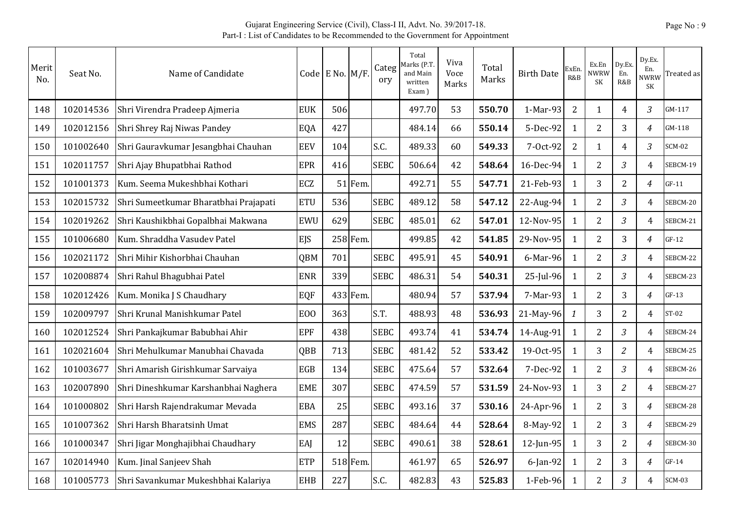Gujarat Engineering Service (Civil), Class-I II, Advt. No. 39/2017-18.
Part-I : List of Candidates to be Recommended to the Government for Appointment

| Merit No. | Seat No. | Name of Candidate | Code | E No. | M/F. | Category | Total Marks (P.T. and Main written Exam ) | Viva Voce Marks | Total Marks | Birth Date | ExEn. R&B | Ex.En NWRW SK | Dy.Ex. En. R&B | Dy.Ex. En. NWRW SK | Treated as |
|---|---|---|---|---|---|---|---|---|---|---|---|---|---|---|---|
| 148 | 102014536 | Shri Virendra Pradeep Ajmeria | EUK | 506 | | | 497.70 | 53 | **550.70** | 1-Mar-93 | 2 | 1 | 4 | *3* | GM-117 |
| 149 | 102012156 | Shri Shrey Raj Niwas Pandey | EQA | 427 | | | 484.14 | 66 | **550.14** | 5-Dec-92 | 1 | 2 | 3 | *4* | GM-118 |
| 150 | 101002640 | Shri Gauravkumar Jesangbhai Chauhan | EEV | 104 | | S.C. | 489.33 | 60 | **549.33** | 7-Oct-92 | 2 | 1 | 4 | *3* | SCM-02 |
| 151 | 102011757 | Shri Ajay Bhupatbhai Rathod | EPR | 416 | | SEBC | 506.64 | 42 | **548.64** | 16-Dec-94 | 1 | 2 | *3* | 4 | SEBCM-19 |
| 152 | 101001373 | Kum. Seema Mukeshbhai Kothari | ECZ | 51 | Fem. | | 492.71 | 55 | **547.71** | 21-Feb-93 | 1 | 3 | 2 | *4* | GF-11 |
| 153 | 102015732 | Shri Sumeetkumar Bharatbhai Prajapati | ETU | 536 | | SEBC | 489.12 | 58 | **547.12** | 22-Aug-94 | 1 | 2 | *3* | 4 | SEBCM-20 |
| 154 | 102019262 | Shri Kaushikbhai Gopalbhai Makwana | EWU | 629 | | SEBC | 485.01 | 62 | **547.01** | 12-Nov-95 | 1 | 2 | *3* | 4 | SEBCM-21 |
| 155 | 101006680 | Kum. Shraddha Vasudev Patel | EJS | 258 | Fem. | | 499.85 | 42 | **541.85** | 29-Nov-95 | 1 | 2 | 3 | *4* | GF-12 |
| 156 | 102021172 | Shri Mihir Kishorbhai Chauhan | QBM | 701 | | SEBC | 495.91 | 45 | **540.91** | 6-Mar-96 | 1 | 2 | *3* | 4 | SEBCM-22 |
| 157 | 102008874 | Shri Rahul Bhagubhai Patel | ENR | 339 | | SEBC | 486.31 | 54 | **540.31** | 25-Jul-96 | 1 | 2 | *3* | 4 | SEBCM-23 |
| 158 | 102012426 | Kum. Monika J S Chaudhary | EQF | 433 | Fem. | | 480.94 | 57 | **537.94** | 7-Mar-93 | 1 | 2 | 3 | *4* | GF-13 |
| 159 | 102009797 | Shri Krunal Manishkumar Patel | EOO | 363 | | S.T. | 488.93 | 48 | **536.93** | 21-May-96 | *1* | 3 | 2 | 4 | ST-02 |
| 160 | 102012524 | Shri Pankajkumar Babubhai Ahir | EPF | 438 | | SEBC | 493.74 | 41 | **534.74** | 14-Aug-91 | 1 | 2 | *3* | 4 | SEBCM-24 |
| 161 | 102021604 | Shri Mehulkumar Manubhai Chavada | QBB | 713 | | SEBC | 481.42 | 52 | **533.42** | 19-Oct-95 | 1 | 3 | *2* | 4 | SEBCM-25 |
| 162 | 101003677 | Shri Amarish Girishkumar Sarvaiya | EGB | 134 | | SEBC | 475.64 | 57 | **532.64** | 7-Dec-92 | 1 | 2 | *3* | 4 | SEBCM-26 |
| 163 | 102007890 | Shri Dineshkumar Karshanbhai Naghera | EME | 307 | | SEBC | 474.59 | 57 | **531.59** | 24-Nov-93 | 1 | 3 | *2* | 4 | SEBCM-27 |
| 164 | 101000802 | Shri Harsh Rajendrakumar Mevada | EBA | 25 | | SEBC | 493.16 | 37 | **530.16** | 24-Apr-96 | 1 | 2 | 3 | *4* | SEBCM-28 |
| 165 | 101007362 | Shri Harsh Bharatsinh Umat | EMS | 287 | | SEBC | 484.64 | 44 | **528.64** | 8-May-92 | 1 | 2 | 3 | *4* | SEBCM-29 |
| 166 | 101000347 | Shri Jigar Monghajibhai Chaudhary | EAJ | 12 | | SEBC | 490.61 | 38 | **528.61** | 12-Jun-95 | 1 | 3 | 2 | *4* | SEBCM-30 |
| 167 | 102014940 | Kum. Jinal Sanjeev Shah | ETP | 518 | Fem. | | 461.97 | 65 | **526.97** | 6-Jan-92 | 1 | 2 | 3 | *4* | GF-14 |
| 168 | 101005773 | Shri Savankumar Mukeshbhai Kalariya | EHB | 227 | | S.C. | 482.83 | 43 | **525.83** | 1-Feb-96 | 1 | 2 | *3* | 4 | SCM-03 |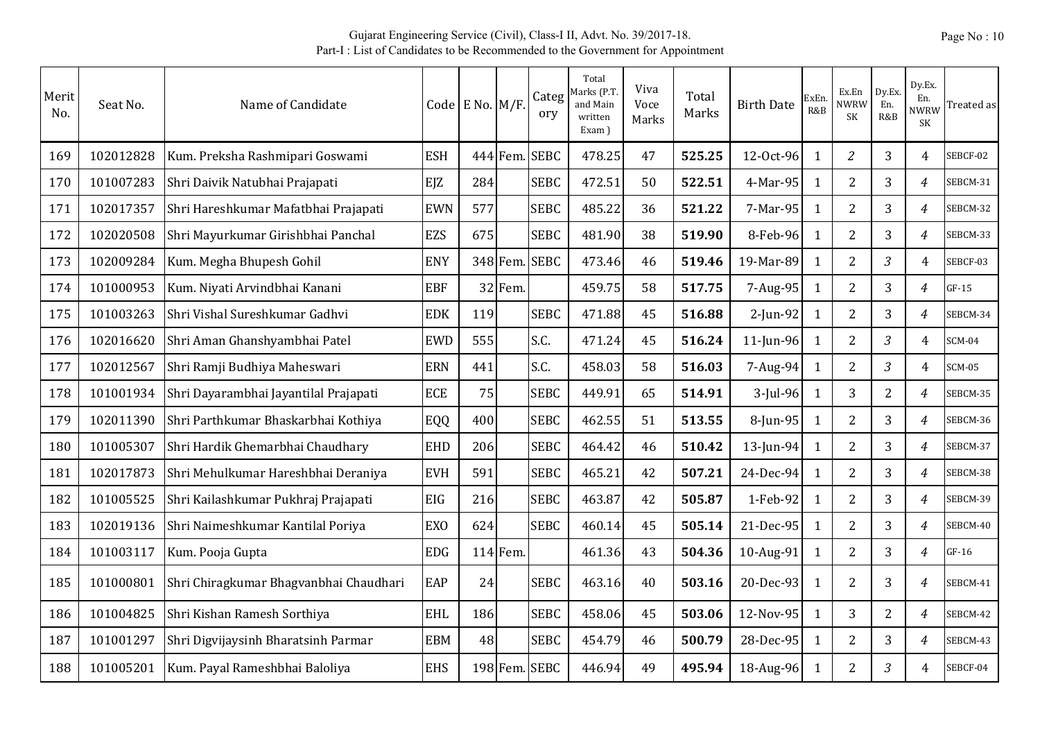Gujarat Engineering Service (Civil), Class-I II, Advt. No. 39/2017-18.
Part-I : List of Candidates to be Recommended to the Government for Appointment

| Merit No. | Seat No. | Name of Candidate | Code | E No. | M/F. | Category | Total Marks (P.T. and Main written Exam ) | Viva Voce Marks | Total Marks | Birth Date | ExEn. R&B | Ex.En NWRW SK | Dy.Ex. En. R&B | Dy.Ex. En. NWRW SK | Treated as |
|---|---|---|---|---|---|---|---|---|---|---|---|---|---|---|---|
| 169 | 102012828 | Kum. Preksha Rashmipari Goswami | ESH | 444 | Fem. | SEBC | 478.25 | 47 | **525.25** | 12-Oct-96 | 1 | 2 | 3 | 4 | SEBCF-02 |
| 170 | 101007283 | Shri Daivik Natubhai Prajapati | EJZ | 284 | | SEBC | 472.51 | 50 | **522.51** | 4-Mar-95 | 1 | 2 | 3 | 4 | SEBCM-31 |
| 171 | 102017357 | Shri Hareshkumar Mafatbhai Prajapati | EWN | 577 | | SEBC | 485.22 | 36 | **521.22** | 7-Mar-95 | 1 | 2 | 3 | 4 | SEBCM-32 |
| 172 | 102020508 | Shri Mayurkumar Girishbhai Panchal | EZS | 675 | | SEBC | 481.90 | 38 | **519.90** | 8-Feb-96 | 1 | 2 | 3 | 4 | SEBCM-33 |
| 173 | 102009284 | Kum. Megha Bhupesh Gohil | ENY | 348 | Fem. | SEBC | 473.46 | 46 | **519.46** | 19-Mar-89 | 1 | 2 | 3 | 4 | SEBCF-03 |
| 174 | 101000953 | Kum. Niyati Arvindbhai Kanani | EBF | 32 | Fem. | | 459.75 | 58 | **517.75** | 7-Aug-95 | 1 | 2 | 3 | 4 | GF-15 |
| 175 | 101003263 | Shri Vishal Sureshkumar Gadhvi | EDK | 119 | | SEBC | 471.88 | 45 | **516.88** | 2-Jun-92 | 1 | 2 | 3 | 4 | SEBCM-34 |
| 176 | 102016620 | Shri Aman Ghanshyambhai Patel | EWD | 555 | | S.C. | 471.24 | 45 | **516.24** | 11-Jun-96 | 1 | 2 | 3 | 4 | SCM-04 |
| 177 | 102012567 | Shri Ramji Budhiya Maheswari | ERN | 441 | | S.C. | 458.03 | 58 | **516.03** | 7-Aug-94 | 1 | 2 | 3 | 4 | SCM-05 |
| 178 | 101001934 | Shri Dayarambhai Jayantilal Prajapati | ECE | 75 | | SEBC | 449.91 | 65 | **514.91** | 3-Jul-96 | 1 | 3 | 2 | 4 | SEBCM-35 |
| 179 | 102011390 | Shri Parthkumar Bhaskarbhai Kothiya | EQQ | 400 | | SEBC | 462.55 | 51 | **513.55** | 8-Jun-95 | 1 | 2 | 3 | 4 | SEBCM-36 |
| 180 | 101005307 | Shri Hardik Ghemarbhai Chaudhary | EHD | 206 | | SEBC | 464.42 | 46 | **510.42** | 13-Jun-94 | 1 | 2 | 3 | 4 | SEBCM-37 |
| 181 | 102017873 | Shri Mehulkumar Hareshbhai Deraniya | EVH | 591 | | SEBC | 465.21 | 42 | **507.21** | 24-Dec-94 | 1 | 2 | 3 | 4 | SEBCM-38 |
| 182 | 101005525 | Shri Kailashkumar Pukhraj Prajapati | EIG | 216 | | SEBC | 463.87 | 42 | **505.87** | 1-Feb-92 | 1 | 2 | 3 | 4 | SEBCM-39 |
| 183 | 102019136 | Shri Naimeshkumar Kantilal Poriya | EXO | 624 | | SEBC | 460.14 | 45 | **505.14** | 21-Dec-95 | 1 | 2 | 3 | 4 | SEBCM-40 |
| 184 | 101003117 | Kum. Pooja Gupta | EDG | 114 | Fem. | | 461.36 | 43 | **504.36** | 10-Aug-91 | 1 | 2 | 3 | 4 | GF-16 |
| 185 | 101000801 | Shri Chiragkumar Bhagvanbhai Chaudhari | EAP | 24 | | SEBC | 463.16 | 40 | **503.16** | 20-Dec-93 | 1 | 2 | 3 | 4 | SEBCM-41 |
| 186 | 101004825 | Shri Kishan Ramesh Sorthiya | EHL | 186 | | SEBC | 458.06 | 45 | **503.06** | 12-Nov-95 | 1 | 3 | 2 | 4 | SEBCM-42 |
| 187 | 101001297 | Shri Digvijaysinh Bharatsinh Parmar | EBM | 48 | | SEBC | 454.79 | 46 | **500.79** | 28-Dec-95 | 1 | 2 | 3 | 4 | SEBCM-43 |
| 188 | 101005201 | Kum. Payal Rameshbhai Baloliya | EHS | 198 | Fem. | SEBC | 446.94 | 49 | **495.94** | 18-Aug-96 | 1 | 2 | 3 | 4 | SEBCF-04 |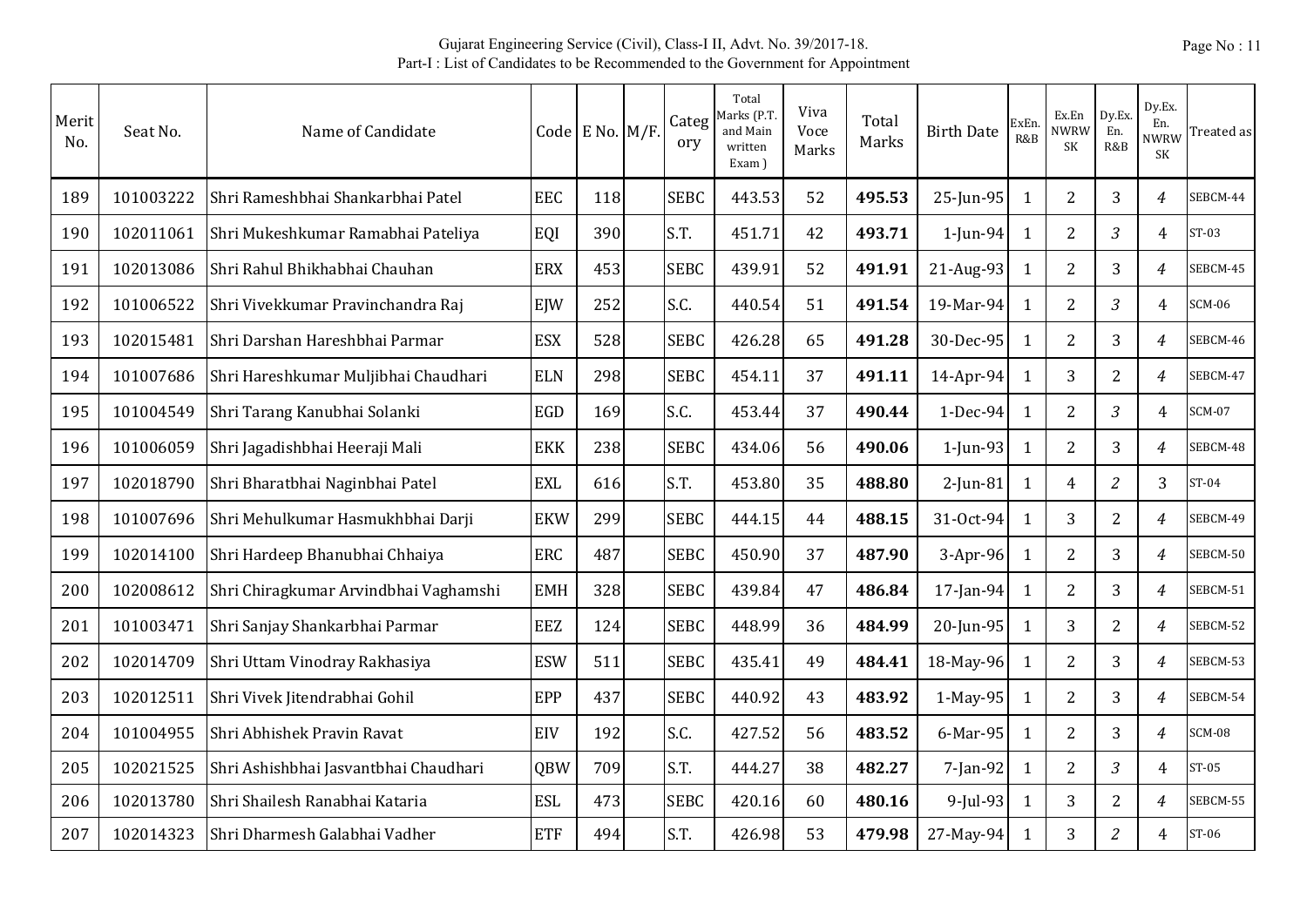Gujarat Engineering Service (Civil), Class-I II, Advt. No. 39/2017-18.
Part-I : List of Candidates to be Recommended to the Government for Appointment

| Merit No. | Seat No. | Name of Candidate | Code | E No. | M/F. | Category | Total Marks (P.T. and Main written Exam ) | Viva Voce Marks | Total Marks | Birth Date | ExEn. R&B | Ex.En NWRW SK | Dy.Ex. En. R&B | Dy.Ex. En. NWRW SK | Treated as |
|---|---|---|---|---|---|---|---|---|---|---|---|---|---|---|---|
| 189 | 101003222 | Shri Rameshbhai Shankarbhai Patel | EEC | 118 | | SEBC | 443.53 | 52 | **495.53** | 25-Jun-95 | 1 | 2 | 3 | *4* | SEBCM-44 |
| 190 | 102011061 | Shri Mukeshkumar Ramabhai Pateliya | EQI | 390 | | S.T. | 451.71 | 42 | **493.71** | 1-Jun-94 | 1 | 2 | *3* | 4 | ST-03 |
| 191 | 102013086 | Shri Rahul Bhikhabhai Chauhan | ERX | 453 | | SEBC | 439.91 | 52 | **491.91** | 21-Aug-93 | 1 | 2 | 3 | *4* | SEBCM-45 |
| 192 | 101006522 | Shri Vivekkumar Pravinchandra Raj | EJW | 252 | | S.C. | 440.54 | 51 | **491.54** | 19-Mar-94 | 1 | 2 | *3* | 4 | SCM-06 |
| 193 | 102015481 | Shri Darshan Hareshbhai Parmar | ESX | 528 | | SEBC | 426.28 | 65 | **491.28** | 30-Dec-95 | 1 | 2 | 3 | *4* | SEBCM-46 |
| 194 | 101007686 | Shri Hareshkumar Muljibhai Chaudhari | ELN | 298 | | SEBC | 454.11 | 37 | **491.11** | 14-Apr-94 | 1 | 3 | 2 | *4* | SEBCM-47 |
| 195 | 101004549 | Shri Tarang Kanubhai Solanki | EGD | 169 | | S.C. | 453.44 | 37 | **490.44** | 1-Dec-94 | 1 | 2 | *3* | 4 | SCM-07 |
| 196 | 101006059 | Shri Jagadishbhai Heeraji Mali | EKK | 238 | | SEBC | 434.06 | 56 | **490.06** | 1-Jun-93 | 1 | 2 | 3 | *4* | SEBCM-48 |
| 197 | 102018790 | Shri Bharatbhai Naginbhai Patel | EXL | 616 | | S.T. | 453.80 | 35 | **488.80** | 2-Jun-81 | 1 | 4 | *2* | 3 | ST-04 |
| 198 | 101007696 | Shri Mehulkumar Hasmukhbhai Darji | EKW | 299 | | SEBC | 444.15 | 44 | **488.15** | 31-Oct-94 | 1 | 3 | 2 | *4* | SEBCM-49 |
| 199 | 102014100 | Shri Hardeep Bhanubhai Chhaiya | ERC | 487 | | SEBC | 450.90 | 37 | **487.90** | 3-Apr-96 | 1 | 2 | 3 | *4* | SEBCM-50 |
| 200 | 102008612 | Shri Chiragkumar Arvindbhai Vaghamshi | EMH | 328 | | SEBC | 439.84 | 47 | **486.84** | 17-Jan-94 | 1 | 2 | 3 | *4* | SEBCM-51 |
| 201 | 101003471 | Shri Sanjay Shankarbhai Parmar | EEZ | 124 | | SEBC | 448.99 | 36 | **484.99** | 20-Jun-95 | 1 | 3 | 2 | *4* | SEBCM-52 |
| 202 | 102014709 | Shri Uttam Vinodray Rakhasiya | ESW | 511 | | SEBC | 435.41 | 49 | **484.41** | 18-May-96 | 1 | 2 | 3 | *4* | SEBCM-53 |
| 203 | 102012511 | Shri Vivek Jitendrabhai Gohil | EPP | 437 | | SEBC | 440.92 | 43 | **483.92** | 1-May-95 | 1 | 2 | 3 | *4* | SEBCM-54 |
| 204 | 101004955 | Shri Abhishek Pravin Ravat | EIV | 192 | | S.C. | 427.52 | 56 | **483.52** | 6-Mar-95 | 1 | 2 | 3 | *4* | SCM-08 |
| 205 | 102021525 | Shri Ashishbhai Jasvantbhai Chaudhari | QBW | 709 | | S.T. | 444.27 | 38 | **482.27** | 7-Jan-92 | 1 | 2 | *3* | 4 | ST-05 |
| 206 | 102013780 | Shri Shailesh Ranabhai Kataria | ESL | 473 | | SEBC | 420.16 | 60 | **480.16** | 9-Jul-93 | 1 | 3 | 2 | *4* | SEBCM-55 |
| 207 | 102014323 | Shri Dharmesh Galabhai Vadher | ETF | 494 | | S.T. | 426.98 | 53 | **479.98** | 27-May-94 | 1 | 3 | *2* | 4 | ST-06 |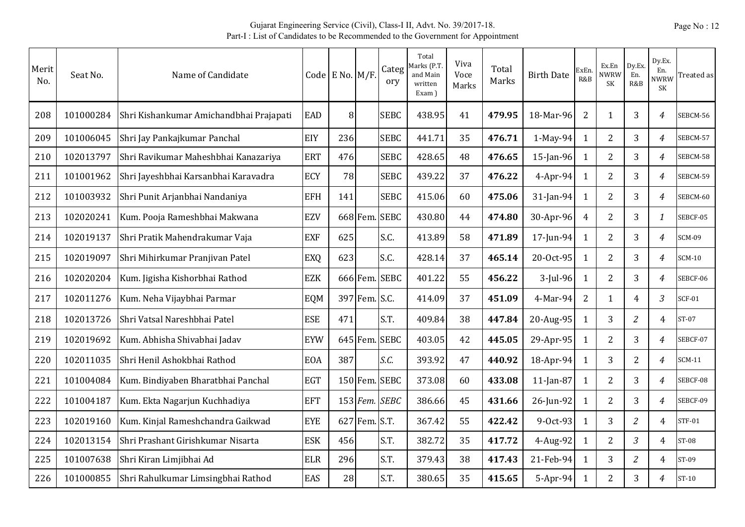Gujarat Engineering Service (Civil), Class-I II, Advt. No. 39/2017-18.
Part-I : List of Candidates to be Recommended to the Government for Appointment

| Merit No. | Seat No. | Name of Candidate | Code | E No. | M/F. | Category | Total Marks (P.T. and Main written Exam ) | Viva Voce Marks | Total Marks | Birth Date | ExEn. R&B | Ex.En NWRW SK | Dy.Ex. En. R&B | Dy.Ex. En. NWRW SK | Treated as |
|---|---|---|---|---|---|---|---|---|---|---|---|---|---|---|---|
| 208 | 101000284 | Shri Kishankumar Amichandbhai Prajapati | EAD | 8 | | SEBC | 438.95 | 41 | **479.95** | 18-Mar-96 | 2 | 1 | 3 | *4* | SEBCM-56 |
| 209 | 101006045 | Shri Jay Pankajkumar Panchal | EIY | 236 | | SEBC | 441.71 | 35 | **476.71** | 1-May-94 | 1 | 2 | 3 | *4* | SEBCM-57 |
| 210 | 102013797 | Shri Ravikumar Maheshbhai Kanazariya | ERT | 476 | | SEBC | 428.65 | 48 | **476.65** | 15-Jan-96 | 1 | 2 | 3 | *4* | SEBCM-58 |
| 211 | 101001962 | Shri Jayeshbhai Karsanbhai Karavadra | ECY | 78 | | SEBC | 439.22 | 37 | **476.22** | 4-Apr-94 | 1 | 2 | 3 | *4* | SEBCM-59 |
| 212 | 101003932 | Shri Punit Arjanbhai Nandaniya | EFH | 141 | | SEBC | 415.06 | 60 | **475.06** | 31-Jan-94 | 1 | 2 | 3 | *4* | SEBCM-60 |
| 213 | 102020241 | Kum. Pooja Rameshbhai Makwana | EZV | 668 | Fem. | SEBC | 430.80 | 44 | **474.80** | 30-Apr-96 | 4 | 2 | 3 | *1* | SEBCF-05 |
| 214 | 102019137 | Shri Pratik Mahendrakumar Vaja | EXF | 625 | | S.C. | 413.89 | 58 | **471.89** | 17-Jun-94 | 1 | 2 | 3 | *4* | SCM-09 |
| 215 | 102019097 | Shri Mihirkumar Pranjivan Patel | EXQ | 623 | | S.C. | 428.14 | 37 | **465.14** | 20-Oct-95 | 1 | 2 | 3 | *4* | SCM-10 |
| 216 | 102020204 | Kum. Jigisha Kishorbhai Rathod | EZK | 666 | Fem. | SEBC | 401.22 | 55 | **456.22** | 3-Jul-96 | 1 | 2 | 3 | *4* | SEBCF-06 |
| 217 | 102011276 | Kum. Neha Vijaybhai Parmar | EQM | 397 | Fem. | S.C. | 414.09 | 37 | **451.09** | 4-Mar-94 | 2 | 1 | 4 | *3* | SCF-01 |
| 218 | 102013726 | Shri Vatsal Nareshbhai Patel | ESE | 471 | | S.T. | 409.84 | 38 | **447.84** | 20-Aug-95 | 1 | 3 | *2* | 4 | ST-07 |
| 219 | 102019692 | Kum. Abhisha Shivabhai Jadav | EYW | 645 | Fem. | SEBC | 403.05 | 42 | **445.05** | 29-Apr-95 | 1 | 2 | 3 | *4* | SEBCF-07 |
| 220 | 102011035 | Shri Henil Ashokbhai Rathod | EOA | 387 | | *S.C.* | 393.92 | 47 | **440.92** | 18-Apr-94 | 1 | 3 | 2 | *4* | SCM-11 |
| 221 | 101004084 | Kum. Bindiyaben Bharatbhai Panchal | EGT | 150 | Fem. | SEBC | 373.08 | 60 | **433.08** | 11-Jan-87 | 1 | 2 | 3 | *4* | SEBCF-08 |
| 222 | 101004187 | Kum. Ekta Nagarjun Kuchhadiya | EFT | 153 | *Fem.* | *SEBC* | 386.66 | 45 | **431.66** | 26-Jun-92 | 1 | 2 | 3 | *4* | SEBCF-09 |
| 223 | 102019160 | Kum. Kinjal Rameshchandra Gaikwad | EYE | 627 | Fem. | S.T. | 367.42 | 55 | **422.42** | 9-Oct-93 | 1 | 3 | *2* | 4 | STF-01 |
| 224 | 102013154 | Shri Prashant Girishkumar Nisarta | ESK | 456 | | S.T. | 382.72 | 35 | **417.72** | 4-Aug-92 | 1 | 2 | *3* | 4 | ST-08 |
| 225 | 101007638 | Shri Kiran Limjibhai Ad | ELR | 296 | | S.T. | 379.43 | 38 | **417.43** | 21-Feb-94 | 1 | 3 | *2* | 4 | ST-09 |
| 226 | 101000855 | Shri Rahulkumar Limsingbhai Rathod | EAS | 28 | | S.T. | 380.65 | 35 | **415.65** | 5-Apr-94 | 1 | 2 | 3 | *4* | ST-10 |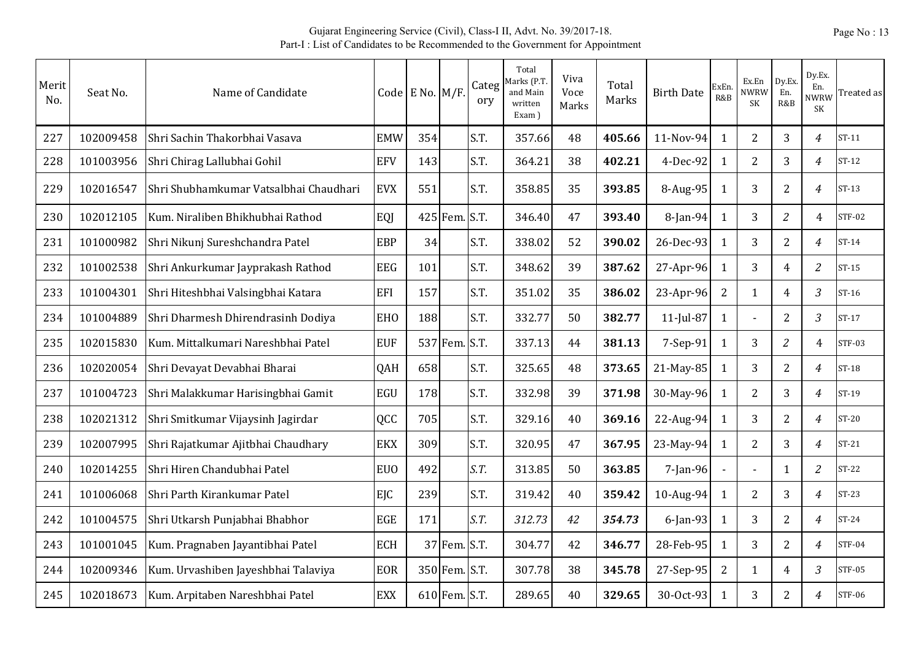Gujarat Engineering Service (Civil), Class-I II, Advt. No. 39/2017-18.
Part-I : List of Candidates to be Recommended to the Government for Appointment

| Merit No. | Seat No. | Name of Candidate | Code | E No. | M/F. | Category | Total Marks (P.T. and Main written Exam ) | Viva Voce Marks | Total Marks | Birth Date | ExEn. R&B | Ex.En NWRW SK | Dy.Ex. En. R&B | Dy.Ex. En. NWRW SK | Treated as |
|---|---|---|---|---|---|---|---|---|---|---|---|---|---|---|---|
| 227 | 102009458 | Shri Sachin Thakorbhai Vasava | EMW | 354 | | S.T. | 357.66 | 48 | **405.66** | 11-Nov-94 | 1 | 2 | 3 | *4* | ST-11 |
| 228 | 101003956 | Shri Chirag Lallubhai Gohil | EFV | 143 | | S.T. | 364.21 | 38 | **402.21** | 4-Dec-92 | 1 | 2 | 3 | *4* | ST-12 |
| 229 | 102016547 | Shri Shubhamkumar Vatsalbhai Chaudhari | EVX | 551 | | S.T. | 358.85 | 35 | **393.85** | 8-Aug-95 | 1 | 3 | 2 | *4* | ST-13 |
| 230 | 102012105 | Kum. Niraliben Bhikhubhai Rathod | EQJ | 425 | Fem. | S.T. | 346.40 | 47 | **393.40** | 8-Jan-94 | 1 | 3 | *2* | 4 | STF-02 |
| 231 | 101000982 | Shri Nikunj Sureshchandra Patel | EBP | 34 | | S.T. | 338.02 | 52 | **390.02** | 26-Dec-93 | 1 | 3 | 2 | *4* | ST-14 |
| 232 | 101002538 | Shri Ankurkumar Jayprakash Rathod | EEG | 101 | | S.T. | 348.62 | 39 | **387.62** | 27-Apr-96 | 1 | 3 | 4 | *2* | ST-15 |
| 233 | 101004301 | Shri Hiteshbhai Valsingbhai Katara | EFI | 157 | | S.T. | 351.02 | 35 | **386.02** | 23-Apr-96 | 2 | 1 | 4 | *3* | ST-16 |
| 234 | 101004889 | Shri Dharmesh Dhirendrasinh Dodiya | EHO | 188 | | S.T. | 332.77 | 50 | **382.77** | 11-Jul-87 | 1 | - | 2 | *3* | ST-17 |
| 235 | 102015830 | Kum. Mittalkumari Nareshbhai Patel | EUF | 537 | Fem. | S.T. | 337.13 | 44 | **381.13** | 7-Sep-91 | 1 | 3 | *2* | 4 | STF-03 |
| 236 | 102020054 | Shri Devayat Devabhai Bharai | QAH | 658 | | S.T. | 325.65 | 48 | **373.65** | 21-May-85 | 1 | 3 | 2 | *4* | ST-18 |
| 237 | 101004723 | Shri Malakkumar Harisingbhai Gamit | EGU | 178 | | S.T. | 332.98 | 39 | **371.98** | 30-May-96 | 1 | 2 | 3 | *4* | ST-19 |
| 238 | 102021312 | Shri Smitkumar Vijaysinh Jagirdar | QCC | 705 | | S.T. | 329.16 | 40 | **369.16** | 22-Aug-94 | 1 | 3 | 2 | *4* | ST-20 |
| 239 | 102007995 | Shri Rajatkumar Ajitbhai Chaudhary | EKX | 309 | | S.T. | 320.95 | 47 | **367.95** | 23-May-94 | 1 | 2 | 3 | *4* | ST-21 |
| 240 | 102014255 | Shri Hiren Chandubhai Patel | EUO | 492 | | *S.T.* | 313.85 | 50 | **363.85** | 7-Jan-96 | - | - | 1 | *2* | ST-22 |
| 241 | 101006068 | Shri Parth Kirankumar Patel | EJC | 239 | | S.T. | 319.42 | 40 | **359.42** | 10-Aug-94 | 1 | 2 | 3 | *4* | ST-23 |
| 242 | 101004575 | Shri Utkarsh Punjabhai Bhabhor | EGE | 171 | | *S.T.* | *312.73* | *42* | ***354.73*** | 6-Jan-93 | 1 | 3 | 2 | *4* | ST-24 |
| 243 | 101001045 | Kum. Pragnaben Jayantibhai Patel | ECH | 37 | Fem. | S.T. | 304.77 | 42 | **346.77** | 28-Feb-95 | 1 | 3 | 2 | *4* | STF-04 |
| 244 | 102009346 | Kum. Urvashiben Jayeshbhai Talaviya | EOR | 350 | Fem. | S.T. | 307.78 | 38 | **345.78** | 27-Sep-95 | 2 | 1 | 4 | *3* | STF-05 |
| 245 | 102018673 | Kum. Arpitaben Nareshbhai Patel | EXX | 610 | Fem. | S.T. | 289.65 | 40 | **329.65** | 30-Oct-93 | 1 | 3 | 2 | *4* | STF-06 |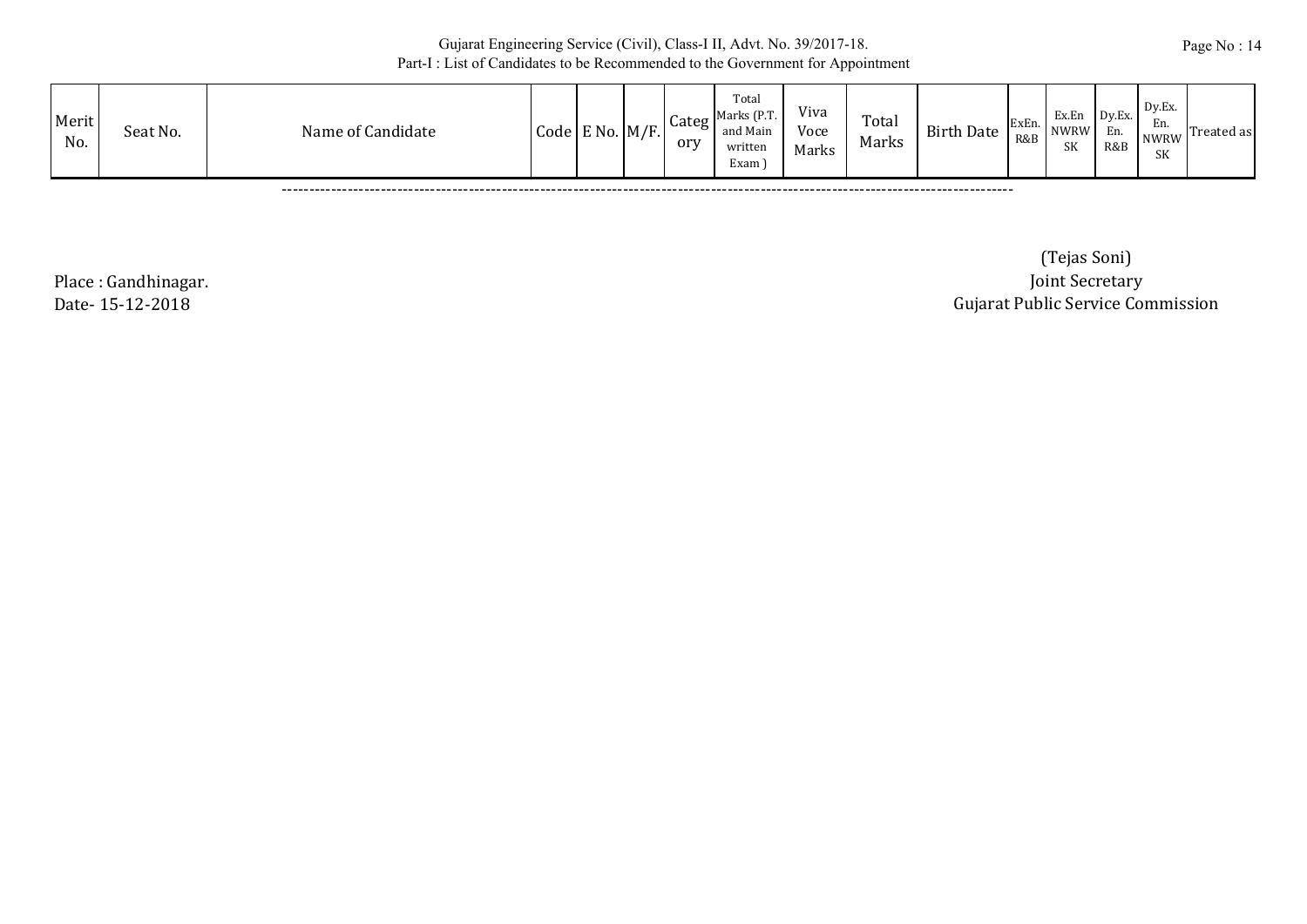Gujarat Engineering Service (Civil), Class-I II, Advt. No. 39/2017-18.
Part-I : List of Candidates to be Recommended to the Government for Appointment

| Merit No. | Seat No. | Name of Candidate | Code | E No. | M/F. | Category | Total Marks (P.T. and Main written Exam ) | Viva Voce Marks | Total Marks | Birth Date | ExEn. R&B | Ex.En NWRW SK | Dy.Ex. En. R&B | Dy.Ex. En. NWRW SK | Treated as |
|---|---|---|---|---|---|---|---|---|---|---|---|---|---|---|---|

---

Place : Gandhinagar.
Date- 15-12-2018

(Tejas Soni)
Joint Secretary
Gujarat Public Service Commission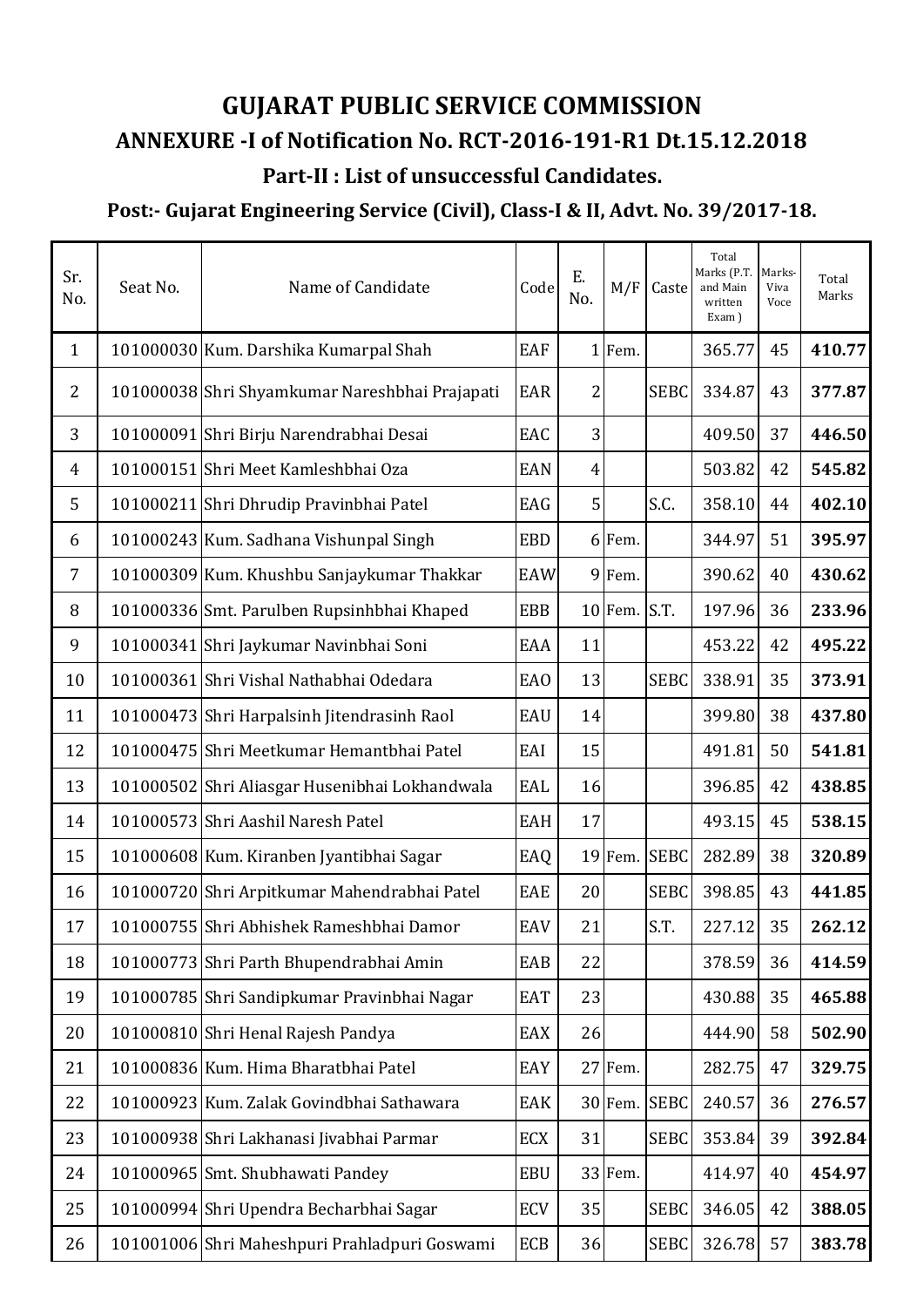# GUJARAT PUBLIC SERVICE COMMISSION

## ANNEXURE -I of Notification No. RCT-2016-191-R1 Dt.15.12.2018

### Part-II : List of unsuccessful Candidates.

### Post:- Gujarat Engineering Service (Civil), Class-I & II, Advt. No. 39/2017-18.

| Sr. No. | Seat No. | Name of Candidate | Code | E. No. | M/F | Caste | Total Marks (P.T. and Main written Exam ) | Marks-Viva Voce | Total Marks |
|---|---|---|---|---|---|---|---|---|---|
| 1 | 101000030 | Kum. Darshika Kumarpal Shah | EAF | 1 | Fem. | | 365.77 | 45 | **410.77** |
| 2 | 101000038 | Shri Shyamkumar Nareshbhai Prajapati | EAR | 2 | | SEBC | 334.87 | 43 | **377.87** |
| 3 | 101000091 | Shri Birju Narendrabhai Desai | EAC | 3 | | | 409.50 | 37 | **446.50** |
| 4 | 101000151 | Shri Meet Kamleshbhai Oza | EAN | 4 | | | 503.82 | 42 | **545.82** |
| 5 | 101000211 | Shri Dhrudip Pravinbhai Patel | EAG | 5 | | S.C. | 358.10 | 44 | **402.10** |
| 6 | 101000243 | Kum. Sadhana Vishunpal Singh | EBD | 6 | Fem. | | 344.97 | 51 | **395.97** |
| 7 | 101000309 | Kum. Khushbu Sanjaykumar Thakkar | EAW | 9 | Fem. | | 390.62 | 40 | **430.62** |
| 8 | 101000336 | Smt. Parulben Rupsinhbhai Khaped | EBB | 10 | Fem. | S.T. | 197.96 | 36 | **233.96** |
| 9 | 101000341 | Shri Jaykumar Navinbhai Soni | EAA | 11 | | | 453.22 | 42 | **495.22** |
| 10 | 101000361 | Shri Vishal Nathabhai Odedara | EAO | 13 | | SEBC | 338.91 | 35 | **373.91** |
| 11 | 101000473 | Shri Harpalsinh Jitendrasinh Raol | EAU | 14 | | | 399.80 | 38 | **437.80** |
| 12 | 101000475 | Shri Meetkumar Hemantbhai Patel | EAI | 15 | | | 491.81 | 50 | **541.81** |
| 13 | 101000502 | Shri Aliasgar Husenibhai Lokhandwala | EAL | 16 | | | 396.85 | 42 | **438.85** |
| 14 | 101000573 | Shri Aashil Naresh Patel | EAH | 17 | | | 493.15 | 45 | **538.15** |
| 15 | 101000608 | Kum. Kiranben Jyantibhai Sagar | EAQ | 19 | Fem. | SEBC | 282.89 | 38 | **320.89** |
| 16 | 101000720 | Shri Arpitkumar Mahendrabhai Patel | EAE | 20 | | SEBC | 398.85 | 43 | **441.85** |
| 17 | 101000755 | Shri Abhishek Rameshbhai Damor | EAV | 21 | | S.T. | 227.12 | 35 | **262.12** |
| 18 | 101000773 | Shri Parth Bhupendrabhai Amin | EAB | 22 | | | 378.59 | 36 | **414.59** |
| 19 | 101000785 | Shri Sandipkumar Pravinbhai Nagar | EAT | 23 | | | 430.88 | 35 | **465.88** |
| 20 | 101000810 | Shri Henal Rajesh Pandya | EAX | 26 | | | 444.90 | 58 | **502.90** |
| 21 | 101000836 | Kum. Hima Bharatbhai Patel | EAY | 27 | Fem. | | 282.75 | 47 | **329.75** |
| 22 | 101000923 | Kum. Zalak Govindbhai Sathawara | EAK | 30 | Fem. | SEBC | 240.57 | 36 | **276.57** |
| 23 | 101000938 | Shri Lakhanasi Jivabhai Parmar | ECX | 31 | | SEBC | 353.84 | 39 | **392.84** |
| 24 | 101000965 | Smt. Shubhawati Pandey | EBU | 33 | Fem. | | 414.97 | 40 | **454.97** |
| 25 | 101000994 | Shri Upendra Becharbhai Sagar | ECV | 35 | | SEBC | 346.05 | 42 | **388.05** |
| 26 | 101001006 | Shri Maheshpuri Prahladpuri Goswami | ECB | 36 | | SEBC | 326.78 | 57 | **383.78** |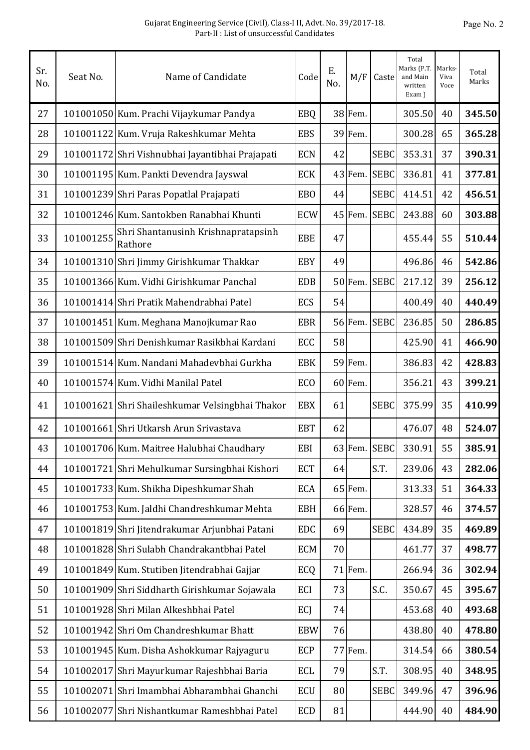Gujarat Engineering Service (Civil), Class-I II, Advt. No. 39/2017-18.
Part-II : List of unsuccessful Candidates

| Sr. No. | Seat No. | Name of Candidate | Code | E. No. | M/F | Caste | Total Marks (P.T. and Main written Exam ) | Marks-Viva Voce | Total Marks |
|---|---|---|---|---|---|---|---|---|---|
| 27 | 101001050 | Kum. Prachi Vijaykumar Pandya | EBQ | 38 | Fem. | | 305.50 | 40 | **345.50** |
| 28 | 101001122 | Kum. Vruja Rakeshkumar Mehta | EBS | 39 | Fem. | | 300.28 | 65 | **365.28** |
| 29 | 101001172 | Shri Vishnubhai Jayantibhai Prajapati | ECN | 42 | | SEBC | 353.31 | 37 | **390.31** |
| 30 | 101001195 | Kum. Pankti Devendra Jayswal | ECK | 43 | Fem. | SEBC | 336.81 | 41 | **377.81** |
| 31 | 101001239 | Shri Paras Popatlal Prajapati | EBO | 44 | | SEBC | 414.51 | 42 | **456.51** |
| 32 | 101001246 | Kum. Santokben Ranabhai Khunti | ECW | 45 | Fem. | SEBC | 243.88 | 60 | **303.88** |
| 33 | 101001255 | Shri Shantanusinh Krishnapratapsinh Rathore | EBE | 47 | | | 455.44 | 55 | **510.44** |
| 34 | 101001310 | Shri Jimmy Girishkumar Thakkar | EBY | 49 | | | 496.86 | 46 | **542.86** |
| 35 | 101001366 | Kum. Vidhi Girishkumar Panchal | EDB | 50 | Fem. | SEBC | 217.12 | 39 | **256.12** |
| 36 | 101001414 | Shri Pratik Mahendrabhai Patel | ECS | 54 | | | 400.49 | 40 | **440.49** |
| 37 | 101001451 | Kum. Meghana Manojkumar Rao | EBR | 56 | Fem. | SEBC | 236.85 | 50 | **286.85** |
| 38 | 101001509 | Shri Denishkumar Rasikbhai Kardani | ECC | 58 | | | 425.90 | 41 | **466.90** |
| 39 | 101001514 | Kum. Nandani Mahadevbhai Gurkha | EBK | 59 | Fem. | | 386.83 | 42 | **428.83** |
| 40 | 101001574 | Kum. Vidhi Manilal Patel | ECO | 60 | Fem. | | 356.21 | 43 | **399.21** |
| 41 | 101001621 | Shri Shaileshkumar Velsingbhai Thakor | EBX | 61 | | SEBC | 375.99 | 35 | **410.99** |
| 42 | 101001661 | Shri Utkarsh Arun Srivastava | EBT | 62 | | | 476.07 | 48 | **524.07** |
| 43 | 101001706 | Kum. Maitree Halubhai Chaudhary | EBI | 63 | Fem. | SEBC | 330.91 | 55 | **385.91** |
| 44 | 101001721 | Shri Mehulkumar Sursingbhai Kishori | ECT | 64 | | S.T. | 239.06 | 43 | **282.06** |
| 45 | 101001733 | Kum. Shikha Dipeshkumar Shah | ECA | 65 | Fem. | | 313.33 | 51 | **364.33** |
| 46 | 101001753 | Kum. Jaldhi Chandreshkumar Mehta | EBH | 66 | Fem. | | 328.57 | 46 | **374.57** |
| 47 | 101001819 | Shri Jitendrakumar Arjunbhai Patani | EDC | 69 | | SEBC | 434.89 | 35 | **469.89** |
| 48 | 101001828 | Shri Sulabh Chandrakantbhai Patel | ECM | 70 | | | 461.77 | 37 | **498.77** |
| 49 | 101001849 | Kum. Stutiben Jitendrabhai Gajjar | ECQ | 71 | Fem. | | 266.94 | 36 | **302.94** |
| 50 | 101001909 | Shri Siddharth Girishkumar Sojawala | ECI | 73 | | S.C. | 350.67 | 45 | **395.67** |
| 51 | 101001928 | Shri Milan Alkeshbhai Patel | ECJ | 74 | | | 453.68 | 40 | **493.68** |
| 52 | 101001942 | Shri Om Chandreshkumar Bhatt | EBW | 76 | | | 438.80 | 40 | **478.80** |
| 53 | 101001945 | Kum. Disha Ashokkumar Rajyaguru | ECP | 77 | Fem. | | 314.54 | 66 | **380.54** |
| 54 | 101002017 | Shri Mayurkumar Rajeshbhai Baria | ECL | 79 | | S.T. | 308.95 | 40 | **348.95** |
| 55 | 101002071 | Shri Imambhai Abharambhai Ghanchi | ECU | 80 | | SEBC | 349.96 | 47 | **396.96** |
| 56 | 101002077 | Shri Nishantkumar Rameshbhai Patel | ECD | 81 | | | 444.90 | 40 | **484.90** |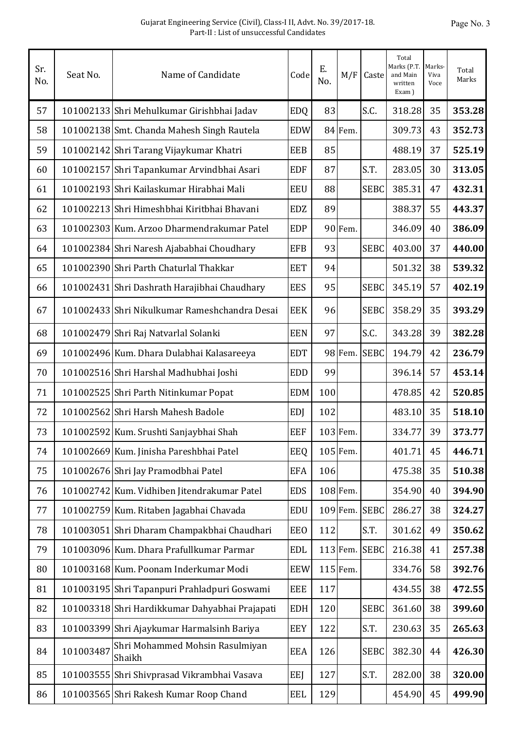| Sr. No. | Seat No. | Name of Candidate | Code | E. No. | M/F | Caste | Total Marks (P.T. and Main written Exam ) | Marks-Viva Voce | Total Marks |
|---|---|---|---|---|---|---|---|---|---|
| 57 | 101002133 | Shri Mehulkumar Girishbhai Jadav | EDQ | 83 | | S.C. | 318.28 | 35 | **353.28** |
| 58 | 101002138 | Smt. Chanda Mahesh Singh Rautela | EDW | 84 | Fem. | | 309.73 | 43 | **352.73** |
| 59 | 101002142 | Shri Tarang Vijaykumar Khatri | EEB | 85 | | | 488.19 | 37 | **525.19** |
| 60 | 101002157 | Shri Tapankumar Arvindbhai Asari | EDF | 87 | | S.T. | 283.05 | 30 | **313.05** |
| 61 | 101002193 | Shri Kailaskumar Hirabhai Mali | EEU | 88 | | SEBC | 385.31 | 47 | **432.31** |
| 62 | 101002213 | Shri Himeshbhai Kiritbhai Bhavani | EDZ | 89 | | | 388.37 | 55 | **443.37** |
| 63 | 101002303 | Kum. Arzoo Dharmendrakumar Patel | EDP | 90 | Fem. | | 346.09 | 40 | **386.09** |
| 64 | 101002384 | Shri Naresh Ajababhai Choudhary | EFB | 93 | | SEBC | 403.00 | 37 | **440.00** |
| 65 | 101002390 | Shri Parth Chaturlal Thakkar | EET | 94 | | | 501.32 | 38 | **539.32** |
| 66 | 101002431 | Shri Dashrath Harajibhai Chaudhary | EES | 95 | | SEBC | 345.19 | 57 | **402.19** |
| 67 | 101002433 | Shri Nikulkumar Rameshchandra Desai | EEK | 96 | | SEBC | 358.29 | 35 | **393.29** |
| 68 | 101002479 | Shri Raj Natvarlal Solanki | EEN | 97 | | S.C. | 343.28 | 39 | **382.28** |
| 69 | 101002496 | Kum. Dhara Dulabhai Kalasareeya | EDT | 98 | Fem. | SEBC | 194.79 | 42 | **236.79** |
| 70 | 101002516 | Shri Harshal Madhubhai Joshi | EDD | 99 | | | 396.14 | 57 | **453.14** |
| 71 | 101002525 | Shri Parth Nitinkumar Popat | EDM | 100 | | | 478.85 | 42 | **520.85** |
| 72 | 101002562 | Shri Harsh Mahesh Badole | EDJ | 102 | | | 483.10 | 35 | **518.10** |
| 73 | 101002592 | Kum. Srushti Sanjaybhai Shah | EEF | 103 | Fem. | | 334.77 | 39 | **373.77** |
| 74 | 101002669 | Kum. Jinisha Pareshbhai Patel | EEQ | 105 | Fem. | | 401.71 | 45 | **446.71** |
| 75 | 101002676 | Shri Jay Pramodbhai Patel | EFA | 106 | | | 475.38 | 35 | **510.38** |
| 76 | 101002742 | Kum. Vidhiben Jitendrakumar Patel | EDS | 108 | Fem. | | 354.90 | 40 | **394.90** |
| 77 | 101002759 | Kum. Ritaben Jagabhai Chavada | EDU | 109 | Fem. | SEBC | 286.27 | 38 | **324.27** |
| 78 | 101003051 | Shri Dharam Champakbhai Chaudhari | EEO | 112 | | S.T. | 301.62 | 49 | **350.62** |
| 79 | 101003096 | Kum. Dhara Prafullkumar Parmar | EDL | 113 | Fem. | SEBC | 216.38 | 41 | **257.38** |
| 80 | 101003168 | Kum. Poonam Inderkumar Modi | EEW | 115 | Fem. | | 334.76 | 58 | **392.76** |
| 81 | 101003195 | Shri Tapanpuri Prahladpuri Goswami | EEE | 117 | | | 434.55 | 38 | **472.55** |
| 82 | 101003318 | Shri Hardikkumar Dahyabhai Prajapati | EDH | 120 | | SEBC | 361.60 | 38 | **399.60** |
| 83 | 101003399 | Shri Ajaykumar Harmalsinh Bariya | EEY | 122 | | S.T. | 230.63 | 35 | **265.63** |
| 84 | 101003487 | Shri Mohammed Mohsin Rasulmiyan Shaikh | EEA | 126 | | SEBC | 382.30 | 44 | **426.30** |
| 85 | 101003555 | Shri Shivprasad Vikrambhai Vasava | EEJ | 127 | | S.T. | 282.00 | 38 | **320.00** |
| 86 | 101003565 | Shri Rakesh Kumar Roop Chand | EEL | 129 | | | 454.90 | 45 | **499.90** |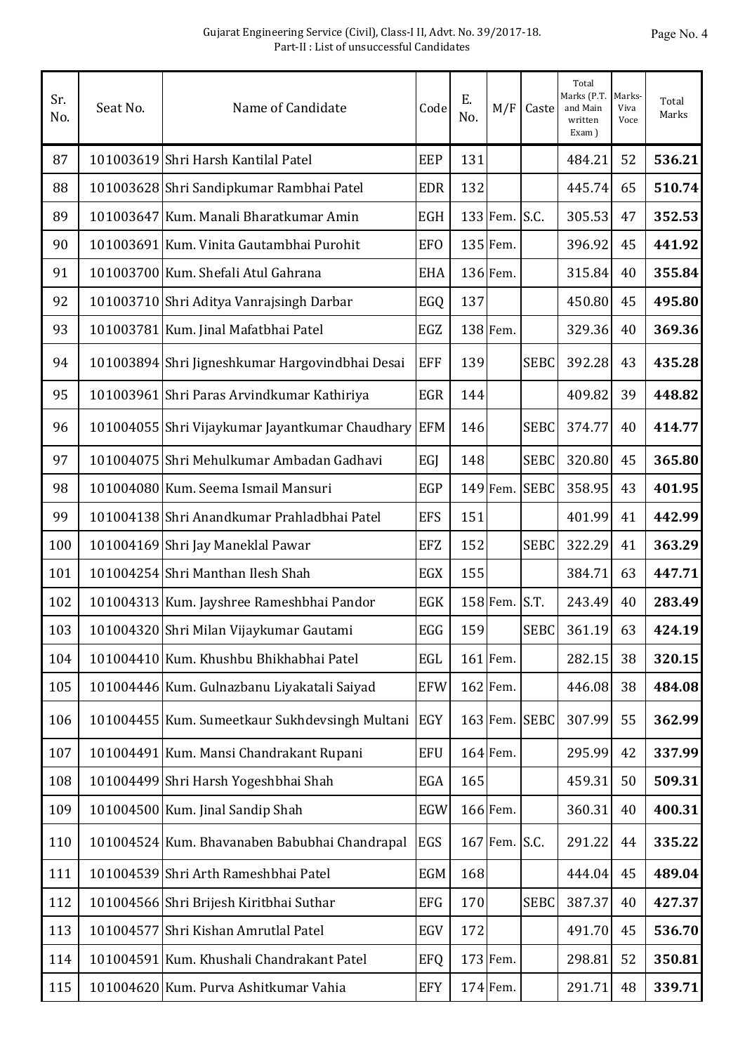| Sr. No. | Seat No. | Name of Candidate | Code | E. No. | M/F | Caste | Total Marks (P.T. and Main written Exam ) | Marks-Viva Voce | Total Marks |
|---|---|---|---|---|---|---|---|---|---|
| 87 | 101003619 | Shri Harsh Kantilal Patel | EEP | 131 | | | 484.21 | 52 | **536.21** |
| 88 | 101003628 | Shri Sandipkumar Rambhai Patel | EDR | 132 | | | 445.74 | 65 | **510.74** |
| 89 | 101003647 | Kum. Manali Bharatkumar Amin | EGH | 133 | Fem. | S.C. | 305.53 | 47 | **352.53** |
| 90 | 101003691 | Kum. Vinita Gautambhai Purohit | EFO | 135 | Fem. | | 396.92 | 45 | **441.92** |
| 91 | 101003700 | Kum. Shefali Atul Gahrana | EHA | 136 | Fem. | | 315.84 | 40 | **355.84** |
| 92 | 101003710 | Shri Aditya Vanrajsingh Darbar | EGQ | 137 | | | 450.80 | 45 | **495.80** |
| 93 | 101003781 | Kum. Jinal Mafatbhai Patel | EGZ | 138 | Fem. | | 329.36 | 40 | **369.36** |
| 94 | 101003894 | Shri Jigneshkumar Hargovindbhai Desai | EFF | 139 | | SEBC | 392.28 | 43 | **435.28** |
| 95 | 101003961 | Shri Paras Arvindkumar Kathiriya | EGR | 144 | | | 409.82 | 39 | **448.82** |
| 96 | 101004055 | Shri Vijaykumar Jayantkumar Chaudhary | EFM | 146 | | SEBC | 374.77 | 40 | **414.77** |
| 97 | 101004075 | Shri Mehulkumar Ambadan Gadhavi | EGJ | 148 | | SEBC | 320.80 | 45 | **365.80** |
| 98 | 101004080 | Kum. Seema Ismail Mansuri | EGP | 149 | Fem. | SEBC | 358.95 | 43 | **401.95** |
| 99 | 101004138 | Shri Anandkumar Prahladbhai Patel | EFS | 151 | | | 401.99 | 41 | **442.99** |
| 100 | 101004169 | Shri Jay Maneklal Pawar | EFZ | 152 | | SEBC | 322.29 | 41 | **363.29** |
| 101 | 101004254 | Shri Manthan Ilesh Shah | EGX | 155 | | | 384.71 | 63 | **447.71** |
| 102 | 101004313 | Kum. Jayshree Rameshbhai Pandor | EGK | 158 | Fem. | S.T. | 243.49 | 40 | **283.49** |
| 103 | 101004320 | Shri Milan Vijaykumar Gautami | EGG | 159 | | SEBC | 361.19 | 63 | **424.19** |
| 104 | 101004410 | Kum. Khushbu Bhikhabhai Patel | EGL | 161 | Fem. | | 282.15 | 38 | **320.15** |
| 105 | 101004446 | Kum. Gulnazbanu Liyakatali Saiyad | EFW | 162 | Fem. | | 446.08 | 38 | **484.08** |
| 106 | 101004455 | Kum. Sumeetkaur Sukhdevsingh Multani | EGY | 163 | Fem. | SEBC | 307.99 | 55 | **362.99** |
| 107 | 101004491 | Kum. Mansi Chandrakant Rupani | EFU | 164 | Fem. | | 295.99 | 42 | **337.99** |
| 108 | 101004499 | Shri Harsh Yogeshbhai Shah | EGA | 165 | | | 459.31 | 50 | **509.31** |
| 109 | 101004500 | Kum. Jinal Sandip Shah | EGW | 166 | Fem. | | 360.31 | 40 | **400.31** |
| 110 | 101004524 | Kum. Bhavanaben Babubhai Chandrapal | EGS | 167 | Fem. | S.C. | 291.22 | 44 | **335.22** |
| 111 | 101004539 | Shri Arth Rameshbhai Patel | EGM | 168 | | | 444.04 | 45 | **489.04** |
| 112 | 101004566 | Shri Brijesh Kiritbhai Suthar | EFG | 170 | | SEBC | 387.37 | 40 | **427.37** |
| 113 | 101004577 | Shri Kishan Amrutlal Patel | EGV | 172 | | | 491.70 | 45 | **536.70** |
| 114 | 101004591 | Kum. Khushali Chandrakant Patel | EFQ | 173 | Fem. | | 298.81 | 52 | **350.81** |
| 115 | 101004620 | Kum. Purva Ashitkumar Vahia | EFY | 174 | Fem. | | 291.71 | 48 | **339.71** |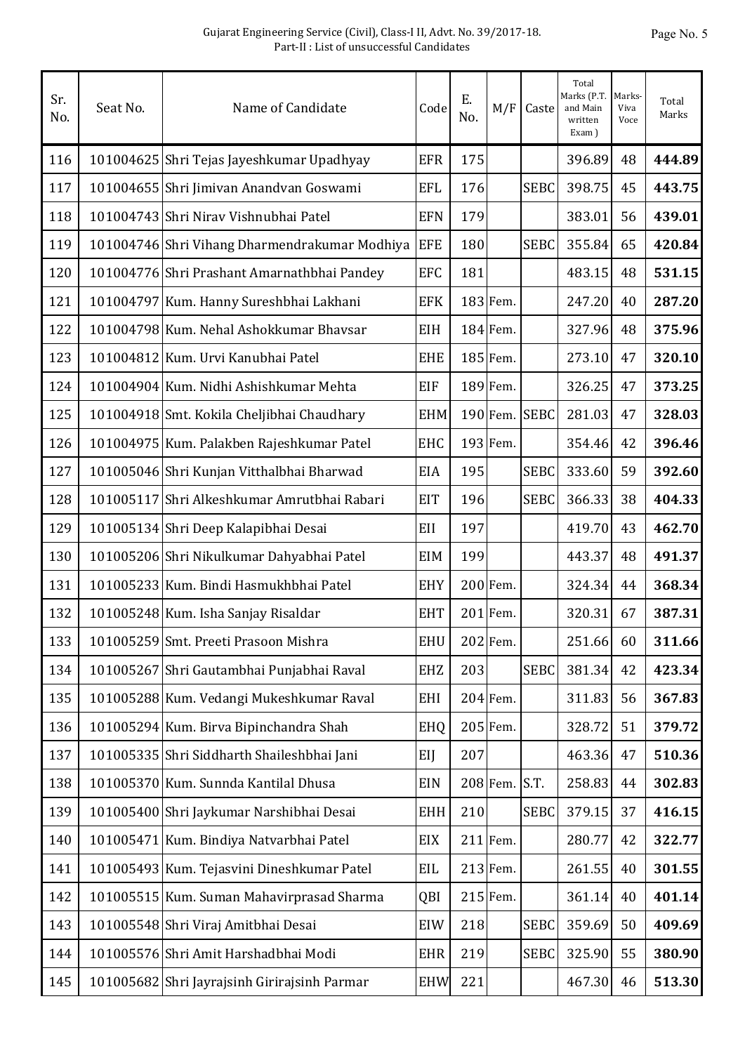| Sr. No. | Seat No. | Name of Candidate | Code | E. No. | M/F | Caste | Total Marks (P.T. and Main written Exam ) | Marks-Viva Voce | Total Marks |
|---|---|---|---|---|---|---|---|---|---|
| 116 | 101004625 | Shri Tejas Jayeshkumar Upadhyay | EFR | 175 | | | 396.89 | 48 | **444.89** |
| 117 | 101004655 | Shri Jimivan Anandvan Goswami | EFL | 176 | | SEBC | 398.75 | 45 | **443.75** |
| 118 | 101004743 | Shri Nirav Vishnubhai Patel | EFN | 179 | | | 383.01 | 56 | **439.01** |
| 119 | 101004746 | Shri Vihang Dharmendrakumar Modhiya | EFE | 180 | | SEBC | 355.84 | 65 | **420.84** |
| 120 | 101004776 | Shri Prashant Amarnathbhai Pandey | EFC | 181 | | | 483.15 | 48 | **531.15** |
| 121 | 101004797 | Kum. Hanny Sureshbhai Lakhani | EFK | 183 | Fem. | | 247.20 | 40 | **287.20** |
| 122 | 101004798 | Kum. Nehal Ashokkumar Bhavsar | EIH | 184 | Fem. | | 327.96 | 48 | **375.96** |
| 123 | 101004812 | Kum. Urvi Kanubhai Patel | EHE | 185 | Fem. | | 273.10 | 47 | **320.10** |
| 124 | 101004904 | Kum. Nidhi Ashishkumar Mehta | EIF | 189 | Fem. | | 326.25 | 47 | **373.25** |
| 125 | 101004918 | Smt. Kokila Cheljibhai Chaudhary | EHM | 190 | Fem. | SEBC | 281.03 | 47 | **328.03** |
| 126 | 101004975 | Kum. Palakben Rajeshkumar Patel | EHC | 193 | Fem. | | 354.46 | 42 | **396.46** |
| 127 | 101005046 | Shri Kunjan Vitthalbhai Bharwad | EIA | 195 | | SEBC | 333.60 | 59 | **392.60** |
| 128 | 101005117 | Shri Alkeshkumar Amrutbhai Rabari | EIT | 196 | | SEBC | 366.33 | 38 | **404.33** |
| 129 | 101005134 | Shri Deep Kalapibhai Desai | EII | 197 | | | 419.70 | 43 | **462.70** |
| 130 | 101005206 | Shri Nikulkumar Dahyabhai Patel | EIM | 199 | | | 443.37 | 48 | **491.37** |
| 131 | 101005233 | Kum. Bindi Hasmukhbhai Patel | EHY | 200 | Fem. | | 324.34 | 44 | **368.34** |
| 132 | 101005248 | Kum. Isha Sanjay Risaldar | EHT | 201 | Fem. | | 320.31 | 67 | **387.31** |
| 133 | 101005259 | Smt. Preeti Prasoon Mishra | EHU | 202 | Fem. | | 251.66 | 60 | **311.66** |
| 134 | 101005267 | Shri Gautambhai Punjabhai Raval | EHZ | 203 | | SEBC | 381.34 | 42 | **423.34** |
| 135 | 101005288 | Kum. Vedangi Mukeshkumar Raval | EHI | 204 | Fem. | | 311.83 | 56 | **367.83** |
| 136 | 101005294 | Kum. Birva Bipinchandra Shah | EHQ | 205 | Fem. | | 328.72 | 51 | **379.72** |
| 137 | 101005335 | Shri Siddharth Shaileshbhai Jani | EIJ | 207 | | | 463.36 | 47 | **510.36** |
| 138 | 101005370 | Kum. Sunnda Kantilal Dhusa | EIN | 208 | Fem. | S.T. | 258.83 | 44 | **302.83** |
| 139 | 101005400 | Shri Jaykumar Narshibhai Desai | EHH | 210 | | SEBC | 379.15 | 37 | **416.15** |
| 140 | 101005471 | Kum. Bindiya Natvarbhai Patel | EIX | 211 | Fem. | | 280.77 | 42 | **322.77** |
| 141 | 101005493 | Kum. Tejasvini Dineshkumar Patel | EIL | 213 | Fem. | | 261.55 | 40 | **301.55** |
| 142 | 101005515 | Kum. Suman Mahavirprasad Sharma | QBI | 215 | Fem. | | 361.14 | 40 | **401.14** |
| 143 | 101005548 | Shri Viraj Amitbhai Desai | EIW | 218 | | SEBC | 359.69 | 50 | **409.69** |
| 144 | 101005576 | Shri Amit Harshadbhai Modi | EHR | 219 | | SEBC | 325.90 | 55 | **380.90** |
| 145 | 101005682 | Shri Jayrajsinh Girirajsinh Parmar | EHW | 221 | | | 467.30 | 46 | **513.30** |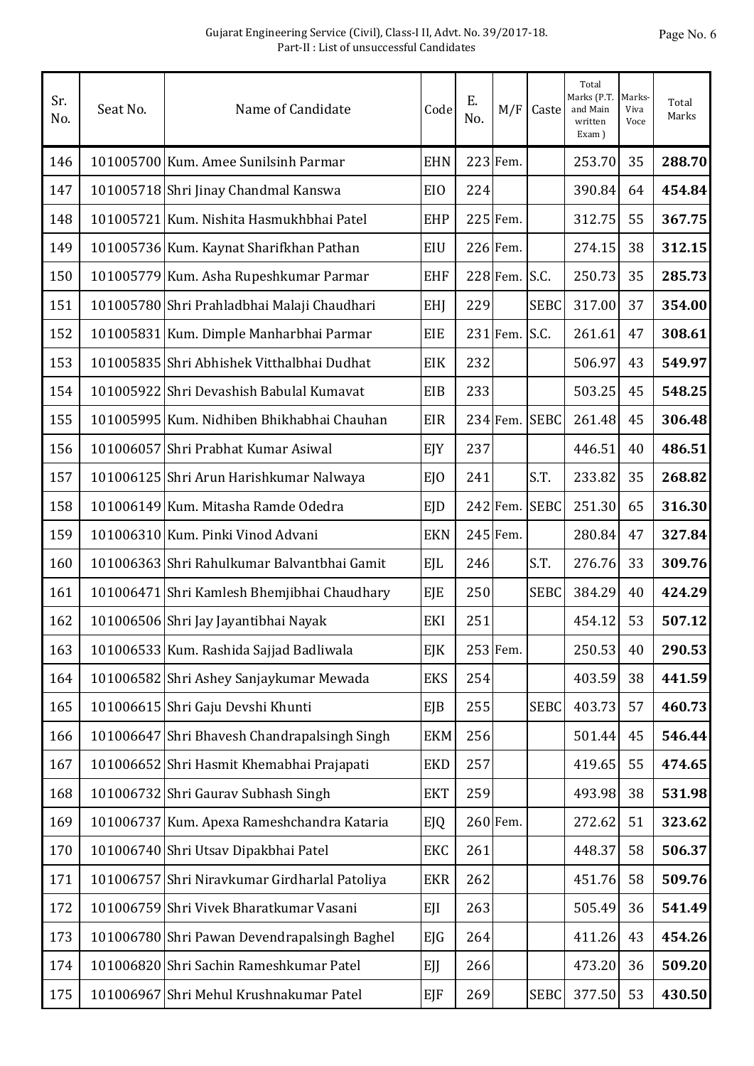| Sr. No. | Seat No. | Name of Candidate | Code | E. No. | M/F | Caste | Total Marks (P.T. and Main written Exam ) | Marks-Viva Voce | Total Marks |
|---|---|---|---|---|---|---|---|---|---|
| 146 | 101005700 | Kum. Amee Sunilsinh Parmar | EHN | 223 | Fem. | | 253.70 | 35 | **288.70** |
| 147 | 101005718 | Shri Jinay Chandmal Kanswa | EIO | 224 | | | 390.84 | 64 | **454.84** |
| 148 | 101005721 | Kum. Nishita Hasmukhbhai Patel | EHP | 225 | Fem. | | 312.75 | 55 | **367.75** |
| 149 | 101005736 | Kum. Kaynat Sharifkhan Pathan | EIU | 226 | Fem. | | 274.15 | 38 | **312.15** |
| 150 | 101005779 | Kum. Asha Rupeshkumar Parmar | EHF | 228 | Fem. | S.C. | 250.73 | 35 | **285.73** |
| 151 | 101005780 | Shri Prahladbhai Malaji Chaudhari | EHJ | 229 | | SEBC | 317.00 | 37 | **354.00** |
| 152 | 101005831 | Kum. Dimple Manharbhai Parmar | EIE | 231 | Fem. | S.C. | 261.61 | 47 | **308.61** |
| 153 | 101005835 | Shri Abhishek Vitthalbhai Dudhat | EIK | 232 | | | 506.97 | 43 | **549.97** |
| 154 | 101005922 | Shri Devashish Babulal Kumavat | EIB | 233 | | | 503.25 | 45 | **548.25** |
| 155 | 101005995 | Kum. Nidhiben Bhikhabhai Chauhan | EIR | 234 | Fem. | SEBC | 261.48 | 45 | **306.48** |
| 156 | 101006057 | Shri Prabhat Kumar Asiwal | EJY | 237 | | | 446.51 | 40 | **486.51** |
| 157 | 101006125 | Shri Arun Harishkumar Nalwaya | EJO | 241 | | S.T. | 233.82 | 35 | **268.82** |
| 158 | 101006149 | Kum. Mitasha Ramde Odedra | EJD | 242 | Fem. | SEBC | 251.30 | 65 | **316.30** |
| 159 | 101006310 | Kum. Pinki Vinod Advani | EKN | 245 | Fem. | | 280.84 | 47 | **327.84** |
| 160 | 101006363 | Shri Rahulkumar Balvantbhai Gamit | EJL | 246 | | S.T. | 276.76 | 33 | **309.76** |
| 161 | 101006471 | Shri Kamlesh Bhemjibhai Chaudhary | EJE | 250 | | SEBC | 384.29 | 40 | **424.29** |
| 162 | 101006506 | Shri Jay Jayantibhai Nayak | EKI | 251 | | | 454.12 | 53 | **507.12** |
| 163 | 101006533 | Kum. Rashida Sajjad Badliwala | EJK | 253 | Fem. | | 250.53 | 40 | **290.53** |
| 164 | 101006582 | Shri Ashey Sanjaykumar Mewada | EKS | 254 | | | 403.59 | 38 | **441.59** |
| 165 | 101006615 | Shri Gaju Devshi Khunti | EJB | 255 | | SEBC | 403.73 | 57 | **460.73** |
| 166 | 101006647 | Shri Bhavesh Chandrapalsingh Singh | EKM | 256 | | | 501.44 | 45 | **546.44** |
| 167 | 101006652 | Shri Hasmit Khemabhai Prajapati | EKD | 257 | | | 419.65 | 55 | **474.65** |
| 168 | 101006732 | Shri Gaurav Subhash Singh | EKT | 259 | | | 493.98 | 38 | **531.98** |
| 169 | 101006737 | Kum. Apexa Rameshchandra Kataria | EJQ | 260 | Fem. | | 272.62 | 51 | **323.62** |
| 170 | 101006740 | Shri Utsav Dipakbhai Patel | EKC | 261 | | | 448.37 | 58 | **506.37** |
| 171 | 101006757 | Shri Niravkumar Girdharlal Patoliya | EKR | 262 | | | 451.76 | 58 | **509.76** |
| 172 | 101006759 | Shri Vivek Bharatkumar Vasani | EJI | 263 | | | 505.49 | 36 | **541.49** |
| 173 | 101006780 | Shri Pawan Devendrapalsingh Baghel | EJG | 264 | | | 411.26 | 43 | **454.26** |
| 174 | 101006820 | Shri Sachin Rameshkumar Patel | EJJ | 266 | | | 473.20 | 36 | **509.20** |
| 175 | 101006967 | Shri Mehul Krushnakumar Patel | EJF | 269 | | SEBC | 377.50 | 53 | **430.50** |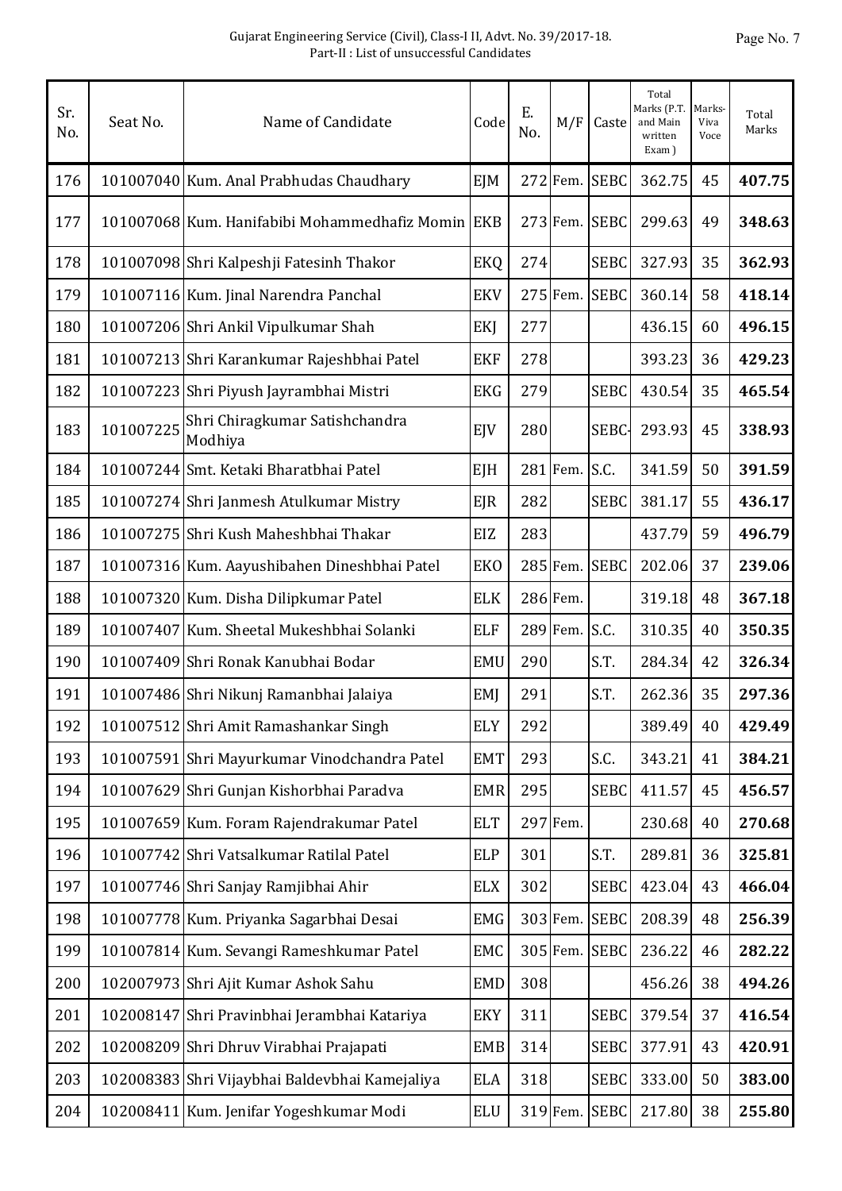| Sr. No. | Seat No. | Name of Candidate | Code | E. No. | M/F | Caste | Total Marks (P.T. and Main written Exam ) | Marks-Viva Voce | Total Marks |
|---|---|---|---|---|---|---|---|---|---|
| 176 | 101007040 | Kum. Anal Prabhudas Chaudhary | EJM | 272 | Fem. | SEBC | 362.75 | 45 | **407.75** |
| 177 | 101007068 | Kum. Hanifabibi Mohammedhafiz Momin | EKB | 273 | Fem. | SEBC | 299.63 | 49 | **348.63** |
| 178 | 101007098 | Shri Kalpeshji Fatesinh Thakor | EKQ | 274 | | SEBC | 327.93 | 35 | **362.93** |
| 179 | 101007116 | Kum. Jinal Narendra Panchal | EKV | 275 | Fem. | SEBC | 360.14 | 58 | **418.14** |
| 180 | 101007206 | Shri Ankil Vipulkumar Shah | EKJ | 277 | | | 436.15 | 60 | **496.15** |
| 181 | 101007213 | Shri Karankumar Rajeshbhai Patel | EKF | 278 | | | 393.23 | 36 | **429.23** |
| 182 | 101007223 | Shri Piyush Jayrambhai Mistri | EKG | 279 | | SEBC | 430.54 | 35 | **465.54** |
| 183 | 101007225 | Shri Chiragkumar Satishchandra Modhiya | EJV | 280 | | SEBC- | 293.93 | 45 | **338.93** |
| 184 | 101007244 | Smt. Ketaki Bharatbhai Patel | EJH | 281 | Fem. | S.C. | 341.59 | 50 | **391.59** |
| 185 | 101007274 | Shri Janmesh Atulkumar Mistry | EJR | 282 | | SEBC | 381.17 | 55 | **436.17** |
| 186 | 101007275 | Shri Kush Maheshbhai Thakar | EIZ | 283 | | | 437.79 | 59 | **496.79** |
| 187 | 101007316 | Kum. Aayushibahen Dineshbhai Patel | EKO | 285 | Fem. | SEBC | 202.06 | 37 | **239.06** |
| 188 | 101007320 | Kum. Disha Dilipkumar Patel | ELK | 286 | Fem. | | 319.18 | 48 | **367.18** |
| 189 | 101007407 | Kum. Sheetal Mukeshbhai Solanki | ELF | 289 | Fem. | S.C. | 310.35 | 40 | **350.35** |
| 190 | 101007409 | Shri Ronak Kanubhai Bodar | EMU | 290 | | S.T. | 284.34 | 42 | **326.34** |
| 191 | 101007486 | Shri Nikunj Ramanbhai Jalaiya | EMJ | 291 | | S.T. | 262.36 | 35 | **297.36** |
| 192 | 101007512 | Shri Amit Ramashankar Singh | ELY | 292 | | | 389.49 | 40 | **429.49** |
| 193 | 101007591 | Shri Mayurkumar Vinodchandra Patel | EMT | 293 | | S.C. | 343.21 | 41 | **384.21** |
| 194 | 101007629 | Shri Gunjan Kishorbhai Paradva | EMR | 295 | | SEBC | 411.57 | 45 | **456.57** |
| 195 | 101007659 | Kum. Foram Rajendrakumar Patel | ELT | 297 | Fem. | | 230.68 | 40 | **270.68** |
| 196 | 101007742 | Shri Vatsalkumar Ratilal Patel | ELP | 301 | | S.T. | 289.81 | 36 | **325.81** |
| 197 | 101007746 | Shri Sanjay Ramjibhai Ahir | ELX | 302 | | SEBC | 423.04 | 43 | **466.04** |
| 198 | 101007778 | Kum. Priyanka Sagarbhai Desai | EMG | 303 | Fem. | SEBC | 208.39 | 48 | **256.39** |
| 199 | 101007814 | Kum. Sevangi Rameshkumar Patel | EMC | 305 | Fem. | SEBC | 236.22 | 46 | **282.22** |
| 200 | 102007973 | Shri Ajit Kumar Ashok Sahu | EMD | 308 | | | 456.26 | 38 | **494.26** |
| 201 | 102008147 | Shri Pravinbhai Jerambhai Katariya | EKY | 311 | | SEBC | 379.54 | 37 | **416.54** |
| 202 | 102008209 | Shri Dhruv Virabhai Prajapati | EMB | 314 | | SEBC | 377.91 | 43 | **420.91** |
| 203 | 102008383 | Shri Vijaybhai Baldevbhai Kamejaliya | ELA | 318 | | SEBC | 333.00 | 50 | **383.00** |
| 204 | 102008411 | Kum. Jenifar Yogeshkumar Modi | ELU | 319 | Fem. | SEBC | 217.80 | 38 | **255.80** |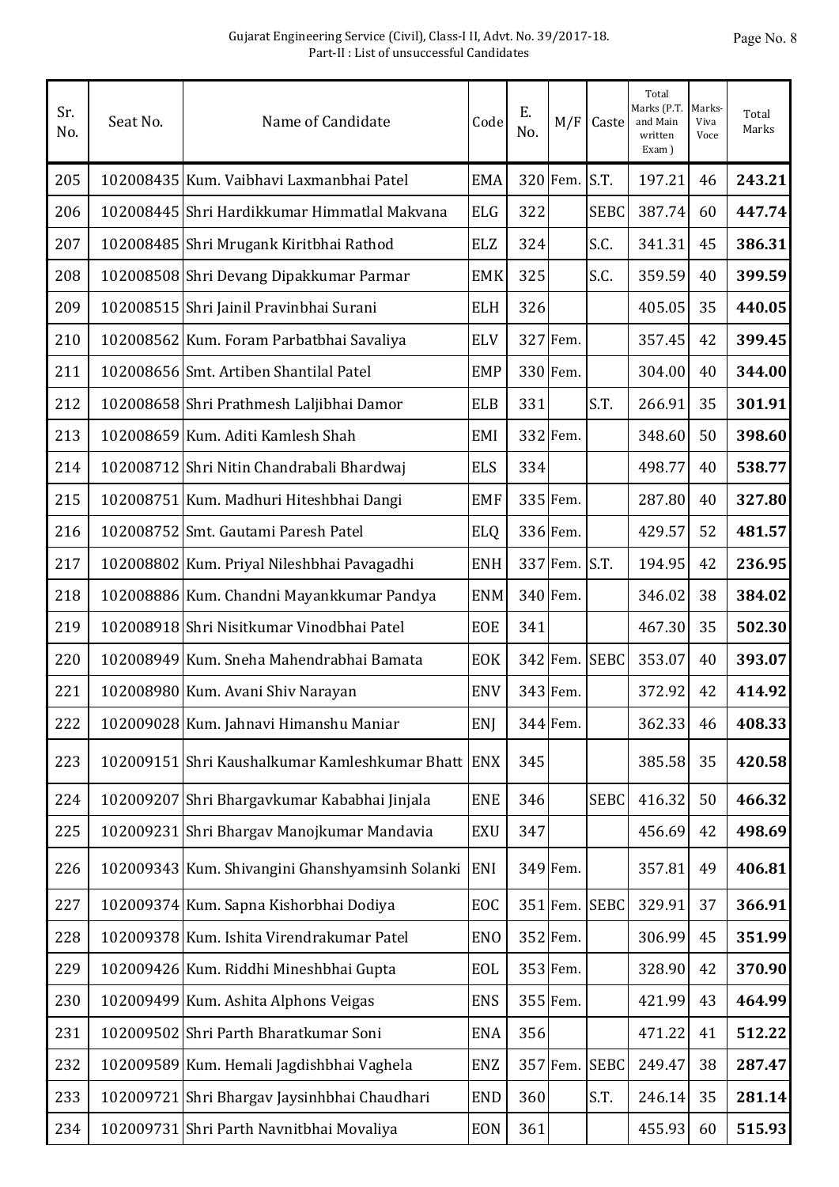Gujarat Engineering Service (Civil), Class-I II, Advt. No. 39/2017-18.
Part-II : List of unsuccessful Candidates

| Sr. No. | Seat No. | Name of Candidate | Code | E. No. | M/F | Caste | Total Marks (P.T. and Main written Exam ) | Marks-Viva Voce | Total Marks |
|---|---|---|---|---|---|---|---|---|---|
| 205 | 102008435 | Kum. Vaibhavi Laxmanbhai Patel | EMA | 320 | Fem. | S.T. | 197.21 | 46 | **243.21** |
| 206 | 102008445 | Shri Hardikkumar Himmatlal Makvana | ELG | 322 | | SEBC | 387.74 | 60 | **447.74** |
| 207 | 102008485 | Shri Mrugank Kiritbhai Rathod | ELZ | 324 | | S.C. | 341.31 | 45 | **386.31** |
| 208 | 102008508 | Shri Devang Dipakkumar Parmar | EMK | 325 | | S.C. | 359.59 | 40 | **399.59** |
| 209 | 102008515 | Shri Jainil Pravinbhai Surani | ELH | 326 | | | 405.05 | 35 | **440.05** |
| 210 | 102008562 | Kum. Foram Parbatbhai Savaliya | ELV | 327 | Fem. | | 357.45 | 42 | **399.45** |
| 211 | 102008656 | Smt. Artiben Shantilal Patel | EMP | 330 | Fem. | | 304.00 | 40 | **344.00** |
| 212 | 102008658 | Shri Prathmesh Laljibhai Damor | ELB | 331 | | S.T. | 266.91 | 35 | **301.91** |
| 213 | 102008659 | Kum. Aditi Kamlesh Shah | EMI | 332 | Fem. | | 348.60 | 50 | **398.60** |
| 214 | 102008712 | Shri Nitin Chandrabali Bhardwaj | ELS | 334 | | | 498.77 | 40 | **538.77** |
| 215 | 102008751 | Kum. Madhuri Hiteshbhai Dangi | EMF | 335 | Fem. | | 287.80 | 40 | **327.80** |
| 216 | 102008752 | Smt. Gautami Paresh Patel | ELQ | 336 | Fem. | | 429.57 | 52 | **481.57** |
| 217 | 102008802 | Kum. Priyal Nileshbhai Pavagadhi | ENH | 337 | Fem. | S.T. | 194.95 | 42 | **236.95** |
| 218 | 102008886 | Kum. Chandni Mayankkumar Pandya | ENM | 340 | Fem. | | 346.02 | 38 | **384.02** |
| 219 | 102008918 | Shri Nisitkumar Vinodbhai Patel | EOE | 341 | | | 467.30 | 35 | **502.30** |
| 220 | 102008949 | Kum. Sneha Mahendrabhai Bamata | EOK | 342 | Fem. | SEBC | 353.07 | 40 | **393.07** |
| 221 | 102008980 | Kum. Avani Shiv Narayan | ENV | 343 | Fem. | | 372.92 | 42 | **414.92** |
| 222 | 102009028 | Kum. Jahnavi Himanshu Maniar | ENJ | 344 | Fem. | | 362.33 | 46 | **408.33** |
| 223 | 102009151 | Shri Kaushalkumar Kamleshkumar Bhatt | ENX | 345 | | | 385.58 | 35 | **420.58** |
| 224 | 102009207 | Shri Bhargavkumar Kababhai Jinjala | ENE | 346 | | SEBC | 416.32 | 50 | **466.32** |
| 225 | 102009231 | Shri Bhargav Manojkumar Mandavia | EXU | 347 | | | 456.69 | 42 | **498.69** |
| 226 | 102009343 | Kum. Shivangini Ghanshyamsinh Solanki | ENI | 349 | Fem. | | 357.81 | 49 | **406.81** |
| 227 | 102009374 | Kum. Sapna Kishorbhai Dodiya | EOC | 351 | Fem. | SEBC | 329.91 | 37 | **366.91** |
| 228 | 102009378 | Kum. Ishita Virendrakumar Patel | ENO | 352 | Fem. | | 306.99 | 45 | **351.99** |
| 229 | 102009426 | Kum. Riddhi Mineshbhai Gupta | EOL | 353 | Fem. | | 328.90 | 42 | **370.90** |
| 230 | 102009499 | Kum. Ashita Alphons Veigas | ENS | 355 | Fem. | | 421.99 | 43 | **464.99** |
| 231 | 102009502 | Shri Parth Bharatkumar Soni | ENA | 356 | | | 471.22 | 41 | **512.22** |
| 232 | 102009589 | Kum. Hemali Jagdishbhai Vaghela | ENZ | 357 | Fem. | SEBC | 249.47 | 38 | **287.47** |
| 233 | 102009721 | Shri Bhargav Jaysinhbhai Chaudhari | END | 360 | | S.T. | 246.14 | 35 | **281.14** |
| 234 | 102009731 | Shri Parth Navnitbhai Movaliya | EON | 361 | | | 455.93 | 60 | **515.93** |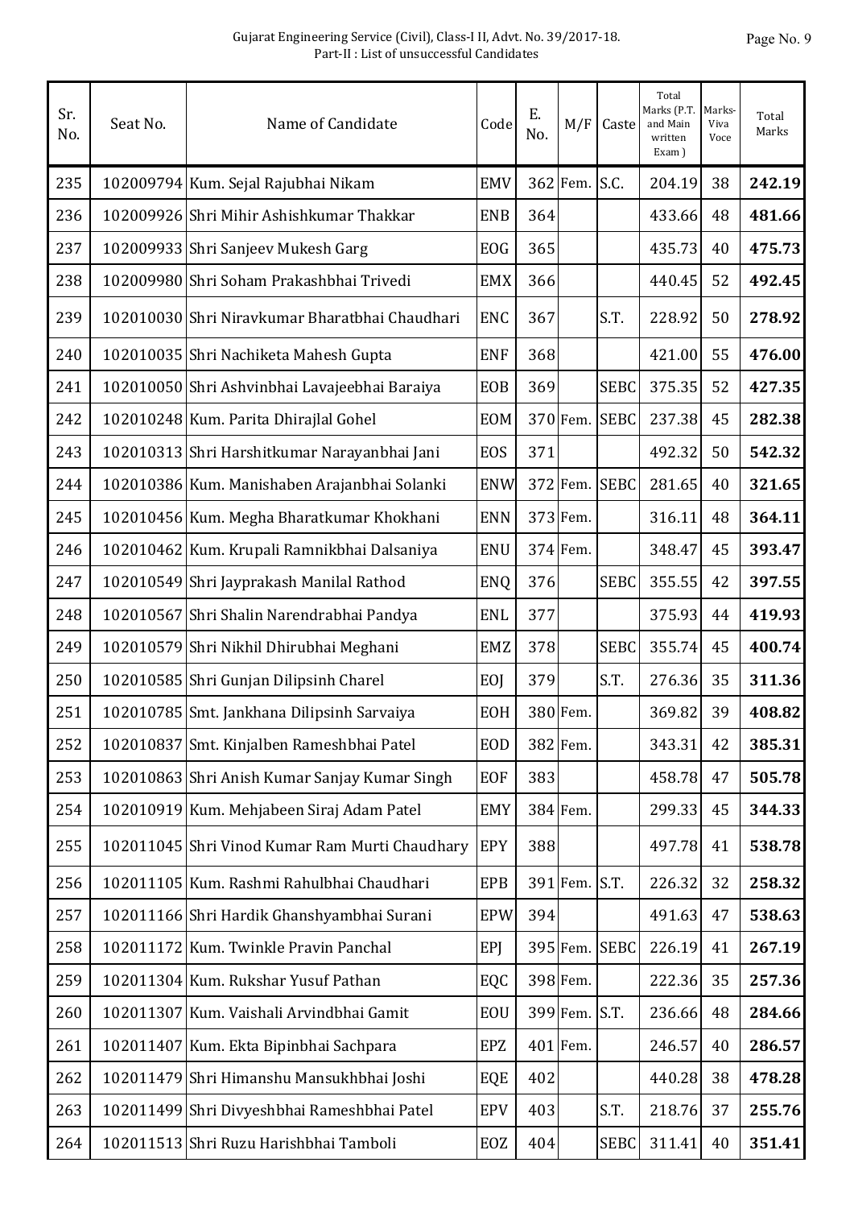| Sr. No. | Seat No. | Name of Candidate | Code | E. No. | M/F | Caste | Total Marks (P.T. and Main written Exam ) | Marks-Viva Voce | Total Marks |
|---|---|---|---|---|---|---|---|---|---|
| 235 | 102009794 | Kum. Sejal Rajubhai Nikam | EMV | 362 | Fem. | S.C. | 204.19 | 38 | **242.19** |
| 236 | 102009926 | Shri Mihir Ashishkumar Thakkar | ENB | 364 | | | 433.66 | 48 | **481.66** |
| 237 | 102009933 | Shri Sanjeev Mukesh Garg | EOG | 365 | | | 435.73 | 40 | **475.73** |
| 238 | 102009980 | Shri Soham Prakashbhai Trivedi | EMX | 366 | | | 440.45 | 52 | **492.45** |
| 239 | 102010030 | Shri Niravkumar Bharatbhai Chaudhari | ENC | 367 | | S.T. | 228.92 | 50 | **278.92** |
| 240 | 102010035 | Shri Nachiketa Mahesh Gupta | ENF | 368 | | | 421.00 | 55 | **476.00** |
| 241 | 102010050 | Shri Ashvinbhai Lavajeebhai Baraiya | EOB | 369 | | SEBC | 375.35 | 52 | **427.35** |
| 242 | 102010248 | Kum. Parita Dhirajlal Gohel | EOM | 370 | Fem. | SEBC | 237.38 | 45 | **282.38** |
| 243 | 102010313 | Shri Harshitkumar Narayanbhai Jani | EOS | 371 | | | 492.32 | 50 | **542.32** |
| 244 | 102010386 | Kum. Manishaben Arajanbhai Solanki | ENW | 372 | Fem. | SEBC | 281.65 | 40 | **321.65** |
| 245 | 102010456 | Kum. Megha Bharatkumar Khokhani | ENN | 373 | Fem. | | 316.11 | 48 | **364.11** |
| 246 | 102010462 | Kum. Krupali Ramnikbhai Dalsaniya | ENU | 374 | Fem. | | 348.47 | 45 | **393.47** |
| 247 | 102010549 | Shri Jayprakash Manilal Rathod | ENQ | 376 | | SEBC | 355.55 | 42 | **397.55** |
| 248 | 102010567 | Shri Shalin Narendrabhai Pandya | ENL | 377 | | | 375.93 | 44 | **419.93** |
| 249 | 102010579 | Shri Nikhil Dhirubhai Meghani | EMZ | 378 | | SEBC | 355.74 | 45 | **400.74** |
| 250 | 102010585 | Shri Gunjan Dilipsinh Charel | EOJ | 379 | | S.T. | 276.36 | 35 | **311.36** |
| 251 | 102010785 | Smt. Jankhana Dilipsinh Sarvaiya | EOH | 380 | Fem. | | 369.82 | 39 | **408.82** |
| 252 | 102010837 | Smt. Kinjalben Rameshbhai Patel | EOD | 382 | Fem. | | 343.31 | 42 | **385.31** |
| 253 | 102010863 | Shri Anish Kumar Sanjay Kumar Singh | EOF | 383 | | | 458.78 | 47 | **505.78** |
| 254 | 102010919 | Kum. Mehjabeen Siraj Adam Patel | EMY | 384 | Fem. | | 299.33 | 45 | **344.33** |
| 255 | 102011045 | Shri Vinod Kumar Ram Murti Chaudhary | EPY | 388 | | | 497.78 | 41 | **538.78** |
| 256 | 102011105 | Kum. Rashmi Rahulbhai Chaudhari | EPB | 391 | Fem. | S.T. | 226.32 | 32 | **258.32** |
| 257 | 102011166 | Shri Hardik Ghanshyambhai Surani | EPW | 394 | | | 491.63 | 47 | **538.63** |
| 258 | 102011172 | Kum. Twinkle Pravin Panchal | EPJ | 395 | Fem. | SEBC | 226.19 | 41 | **267.19** |
| 259 | 102011304 | Kum. Rukshar Yusuf Pathan | EQC | 398 | Fem. | | 222.36 | 35 | **257.36** |
| 260 | 102011307 | Kum. Vaishali Arvindbhai Gamit | EOU | 399 | Fem. | S.T. | 236.66 | 48 | **284.66** |
| 261 | 102011407 | Kum. Ekta Bipinbhai Sachpara | EPZ | 401 | Fem. | | 246.57 | 40 | **286.57** |
| 262 | 102011479 | Shri Himanshu Mansukhbhai Joshi | EQE | 402 | | | 440.28 | 38 | **478.28** |
| 263 | 102011499 | Shri Divyeshbhai Rameshbhai Patel | EPV | 403 | | S.T. | 218.76 | 37 | **255.76** |
| 264 | 102011513 | Shri Ruzu Harishbhai Tamboli | EOZ | 404 | | SEBC | 311.41 | 40 | **351.41** |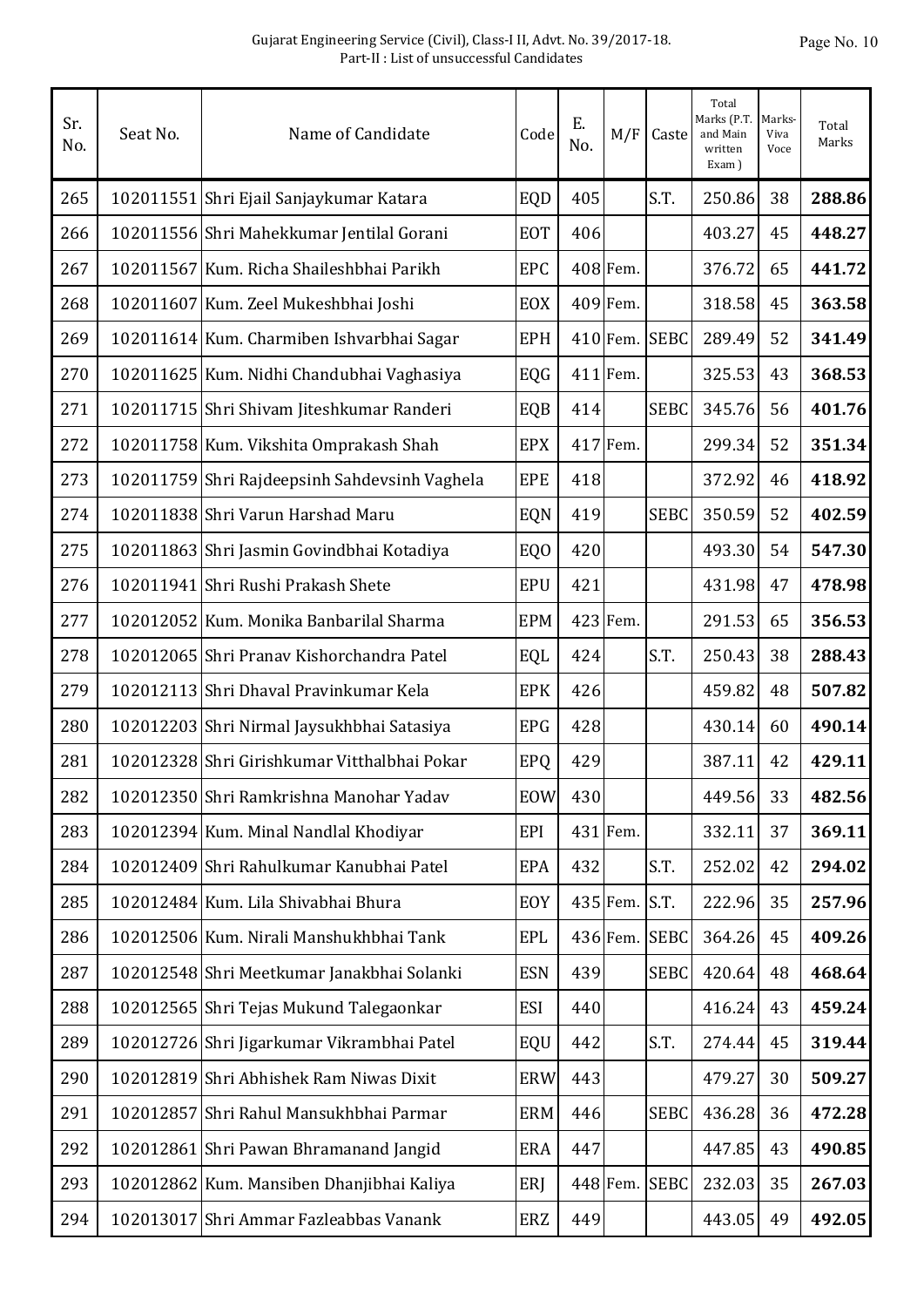| Sr. No. | Seat No. | Name of Candidate | Code | E. No. | M/F | Caste | Total Marks (P.T. and Main written Exam ) | Marks-Viva Voce | Total Marks |
|---|---|---|---|---|---|---|---|---|---|
| 265 | 102011551 | Shri Ejail Sanjaykumar Katara | EQD | 405 | | S.T. | 250.86 | 38 | **288.86** |
| 266 | 102011556 | Shri Mahekkumar Jentilal Gorani | EOT | 406 | | | 403.27 | 45 | **448.27** |
| 267 | 102011567 | Kum. Richa Shaileshbhai Parikh | EPC | 408 | Fem. | | 376.72 | 65 | **441.72** |
| 268 | 102011607 | Kum. Zeel Mukeshbhai Joshi | EOX | 409 | Fem. | | 318.58 | 45 | **363.58** |
| 269 | 102011614 | Kum. Charmiben Ishvarbhai Sagar | EPH | 410 | Fem. | SEBC | 289.49 | 52 | **341.49** |
| 270 | 102011625 | Kum. Nidhi Chandubhai Vaghasiya | EQG | 411 | Fem. | | 325.53 | 43 | **368.53** |
| 271 | 102011715 | Shri Shivam Jiteshkumar Randeri | EQB | 414 | | SEBC | 345.76 | 56 | **401.76** |
| 272 | 102011758 | Kum. Vikshita Omprakash Shah | EPX | 417 | Fem. | | 299.34 | 52 | **351.34** |
| 273 | 102011759 | Shri Rajdeepsinh Sahdevsinh Vaghela | EPE | 418 | | | 372.92 | 46 | **418.92** |
| 274 | 102011838 | Shri Varun Harshad Maru | EQN | 419 | | SEBC | 350.59 | 52 | **402.59** |
| 275 | 102011863 | Shri Jasmin Govindbhai Kotadiya | EQO | 420 | | | 493.30 | 54 | **547.30** |
| 276 | 102011941 | Shri Rushi Prakash Shete | EPU | 421 | | | 431.98 | 47 | **478.98** |
| 277 | 102012052 | Kum. Monika Banbarilal Sharma | EPM | 423 | Fem. | | 291.53 | 65 | **356.53** |
| 278 | 102012065 | Shri Pranav Kishorchandra Patel | EQL | 424 | | S.T. | 250.43 | 38 | **288.43** |
| 279 | 102012113 | Shri Dhaval Pravinkumar Kela | EPK | 426 | | | 459.82 | 48 | **507.82** |
| 280 | 102012203 | Shri Nirmal Jaysukhbhai Satasiya | EPG | 428 | | | 430.14 | 60 | **490.14** |
| 281 | 102012328 | Shri Girishkumar Vitthalbhai Pokar | EPQ | 429 | | | 387.11 | 42 | **429.11** |
| 282 | 102012350 | Shri Ramkrishna Manohar Yadav | EOW | 430 | | | 449.56 | 33 | **482.56** |
| 283 | 102012394 | Kum. Minal Nandlal Khodiyar | EPI | 431 | Fem. | | 332.11 | 37 | **369.11** |
| 284 | 102012409 | Shri Rahulkumar Kanubhai Patel | EPA | 432 | | S.T. | 252.02 | 42 | **294.02** |
| 285 | 102012484 | Kum. Lila Shivabhai Bhura | EOY | 435 | Fem. | S.T. | 222.96 | 35 | **257.96** |
| 286 | 102012506 | Kum. Nirali Manshukhbhai Tank | EPL | 436 | Fem. | SEBC | 364.26 | 45 | **409.26** |
| 287 | 102012548 | Shri Meetkumar Janakbhai Solanki | ESN | 439 | | SEBC | 420.64 | 48 | **468.64** |
| 288 | 102012565 | Shri Tejas Mukund Talegaonkar | ESI | 440 | | | 416.24 | 43 | **459.24** |
| 289 | 102012726 | Shri Jigarkumar Vikrambhai Patel | EQU | 442 | | S.T. | 274.44 | 45 | **319.44** |
| 290 | 102012819 | Shri Abhishek Ram Niwas Dixit | ERW | 443 | | | 479.27 | 30 | **509.27** |
| 291 | 102012857 | Shri Rahul Mansukhbhai Parmar | ERM | 446 | | SEBC | 436.28 | 36 | **472.28** |
| 292 | 102012861 | Shri Pawan Bhramanand Jangid | ERA | 447 | | | 447.85 | 43 | **490.85** |
| 293 | 102012862 | Kum. Mansiben Dhanjibhai Kaliya | ERJ | 448 | Fem. | SEBC | 232.03 | 35 | **267.03** |
| 294 | 102013017 | Shri Ammar Fazleabbas Vanank | ERZ | 449 | | | 443.05 | 49 | **492.05** |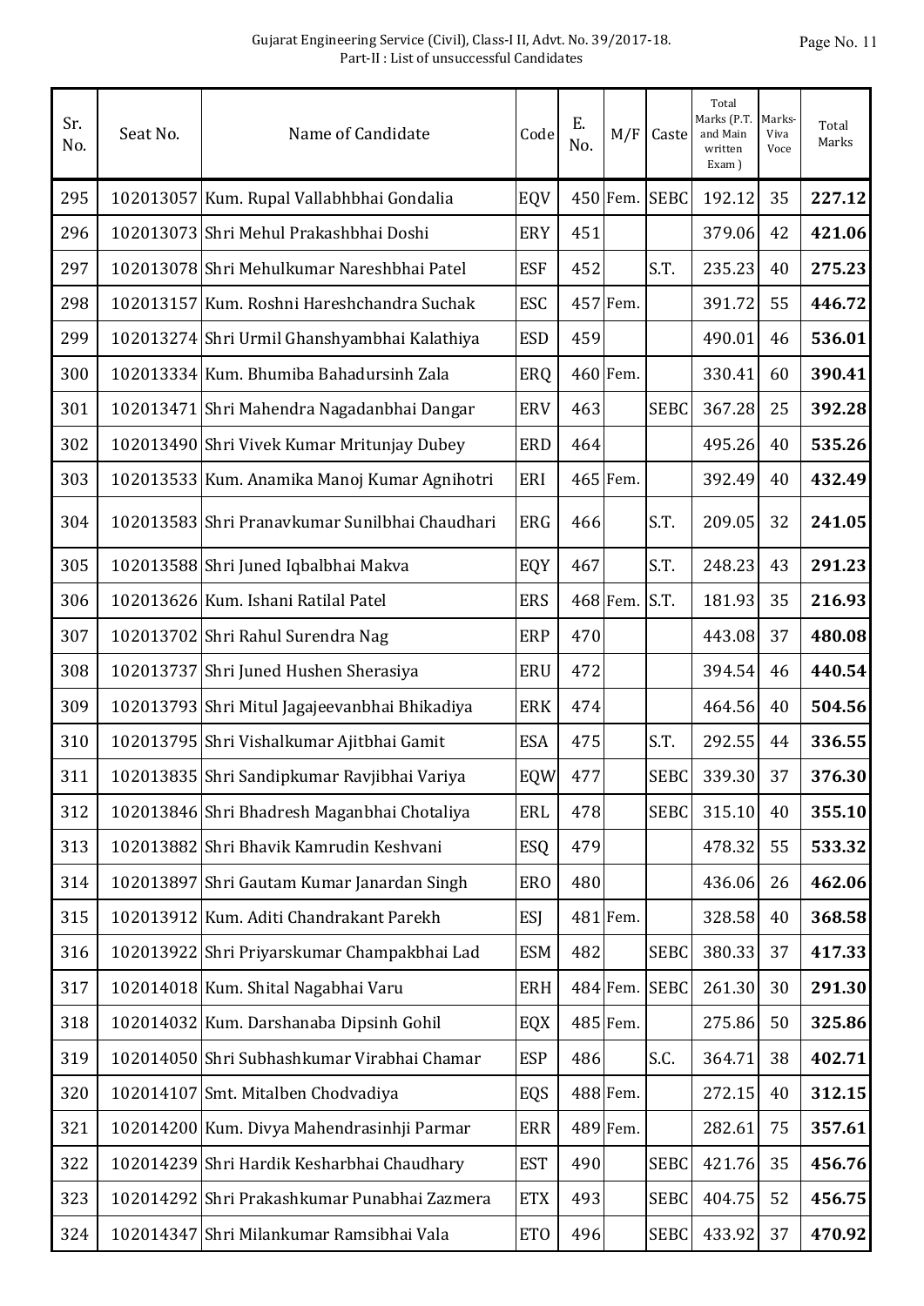| Sr. No. | Seat No. | Name of Candidate | Code | E. No. | M/F | Caste | Total Marks (P.T. and Main written Exam ) | Marks-Viva Voce | Total Marks |
|---|---|---|---|---|---|---|---|---|---|
| 295 | 102013057 | Kum. Rupal Vallabhbhai Gondalia | EQV | 450 | Fem. | SEBC | 192.12 | 35 | **227.12** |
| 296 | 102013073 | Shri Mehul Prakashbhai Doshi | ERY | 451 | | | 379.06 | 42 | **421.06** |
| 297 | 102013078 | Shri Mehulkumar Nareshbhai Patel | ESF | 452 | | S.T. | 235.23 | 40 | **275.23** |
| 298 | 102013157 | Kum. Roshni Hareshchandra Suchak | ESC | 457 | Fem. | | 391.72 | 55 | **446.72** |
| 299 | 102013274 | Shri Urmil Ghanshyambhai Kalathiya | ESD | 459 | | | 490.01 | 46 | **536.01** |
| 300 | 102013334 | Kum. Bhumiba Bahadursinh Zala | ERQ | 460 | Fem. | | 330.41 | 60 | **390.41** |
| 301 | 102013471 | Shri Mahendra Nagadanbhai Dangar | ERV | 463 | | SEBC | 367.28 | 25 | **392.28** |
| 302 | 102013490 | Shri Vivek Kumar Mritunjay Dubey | ERD | 464 | | | 495.26 | 40 | **535.26** |
| 303 | 102013533 | Kum. Anamika Manoj Kumar Agnihotri | ERI | 465 | Fem. | | 392.49 | 40 | **432.49** |
| 304 | 102013583 | Shri Pranavkumar Sunilbhai Chaudhari | ERG | 466 | | S.T. | 209.05 | 32 | **241.05** |
| 305 | 102013588 | Shri Juned Iqbalbhai Makva | EQY | 467 | | S.T. | 248.23 | 43 | **291.23** |
| 306 | 102013626 | Kum. Ishani Ratilal Patel | ERS | 468 | Fem. | S.T. | 181.93 | 35 | **216.93** |
| 307 | 102013702 | Shri Rahul Surendra Nag | ERP | 470 | | | 443.08 | 37 | **480.08** |
| 308 | 102013737 | Shri Juned Hushen Sherasiya | ERU | 472 | | | 394.54 | 46 | **440.54** |
| 309 | 102013793 | Shri Mitul Jagajeevanbhai Bhikadiya | ERK | 474 | | | 464.56 | 40 | **504.56** |
| 310 | 102013795 | Shri Vishalkumar Ajitbhai Gamit | ESA | 475 | | S.T. | 292.55 | 44 | **336.55** |
| 311 | 102013835 | Shri Sandipkumar Ravjibhai Variya | EQW | 477 | | SEBC | 339.30 | 37 | **376.30** |
| 312 | 102013846 | Shri Bhadresh Maganbhai Chotaliya | ERL | 478 | | SEBC | 315.10 | 40 | **355.10** |
| 313 | 102013882 | Shri Bhavik Kamrudin Keshvani | ESQ | 479 | | | 478.32 | 55 | **533.32** |
| 314 | 102013897 | Shri Gautam Kumar Janardan Singh | ERO | 480 | | | 436.06 | 26 | **462.06** |
| 315 | 102013912 | Kum. Aditi Chandrakant Parekh | ESJ | 481 | Fem. | | 328.58 | 40 | **368.58** |
| 316 | 102013922 | Shri Priyarskumar Champakbhai Lad | ESM | 482 | | SEBC | 380.33 | 37 | **417.33** |
| 317 | 102014018 | Kum. Shital Nagabhai Varu | ERH | 484 | Fem. | SEBC | 261.30 | 30 | **291.30** |
| 318 | 102014032 | Kum. Darshanaba Dipsinh Gohil | EQX | 485 | Fem. | | 275.86 | 50 | **325.86** |
| 319 | 102014050 | Shri Subhashkumar Virabhai Chamar | ESP | 486 | | S.C. | 364.71 | 38 | **402.71** |
| 320 | 102014107 | Smt. Mitalben Chodvadiya | EQS | 488 | Fem. | | 272.15 | 40 | **312.15** |
| 321 | 102014200 | Kum. Divya Mahendrasinhji Parmar | ERR | 489 | Fem. | | 282.61 | 75 | **357.61** |
| 322 | 102014239 | Shri Hardik Kesharbhai Chaudhary | EST | 490 | | SEBC | 421.76 | 35 | **456.76** |
| 323 | 102014292 | Shri Prakashkumar Punabhai Zazmera | ETX | 493 | | SEBC | 404.75 | 52 | **456.75** |
| 324 | 102014347 | Shri Milankumar Ramsibhai Vala | ETO | 496 | | SEBC | 433.92 | 37 | **470.92** |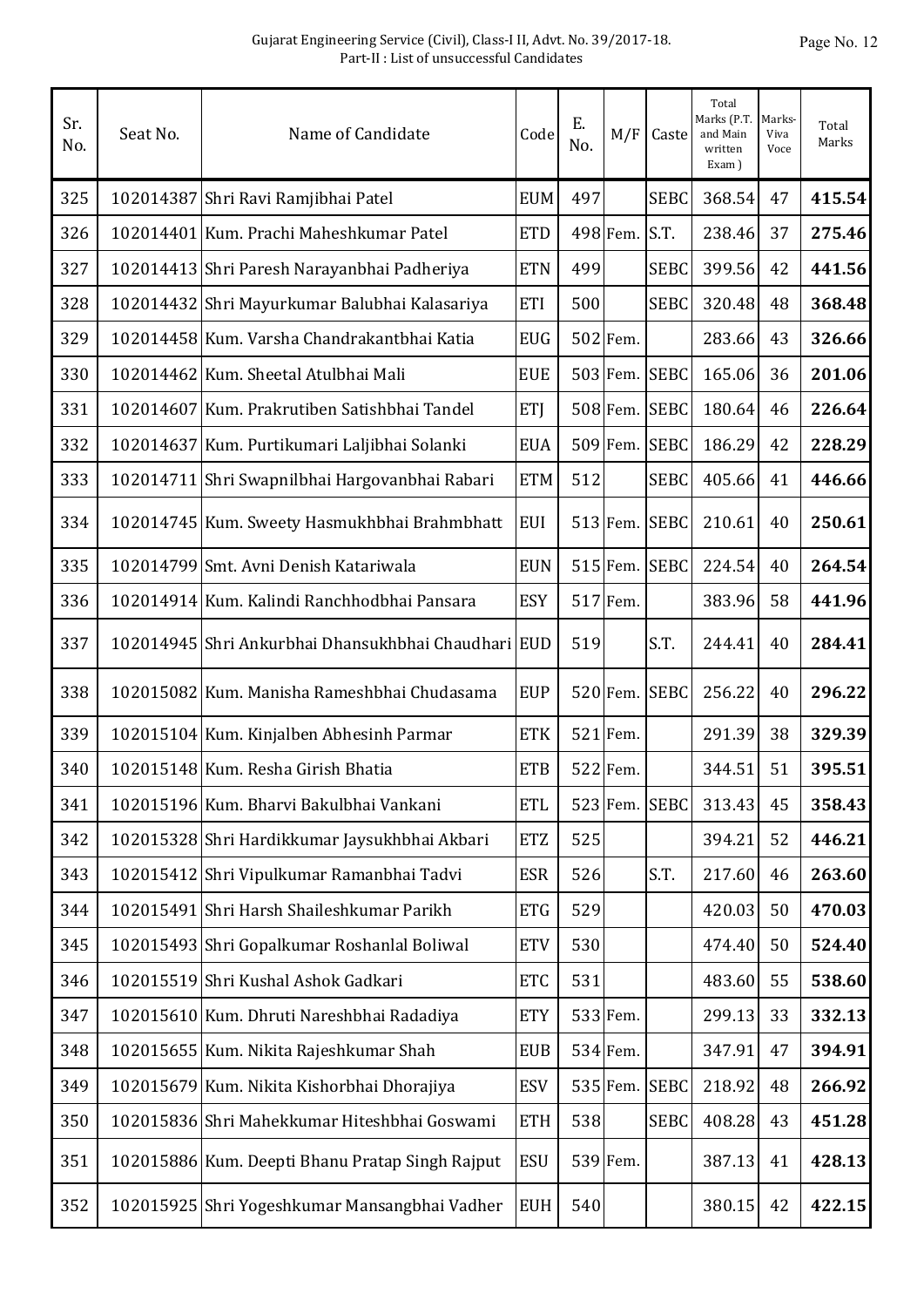| Sr. No. | Seat No. | Name of Candidate | Code | E. No. | M/F | Caste | Total Marks (P.T. and Main written Exam ) | Marks- Viva Voce | Total Marks |
|---|---|---|---|---|---|---|---|---|---|
| 325 | 102014387 | Shri Ravi Ramjibhai Patel | EUM | 497 | | SEBC | 368.54 | 47 | **415.54** |
| 326 | 102014401 | Kum. Prachi Maheshkumar Patel | ETD | 498 | Fem. | S.T. | 238.46 | 37 | **275.46** |
| 327 | 102014413 | Shri Paresh Narayanbhai Padheriya | ETN | 499 | | SEBC | 399.56 | 42 | **441.56** |
| 328 | 102014432 | Shri Mayurkumar Balubhai Kalasariya | ETI | 500 | | SEBC | 320.48 | 48 | **368.48** |
| 329 | 102014458 | Kum. Varsha Chandrakantbhai Katia | EUG | 502 | Fem. | | 283.66 | 43 | **326.66** |
| 330 | 102014462 | Kum. Sheetal Atulbhai Mali | EUE | 503 | Fem. | SEBC | 165.06 | 36 | **201.06** |
| 331 | 102014607 | Kum. Prakrutiben Satishbhai Tandel | ETJ | 508 | Fem. | SEBC | 180.64 | 46 | **226.64** |
| 332 | 102014637 | Kum. Purtikumari Laljibhai Solanki | EUA | 509 | Fem. | SEBC | 186.29 | 42 | **228.29** |
| 333 | 102014711 | Shri Swapnilbhai Hargovanbhai Rabari | ETM | 512 | | SEBC | 405.66 | 41 | **446.66** |
| 334 | 102014745 | Kum. Sweety Hasmukhbhai Brahmbhatt | EUI | 513 | Fem. | SEBC | 210.61 | 40 | **250.61** |
| 335 | 102014799 | Smt. Avni Denish Katariwala | EUN | 515 | Fem. | SEBC | 224.54 | 40 | **264.54** |
| 336 | 102014914 | Kum. Kalindi Ranchhodbhai Pansara | ESY | 517 | Fem. | | 383.96 | 58 | **441.96** |
| 337 | 102014945 | Shri Ankurbhai Dhansukhbhai Chaudhari | EUD | 519 | | S.T. | 244.41 | 40 | **284.41** |
| 338 | 102015082 | Kum. Manisha Rameshbhai Chudasama | EUP | 520 | Fem. | SEBC | 256.22 | 40 | **296.22** |
| 339 | 102015104 | Kum. Kinjalben Abhesinh Parmar | ETK | 521 | Fem. | | 291.39 | 38 | **329.39** |
| 340 | 102015148 | Kum. Resha Girish Bhatia | ETB | 522 | Fem. | | 344.51 | 51 | **395.51** |
| 341 | 102015196 | Kum. Bharvi Bakulbhai Vankani | ETL | 523 | Fem. | SEBC | 313.43 | 45 | **358.43** |
| 342 | 102015328 | Shri Hardikkumar Jaysukhbhai Akbari | ETZ | 525 | | | 394.21 | 52 | **446.21** |
| 343 | 102015412 | Shri Vipulkumar Ramanbhai Tadvi | ESR | 526 | | S.T. | 217.60 | 46 | **263.60** |
| 344 | 102015491 | Shri Harsh Shaileshkumar Parikh | ETG | 529 | | | 420.03 | 50 | **470.03** |
| 345 | 102015493 | Shri Gopalkumar Roshanlal Boliwal | ETV | 530 | | | 474.40 | 50 | **524.40** |
| 346 | 102015519 | Shri Kushal Ashok Gadkari | ETC | 531 | | | 483.60 | 55 | **538.60** |
| 347 | 102015610 | Kum. Dhruti Nareshbhai Radadiya | ETY | 533 | Fem. | | 299.13 | 33 | **332.13** |
| 348 | 102015655 | Kum. Nikita Rajeshkumar Shah | EUB | 534 | Fem. | | 347.91 | 47 | **394.91** |
| 349 | 102015679 | Kum. Nikita Kishorbhai Dhorajiya | ESV | 535 | Fem. | SEBC | 218.92 | 48 | **266.92** |
| 350 | 102015836 | Shri Mahekkumar Hiteshbhai Goswami | ETH | 538 | | SEBC | 408.28 | 43 | **451.28** |
| 351 | 102015886 | Kum. Deepti Bhanu Pratap Singh Rajput | ESU | 539 | Fem. | | 387.13 | 41 | **428.13** |
| 352 | 102015925 | Shri Yogeshkumar Mansangbhai Vadher | EUH | 540 | | | 380.15 | 42 | **422.15** |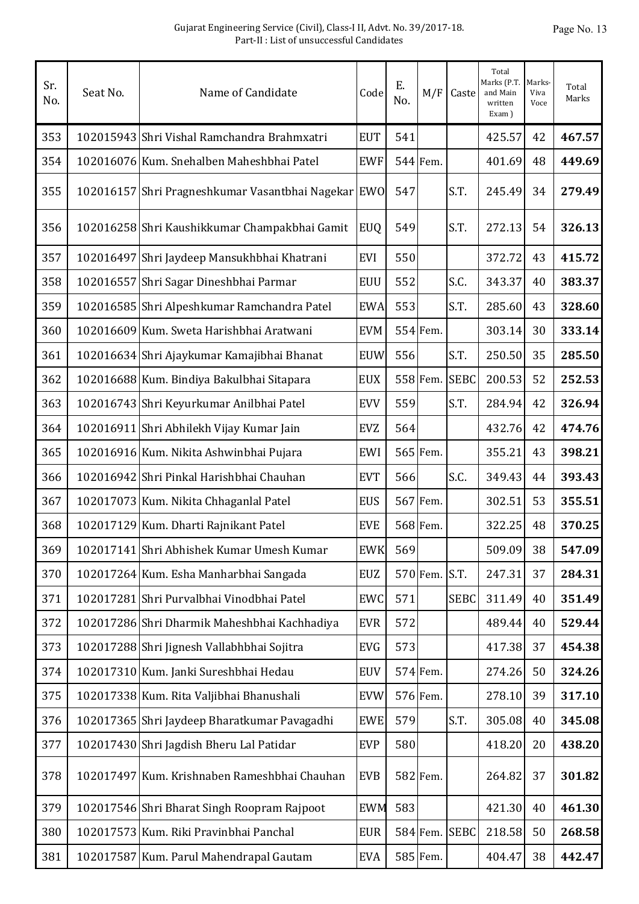| Sr. No. | Seat No. | Name of Candidate | Code | E. No. | M/F | Caste | Total Marks (P.T. and Main written Exam ) | Marks-Viva Voce | Total Marks |
|---|---|---|---|---|---|---|---|---|---|
| 353 | 102015943 | Shri Vishal Ramchandra Brahmxatri | EUT | 541 | | | 425.57 | 42 | **467.57** |
| 354 | 102016076 | Kum. Snehalben Maheshbhai Patel | EWF | 544 | Fem. | | 401.69 | 48 | **449.69** |
| 355 | 102016157 | Shri Pragneshkumar Vasantbhai Nagekar | EWO | 547 | | S.T. | 245.49 | 34 | **279.49** |
| 356 | 102016258 | Shri Kaushikkumar Champakbhai Gamit | EUQ | 549 | | S.T. | 272.13 | 54 | **326.13** |
| 357 | 102016497 | Shri Jaydeep Mansukhbhai Khatrani | EVI | 550 | | | 372.72 | 43 | **415.72** |
| 358 | 102016557 | Shri Sagar Dineshbhai Parmar | EUU | 552 | | S.C. | 343.37 | 40 | **383.37** |
| 359 | 102016585 | Shri Alpeshkumar Ramchandra Patel | EWA | 553 | | S.T. | 285.60 | 43 | **328.60** |
| 360 | 102016609 | Kum. Sweta Harishbhai Aratwani | EVM | 554 | Fem. | | 303.14 | 30 | **333.14** |
| 361 | 102016634 | Shri Ajaykumar Kamajibhai Bhanat | EUW | 556 | | S.T. | 250.50 | 35 | **285.50** |
| 362 | 102016688 | Kum. Bindiya Bakulbhai Sitapara | EUX | 558 | Fem. | SEBC | 200.53 | 52 | **252.53** |
| 363 | 102016743 | Shri Keyurkumar Anilbhai Patel | EVV | 559 | | S.T. | 284.94 | 42 | **326.94** |
| 364 | 102016911 | Shri Abhilekh Vijay Kumar Jain | EVZ | 564 | | | 432.76 | 42 | **474.76** |
| 365 | 102016916 | Kum. Nikita Ashwinbhai Pujara | EWI | 565 | Fem. | | 355.21 | 43 | **398.21** |
| 366 | 102016942 | Shri Pinkal Harishbhai Chauhan | EVT | 566 | | S.C. | 349.43 | 44 | **393.43** |
| 367 | 102017073 | Kum. Nikita Chhaganlal Patel | EUS | 567 | Fem. | | 302.51 | 53 | **355.51** |
| 368 | 102017129 | Kum. Dharti Rajnikant Patel | EVE | 568 | Fem. | | 322.25 | 48 | **370.25** |
| 369 | 102017141 | Shri Abhishek Kumar Umesh Kumar | EWK | 569 | | | 509.09 | 38 | **547.09** |
| 370 | 102017264 | Kum. Esha Manharbhai Sangada | EUZ | 570 | Fem. | S.T. | 247.31 | 37 | **284.31** |
| 371 | 102017281 | Shri Purvalbhai Vinodbhai Patel | EWC | 571 | | SEBC | 311.49 | 40 | **351.49** |
| 372 | 102017286 | Shri Dharmik Maheshbhai Kachhadiya | EVR | 572 | | | 489.44 | 40 | **529.44** |
| 373 | 102017288 | Shri Jignesh Vallabhbhai Sojitra | EVG | 573 | | | 417.38 | 37 | **454.38** |
| 374 | 102017310 | Kum. Janki Sureshbhai Hedau | EUV | 574 | Fem. | | 274.26 | 50 | **324.26** |
| 375 | 102017338 | Kum. Rita Valjibhai Bhanushali | EVW | 576 | Fem. | | 278.10 | 39 | **317.10** |
| 376 | 102017365 | Shri Jaydeep Bharatkumar Pavagadhi | EWE | 579 | | S.T. | 305.08 | 40 | **345.08** |
| 377 | 102017430 | Shri Jagdish Bheru Lal Patidar | EVP | 580 | | | 418.20 | 20 | **438.20** |
| 378 | 102017497 | Kum. Krishnaben Rameshbhai Chauhan | EVB | 582 | Fem. | | 264.82 | 37 | **301.82** |
| 379 | 102017546 | Shri Bharat Singh Roopram Rajpoot | EWM | 583 | | | 421.30 | 40 | **461.30** |
| 380 | 102017573 | Kum. Riki Pravinbhai Panchal | EUR | 584 | Fem. | SEBC | 218.58 | 50 | **268.58** |
| 381 | 102017587 | Kum. Parul Mahendrapal Gautam | EVA | 585 | Fem. | | 404.47 | 38 | **442.47** |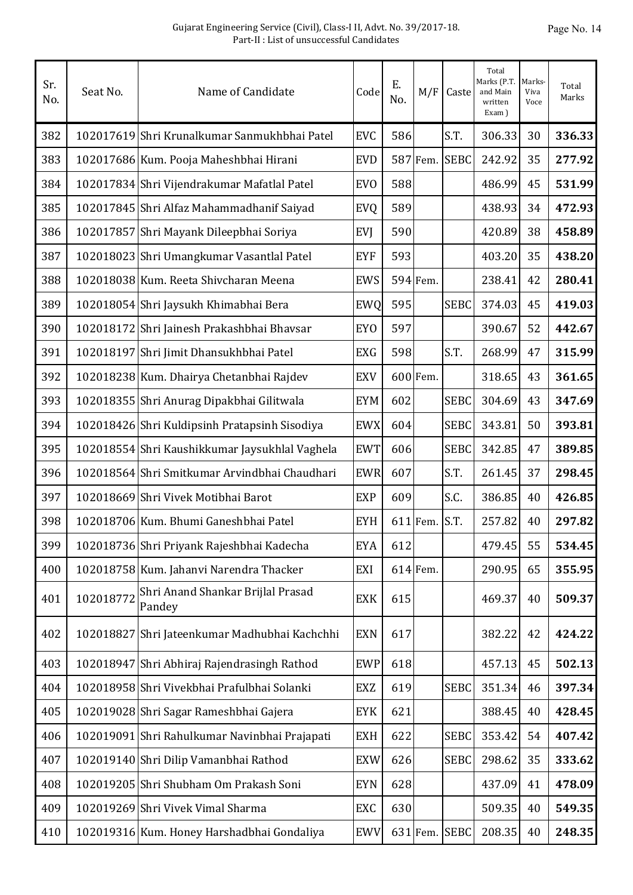| Sr. No. | Seat No. | Name of Candidate | Code | E. No. | M/F | Caste | Total Marks (P.T. and Main written Exam ) | Marks-Viva Voce | Total Marks |
|---|---|---|---|---|---|---|---|---|---|
| 382 | 102017619 | Shri Krunalkumar Sanmukhbhai Patel | EVC | 586 | | S.T. | 306.33 | 30 | **336.33** |
| 383 | 102017686 | Kum. Pooja Maheshbhai Hirani | EVD | 587 | Fem. | SEBC | 242.92 | 35 | **277.92** |
| 384 | 102017834 | Shri Vijendrakumar Mafatlal Patel | EVO | 588 | | | 486.99 | 45 | **531.99** |
| 385 | 102017845 | Shri Alfaz Mahammadhanif Saiyad | EVQ | 589 | | | 438.93 | 34 | **472.93** |
| 386 | 102017857 | Shri Mayank Dileepbhai Soriya | EVJ | 590 | | | 420.89 | 38 | **458.89** |
| 387 | 102018023 | Shri Umangkumar Vasantlal Patel | EYF | 593 | | | 403.20 | 35 | **438.20** |
| 388 | 102018038 | Kum. Reeta Shivcharan Meena | EWS | 594 | Fem. | | 238.41 | 42 | **280.41** |
| 389 | 102018054 | Shri Jaysukh Khimabhai Bera | EWQ | 595 | | SEBC | 374.03 | 45 | **419.03** |
| 390 | 102018172 | Shri Jainesh Prakashbhai Bhavsar | EYO | 597 | | | 390.67 | 52 | **442.67** |
| 391 | 102018197 | Shri Jimit Dhansukhbhai Patel | EXG | 598 | | S.T. | 268.99 | 47 | **315.99** |
| 392 | 102018238 | Kum. Dhairya Chetanbhai Rajdev | EXV | 600 | Fem. | | 318.65 | 43 | **361.65** |
| 393 | 102018355 | Shri Anurag Dipakbhai Gilitwala | EYM | 602 | | SEBC | 304.69 | 43 | **347.69** |
| 394 | 102018426 | Shri Kuldipsinh Pratapsinh Sisodiya | EWX | 604 | | SEBC | 343.81 | 50 | **393.81** |
| 395 | 102018554 | Shri Kaushikkumar Jaysukhlal Vaghela | EWT | 606 | | SEBC | 342.85 | 47 | **389.85** |
| 396 | 102018564 | Shri Smitkumar Arvindbhai Chaudhari | EWR | 607 | | S.T. | 261.45 | 37 | **298.45** |
| 397 | 102018669 | Shri Vivek Motibhai Barot | EXP | 609 | | S.C. | 386.85 | 40 | **426.85** |
| 398 | 102018706 | Kum. Bhumi Ganeshbhai Patel | EYH | 611 | Fem. | S.T. | 257.82 | 40 | **297.82** |
| 399 | 102018736 | Shri Priyank Rajeshbhai Kadecha | EYA | 612 | | | 479.45 | 55 | **534.45** |
| 400 | 102018758 | Kum. Jahanvi Narendra Thacker | EXI | 614 | Fem. | | 290.95 | 65 | **355.95** |
| 401 | 102018772 | Shri Anand Shankar Brijlal Prasad Pandey | EXK | 615 | | | 469.37 | 40 | **509.37** |
| 402 | 102018827 | Shri Jateenkumar Madhubhai Kachchhi | EXN | 617 | | | 382.22 | 42 | **424.22** |
| 403 | 102018947 | Shri Abhiraj Rajendrasingh Rathod | EWP | 618 | | | 457.13 | 45 | **502.13** |
| 404 | 102018958 | Shri Vivekbhai Prafulbhai Solanki | EXZ | 619 | | SEBC | 351.34 | 46 | **397.34** |
| 405 | 102019028 | Shri Sagar Rameshbhai Gajera | EYK | 621 | | | 388.45 | 40 | **428.45** |
| 406 | 102019091 | Shri Rahulkumar Navinbhai Prajapati | EXH | 622 | | SEBC | 353.42 | 54 | **407.42** |
| 407 | 102019140 | Shri Dilip Vamanbhai Rathod | EXW | 626 | | SEBC | 298.62 | 35 | **333.62** |
| 408 | 102019205 | Shri Shubham Om Prakash Soni | EYN | 628 | | | 437.09 | 41 | **478.09** |
| 409 | 102019269 | Shri Vivek Vimal Sharma | EXC | 630 | | | 509.35 | 40 | **549.35** |
| 410 | 102019316 | Kum. Honey Harshadbhai Gondaliya | EWV | 631 | Fem. | SEBC | 208.35 | 40 | **248.35** |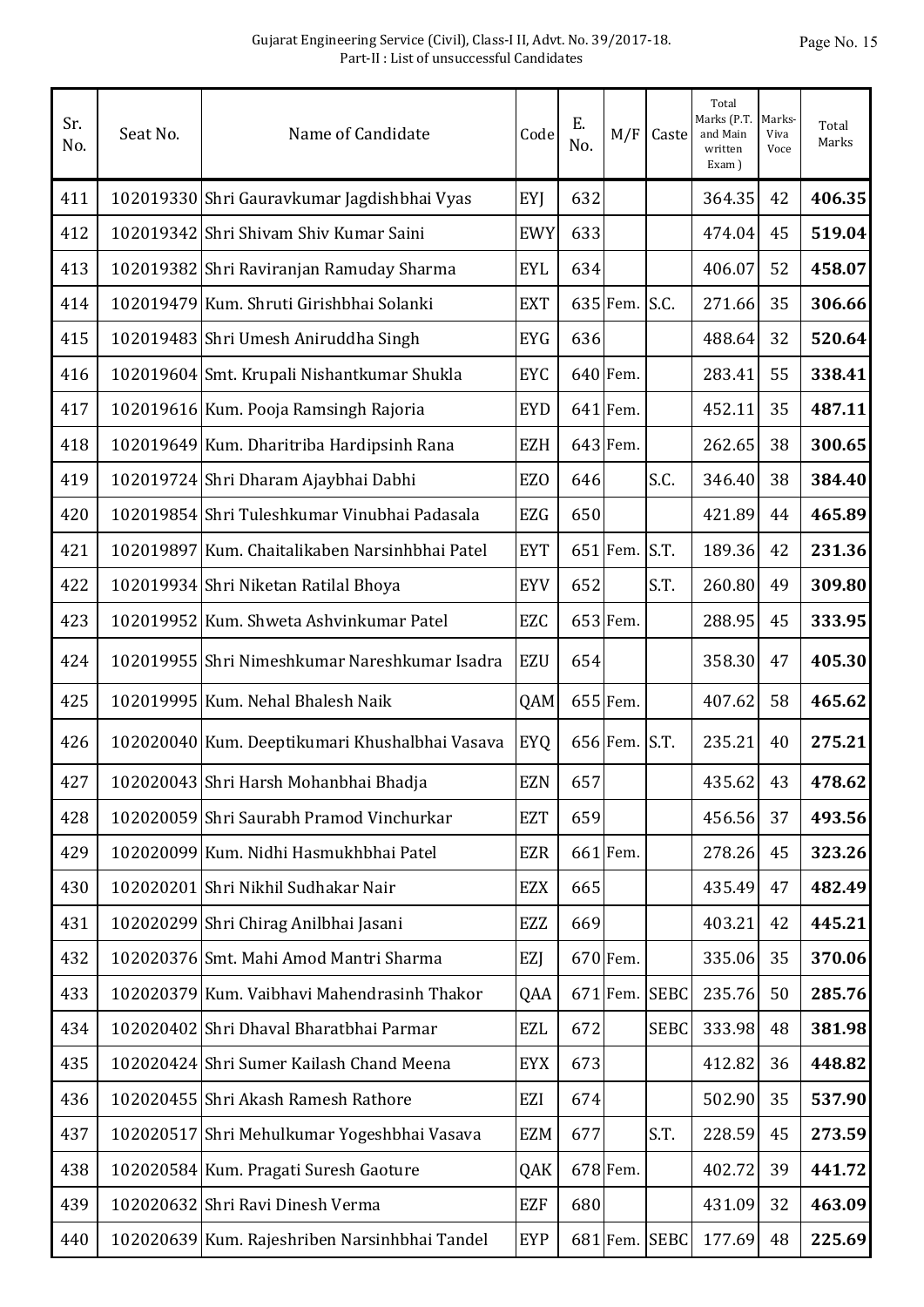| Sr. No. | Seat No. | Name of Candidate | Code | E. No. | M/F | Caste | Total Marks (P.T. and Main written Exam ) | Marks-Viva Voce | Total Marks |
|---|---|---|---|---|---|---|---|---|---|
| 411 | 102019330 | Shri Gauravkumar Jagdishbhai Vyas | EYJ | 632 | | | 364.35 | 42 | **406.35** |
| 412 | 102019342 | Shri Shivam Shiv Kumar Saini | EWY | 633 | | | 474.04 | 45 | **519.04** |
| 413 | 102019382 | Shri Raviranjan Ramuday Sharma | EYL | 634 | | | 406.07 | 52 | **458.07** |
| 414 | 102019479 | Kum. Shruti Girishbhai Solanki | EXT | 635 | Fem. | S.C. | 271.66 | 35 | **306.66** |
| 415 | 102019483 | Shri Umesh Aniruddha Singh | EYG | 636 | | | 488.64 | 32 | **520.64** |
| 416 | 102019604 | Smt. Krupali Nishantkumar Shukla | EYC | 640 | Fem. | | 283.41 | 55 | **338.41** |
| 417 | 102019616 | Kum. Pooja Ramsingh Rajoria | EYD | 641 | Fem. | | 452.11 | 35 | **487.11** |
| 418 | 102019649 | Kum. Dharitriba Hardipsinh Rana | EZH | 643 | Fem. | | 262.65 | 38 | **300.65** |
| 419 | 102019724 | Shri Dharam Ajaybhai Dabhi | EZO | 646 | | S.C. | 346.40 | 38 | **384.40** |
| 420 | 102019854 | Shri Tuleshkumar Vinubhai Padasala | EZG | 650 | | | 421.89 | 44 | **465.89** |
| 421 | 102019897 | Kum. Chaitalikaben Narsinhbhai Patel | EYT | 651 | Fem. | S.T. | 189.36 | 42 | **231.36** |
| 422 | 102019934 | Shri Niketan Ratilal Bhoya | EYV | 652 | | S.T. | 260.80 | 49 | **309.80** |
| 423 | 102019952 | Kum. Shweta Ashvinkumar Patel | EZC | 653 | Fem. | | 288.95 | 45 | **333.95** |
| 424 | 102019955 | Shri Nimeshkumar Nareshkumar Isadra | EZU | 654 | | | 358.30 | 47 | **405.30** |
| 425 | 102019995 | Kum. Nehal Bhalesh Naik | QAM | 655 | Fem. | | 407.62 | 58 | **465.62** |
| 426 | 102020040 | Kum. Deeptikumari Khushalbhai Vasava | EYQ | 656 | Fem. | S.T. | 235.21 | 40 | **275.21** |
| 427 | 102020043 | Shri Harsh Mohanbhai Bhadja | EZN | 657 | | | 435.62 | 43 | **478.62** |
| 428 | 102020059 | Shri Saurabh Pramod Vinchurkar | EZT | 659 | | | 456.56 | 37 | **493.56** |
| 429 | 102020099 | Kum. Nidhi Hasmukhbhai Patel | EZR | 661 | Fem. | | 278.26 | 45 | **323.26** |
| 430 | 102020201 | Shri Nikhil Sudhakar Nair | EZX | 665 | | | 435.49 | 47 | **482.49** |
| 431 | 102020299 | Shri Chirag Anilbhai Jasani | EZZ | 669 | | | 403.21 | 42 | **445.21** |
| 432 | 102020376 | Smt. Mahi Amod Mantri Sharma | EZJ | 670 | Fem. | | 335.06 | 35 | **370.06** |
| 433 | 102020379 | Kum. Vaibhavi Mahendrasinh Thakor | QAA | 671 | Fem. | SEBC | 235.76 | 50 | **285.76** |
| 434 | 102020402 | Shri Dhaval Bharatbhai Parmar | EZL | 672 | | SEBC | 333.98 | 48 | **381.98** |
| 435 | 102020424 | Shri Sumer Kailash Chand Meena | EYX | 673 | | | 412.82 | 36 | **448.82** |
| 436 | 102020455 | Shri Akash Ramesh Rathore | EZI | 674 | | | 502.90 | 35 | **537.90** |
| 437 | 102020517 | Shri Mehulkumar Yogeshbhai Vasava | EZM | 677 | | S.T. | 228.59 | 45 | **273.59** |
| 438 | 102020584 | Kum. Pragati Suresh Gaoture | QAK | 678 | Fem. | | 402.72 | 39 | **441.72** |
| 439 | 102020632 | Shri Ravi Dinesh Verma | EZF | 680 | | | 431.09 | 32 | **463.09** |
| 440 | 102020639 | Kum. Rajeshriben Narsinhbhai Tandel | EYP | 681 | Fem. | SEBC | 177.69 | 48 | **225.69** |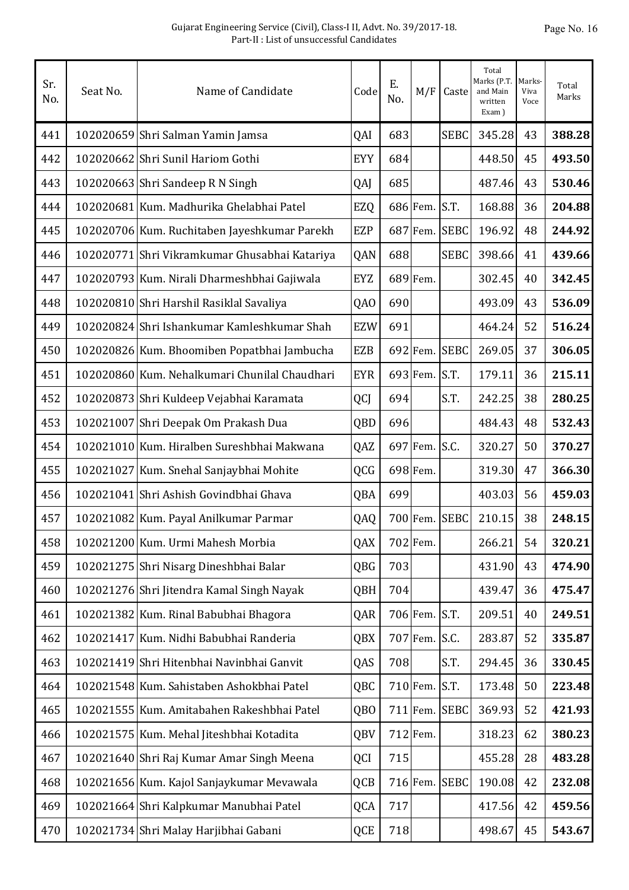| Sr. No. | Seat No. | Name of Candidate | Code | E. No. | M/F | Caste | Total Marks (P.T. and Main written Exam ) | Marks-Viva Voce | Total Marks |
|---|---|---|---|---|---|---|---|---|---|
| 441 | 102020659 | Shri Salman Yamin Jamsa | QAI | 683 | | SEBC | 345.28 | 43 | **388.28** |
| 442 | 102020662 | Shri Sunil Hariom Gothi | EYY | 684 | | | 448.50 | 45 | **493.50** |
| 443 | 102020663 | Shri Sandeep R N Singh | QAJ | 685 | | | 487.46 | 43 | **530.46** |
| 444 | 102020681 | Kum. Madhurika Ghelabhai Patel | EZQ | 686 | Fem. | S.T. | 168.88 | 36 | **204.88** |
| 445 | 102020706 | Kum. Ruchitaben Jayeshkumar Parekh | EZP | 687 | Fem. | SEBC | 196.92 | 48 | **244.92** |
| 446 | 102020771 | Shri Vikramkumar Ghusabhai Katariya | QAN | 688 | | SEBC | 398.66 | 41 | **439.66** |
| 447 | 102020793 | Kum. Nirali Dharmeshbhai Gajiwala | EYZ | 689 | Fem. | | 302.45 | 40 | **342.45** |
| 448 | 102020810 | Shri Harshil Rasiklal Savaliya | QAO | 690 | | | 493.09 | 43 | **536.09** |
| 449 | 102020824 | Shri Ishankumar Kamleshkumar Shah | EZW | 691 | | | 464.24 | 52 | **516.24** |
| 450 | 102020826 | Kum. Bhoomiben Popatbhai Jambucha | EZB | 692 | Fem. | SEBC | 269.05 | 37 | **306.05** |
| 451 | 102020860 | Kum. Nehalkumari Chunilal Chaudhari | EYR | 693 | Fem. | S.T. | 179.11 | 36 | **215.11** |
| 452 | 102020873 | Shri Kuldeep Vejabhai Karamata | QCJ | 694 | | S.T. | 242.25 | 38 | **280.25** |
| 453 | 102021007 | Shri Deepak Om Prakash Dua | QBD | 696 | | | 484.43 | 48 | **532.43** |
| 454 | 102021010 | Kum. Hiralben Sureshbhai Makwana | QAZ | 697 | Fem. | S.C. | 320.27 | 50 | **370.27** |
| 455 | 102021027 | Kum. Snehal Sanjaybhai Mohite | QCG | 698 | Fem. | | 319.30 | 47 | **366.30** |
| 456 | 102021041 | Shri Ashish Govindbhai Ghava | QBA | 699 | | | 403.03 | 56 | **459.03** |
| 457 | 102021082 | Kum. Payal Anilkumar Parmar | QAQ | 700 | Fem. | SEBC | 210.15 | 38 | **248.15** |
| 458 | 102021200 | Kum. Urmi Mahesh Morbia | QAX | 702 | Fem. | | 266.21 | 54 | **320.21** |
| 459 | 102021275 | Shri Nisarg Dineshbhai Balar | QBG | 703 | | | 431.90 | 43 | **474.90** |
| 460 | 102021276 | Shri Jitendra Kamal Singh Nayak | QBH | 704 | | | 439.47 | 36 | **475.47** |
| 461 | 102021382 | Kum. Rinal Babubhai Bhagora | QAR | 706 | Fem. | S.T. | 209.51 | 40 | **249.51** |
| 462 | 102021417 | Kum. Nidhi Babubhai Randeria | QBX | 707 | Fem. | S.C. | 283.87 | 52 | **335.87** |
| 463 | 102021419 | Shri Hitenbhai Navinbhai Ganvit | QAS | 708 | | S.T. | 294.45 | 36 | **330.45** |
| 464 | 102021548 | Kum. Sahistaben Ashokbhai Patel | QBC | 710 | Fem. | S.T. | 173.48 | 50 | **223.48** |
| 465 | 102021555 | Kum. Amitabahen Rakeshbhai Patel | QBO | 711 | Fem. | SEBC | 369.93 | 52 | **421.93** |
| 466 | 102021575 | Kum. Mehal Jiteshbhai Kotadita | QBV | 712 | Fem. | | 318.23 | 62 | **380.23** |
| 467 | 102021640 | Shri Raj Kumar Amar Singh Meena | QCI | 715 | | | 455.28 | 28 | **483.28** |
| 468 | 102021656 | Kum. Kajol Sanjaykumar Mevawala | QCB | 716 | Fem. | SEBC | 190.08 | 42 | **232.08** |
| 469 | 102021664 | Shri Kalpkumar Manubhai Patel | QCA | 717 | | | 417.56 | 42 | **459.56** |
| 470 | 102021734 | Shri Malay Harjibhai Gabani | QCE | 718 | | | 498.67 | 45 | **543.67** |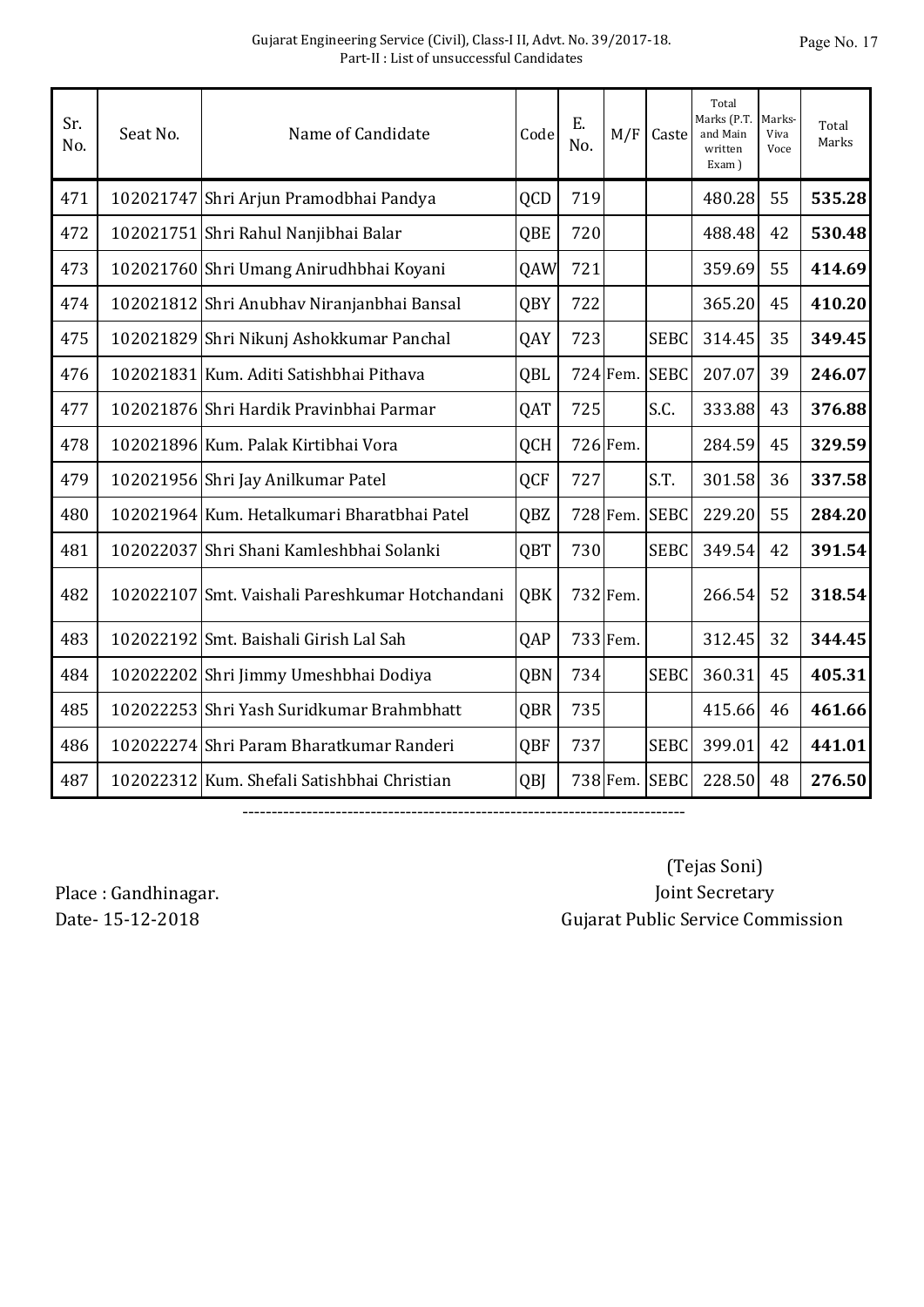| Sr. No. | Seat No. | Name of Candidate | Code | E. No. | M/F | Caste | Total Marks (P.T. and Main written Exam ) | Marks-Viva Voce | Total Marks |
|---|---|---|---|---|---|---|---|---|---|
| 471 | 102021747 | Shri Arjun Pramodbhai Pandya | QCD | 719 | | | 480.28 | 55 | **535.28** |
| 472 | 102021751 | Shri Rahul Nanjibhai Balar | QBE | 720 | | | 488.48 | 42 | **530.48** |
| 473 | 102021760 | Shri Umang Anirudhbhai Koyani | QAW | 721 | | | 359.69 | 55 | **414.69** |
| 474 | 102021812 | Shri Anubhav Niranjanbhai Bansal | QBY | 722 | | | 365.20 | 45 | **410.20** |
| 475 | 102021829 | Shri Nikunj Ashokkumar Panchal | QAY | 723 | | SEBC | 314.45 | 35 | **349.45** |
| 476 | 102021831 | Kum. Aditi Satishbhai Pithava | QBL | 724 | Fem. | SEBC | 207.07 | 39 | **246.07** |
| 477 | 102021876 | Shri Hardik Pravinbhai Parmar | QAT | 725 | | S.C. | 333.88 | 43 | **376.88** |
| 478 | 102021896 | Kum. Palak Kirtibhai Vora | QCH | 726 | Fem. | | 284.59 | 45 | **329.59** |
| 479 | 102021956 | Shri Jay Anilkumar Patel | QCF | 727 | | S.T. | 301.58 | 36 | **337.58** |
| 480 | 102021964 | Kum. Hetalkumari Bharatbhai Patel | QBZ | 728 | Fem. | SEBC | 229.20 | 55 | **284.20** |
| 481 | 102022037 | Shri Shani Kamleshbhai Solanki | QBT | 730 | | SEBC | 349.54 | 42 | **391.54** |
| 482 | 102022107 | Smt. Vaishali Pareshkumar Hotchandani | QBK | 732 | Fem. | | 266.54 | 52 | **318.54** |
| 483 | 102022192 | Smt. Baishali Girish Lal Sah | QAP | 733 | Fem. | | 312.45 | 32 | **344.45** |
| 484 | 102022202 | Shri Jimmy Umeshbhai Dodiya | QBN | 734 | | SEBC | 360.31 | 45 | **405.31** |
| 485 | 102022253 | Shri Yash Suridkumar Brahmbhatt | QBR | 735 | | | 415.66 | 46 | **461.66** |
| 486 | 102022274 | Shri Param Bharatkumar Randeri | QBF | 737 | | SEBC | 399.01 | 42 | **441.01** |
| 487 | 102022312 | Kum. Shefali Satishbhai Christian | QBJ | 738 | Fem. | SEBC | 228.50 | 48 | **276.50** |

---------------------------------------------------------------------------

(Tejas Soni)
Joint Secretary
Gujarat Public Service Commission

Place : Gandhinagar.
Date- 15-12-2018